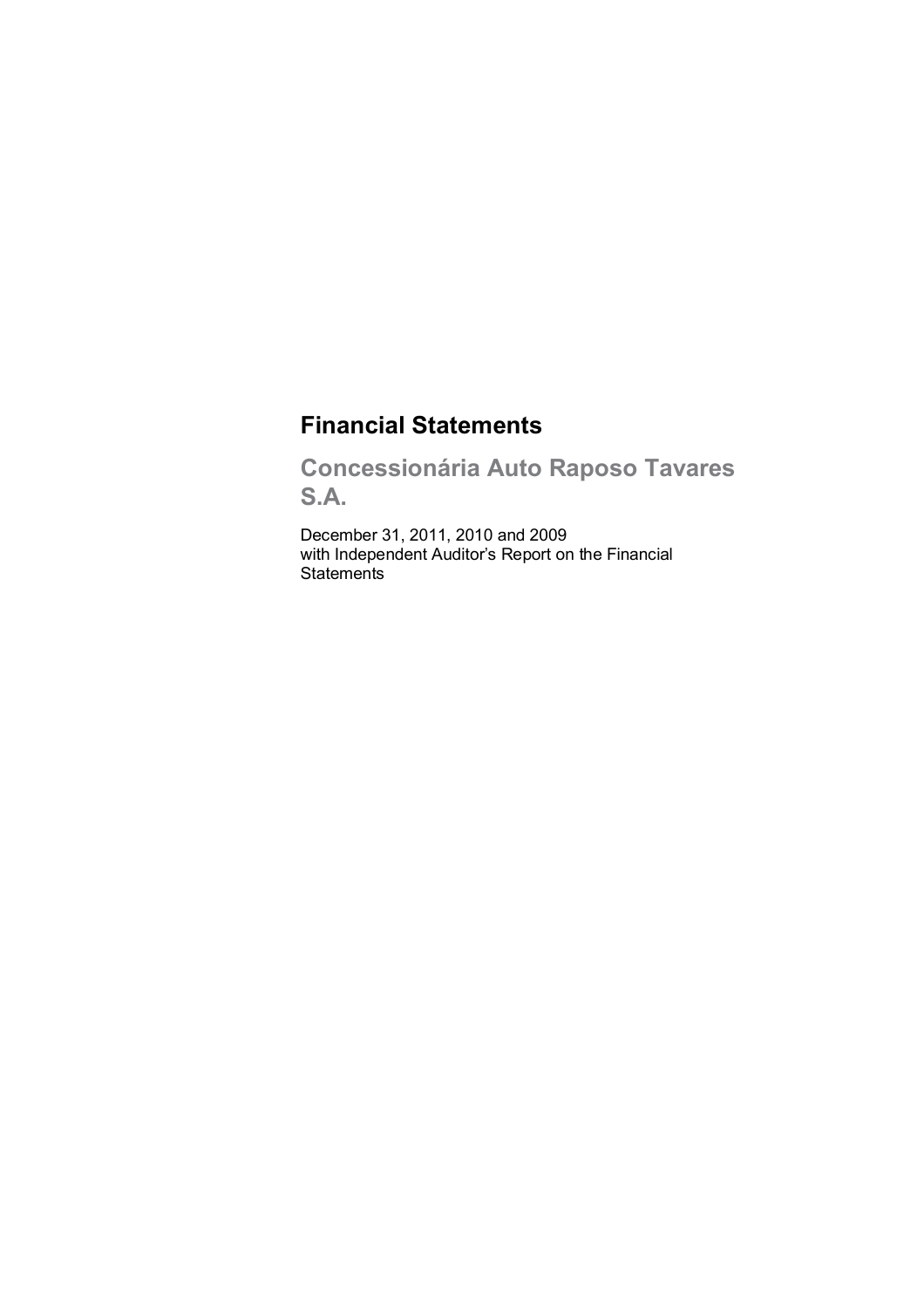# Financial Statements

## Concessionária Auto Raposo Tavares S.A.

December 31, 2011, 2010 and 2009
with Independent Auditor's Report on the Financial Statements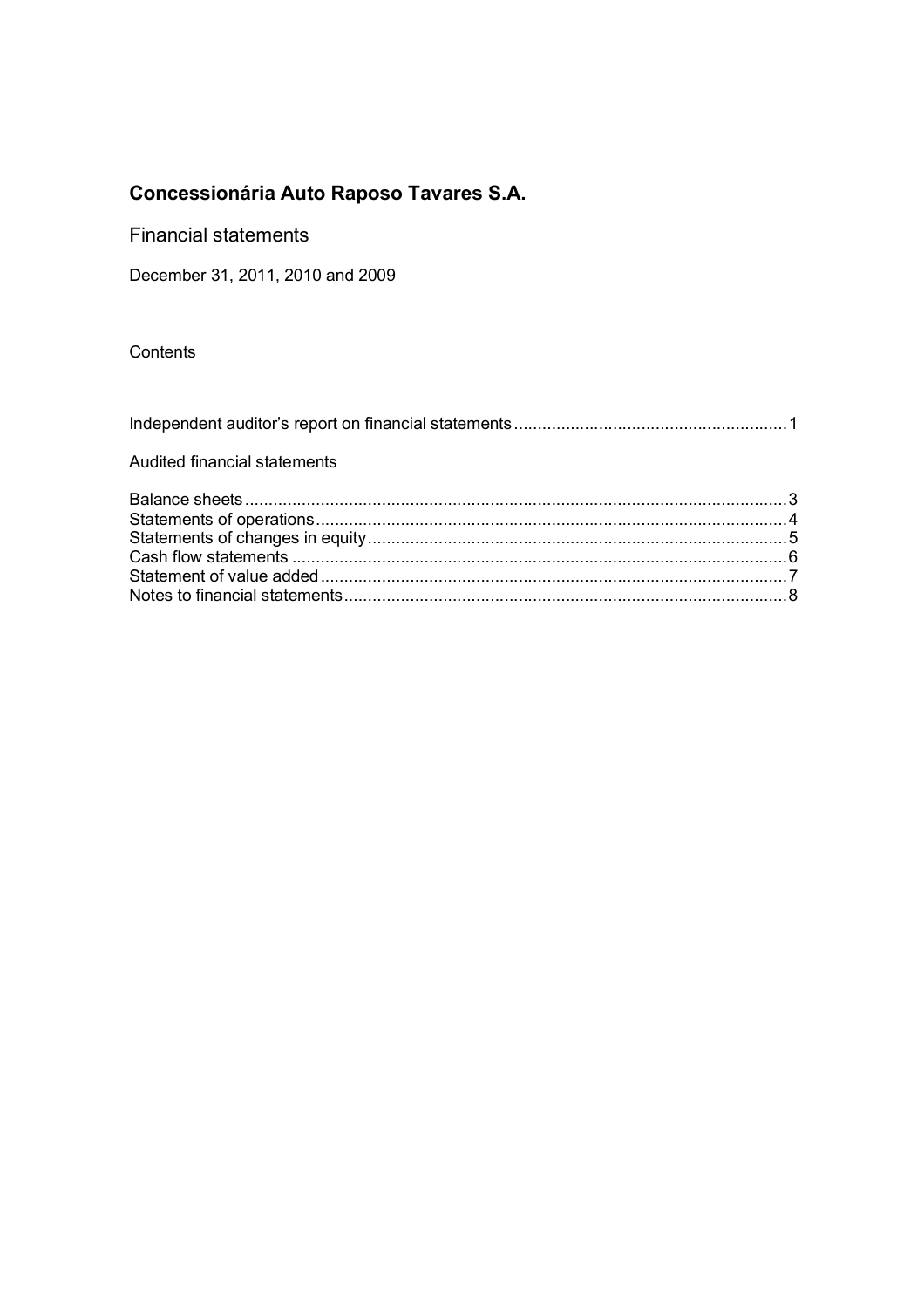# Concessionária Auto Raposo Tavares S.A.

Financial statements

December 31, 2011, 2010 and 2009

Contents

Independent auditor's report on financial statements .......................................................... 1

Audited financial statements

Balance sheets .......................................................................................................... 3
Statements of operations ........................................................................................... 4
Statements of changes in equity ................................................................................ 5
Cash flow statements ................................................................................................ 6
Statement of value added .......................................................................................... 7
Notes to financial statements ..................................................................................... 8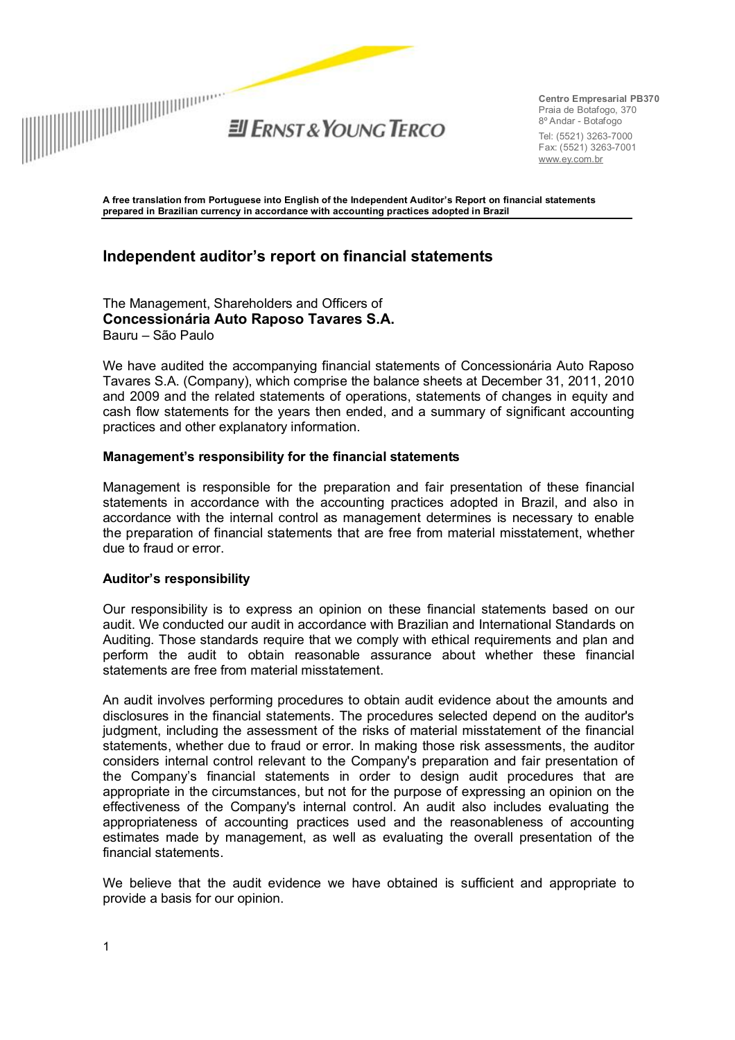Centro Empresarial PB370
Praia de Botafogo, 370
8º Andar - Botafogo
Tel: (5521) 3263-7000
Fax: (5521) 3263-7001
www.ey.com.br

**A free translation from Portuguese into English of the Independent Auditor's Report on financial statements prepared in Brazilian currency in accordance with accounting practices adopted in Brazil**

# Independent auditor's report on financial statements

The Management, Shareholders and Officers of
**Concessionária Auto Raposo Tavares S.A.**
Bauru – São Paulo

We have audited the accompanying financial statements of Concessionária Auto Raposo Tavares S.A. (Company), which comprise the balance sheets at December 31, 2011, 2010 and 2009 and the related statements of operations, statements of changes in equity and cash flow statements for the years then ended, and a summary of significant accounting practices and other explanatory information.

## Management's responsibility for the financial statements

Management is responsible for the preparation and fair presentation of these financial statements in accordance with the accounting practices adopted in Brazil, and also in accordance with the internal control as management determines is necessary to enable the preparation of financial statements that are free from material misstatement, whether due to fraud or error.

## Auditor's responsibility

Our responsibility is to express an opinion on these financial statements based on our audit. We conducted our audit in accordance with Brazilian and International Standards on Auditing. Those standards require that we comply with ethical requirements and plan and perform the audit to obtain reasonable assurance about whether these financial statements are free from material misstatement.

An audit involves performing procedures to obtain audit evidence about the amounts and disclosures in the financial statements. The procedures selected depend on the auditor's judgment, including the assessment of the risks of material misstatement of the financial statements, whether due to fraud or error. In making those risk assessments, the auditor considers internal control relevant to the Company's preparation and fair presentation of the Company's financial statements in order to design audit procedures that are appropriate in the circumstances, but not for the purpose of expressing an opinion on the effectiveness of the Company's internal control. An audit also includes evaluating the appropriateness of accounting practices used and the reasonableness of accounting estimates made by management, as well as evaluating the overall presentation of the financial statements.

We believe that the audit evidence we have obtained is sufficient and appropriate to provide a basis for our opinion.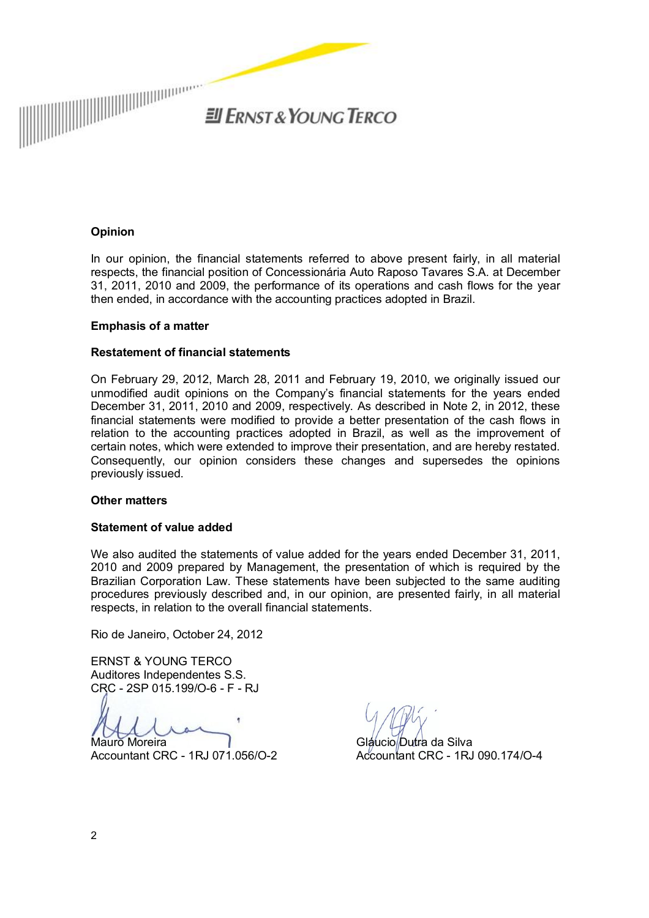### Opinion

In our opinion, the financial statements referred to above present fairly, in all material respects, the financial position of Concessionária Auto Raposo Tavares S.A. at December 31, 2011, 2010 and 2009, the performance of its operations and cash flows for the year then ended, in accordance with the accounting practices adopted in Brazil.

### Emphasis of a matter

#### Restatement of financial statements

On February 29, 2012, March 28, 2011 and February 19, 2010, we originally issued our unmodified audit opinions on the Company's financial statements for the years ended December 31, 2011, 2010 and 2009, respectively. As described in Note 2, in 2012, these financial statements were modified to provide a better presentation of the cash flows in relation to the accounting practices adopted in Brazil, as well as the improvement of certain notes, which were extended to improve their presentation, and are hereby restated. Consequently, our opinion considers these changes and supersedes the opinions previously issued.

### Other matters

#### Statement of value added

We also audited the statements of value added for the years ended December 31, 2011, 2010 and 2009 prepared by Management, the presentation of which is required by the Brazilian Corporation Law. These statements have been subjected to the same auditing procedures previously described and, in our opinion, are presented fairly, in all material respects, in relation to the overall financial statements.

Rio de Janeiro, October 24, 2012

ERNST & YOUNG TERCO
Auditores Independentes S.S.
CRC - 2SP 015.199/O-6 - F - RJ

Mauro Moreira
Accountant CRC - 1RJ 071.056/O-2

Gláucio Dutra da Silva
Accountant CRC - 1RJ 090.174/O-4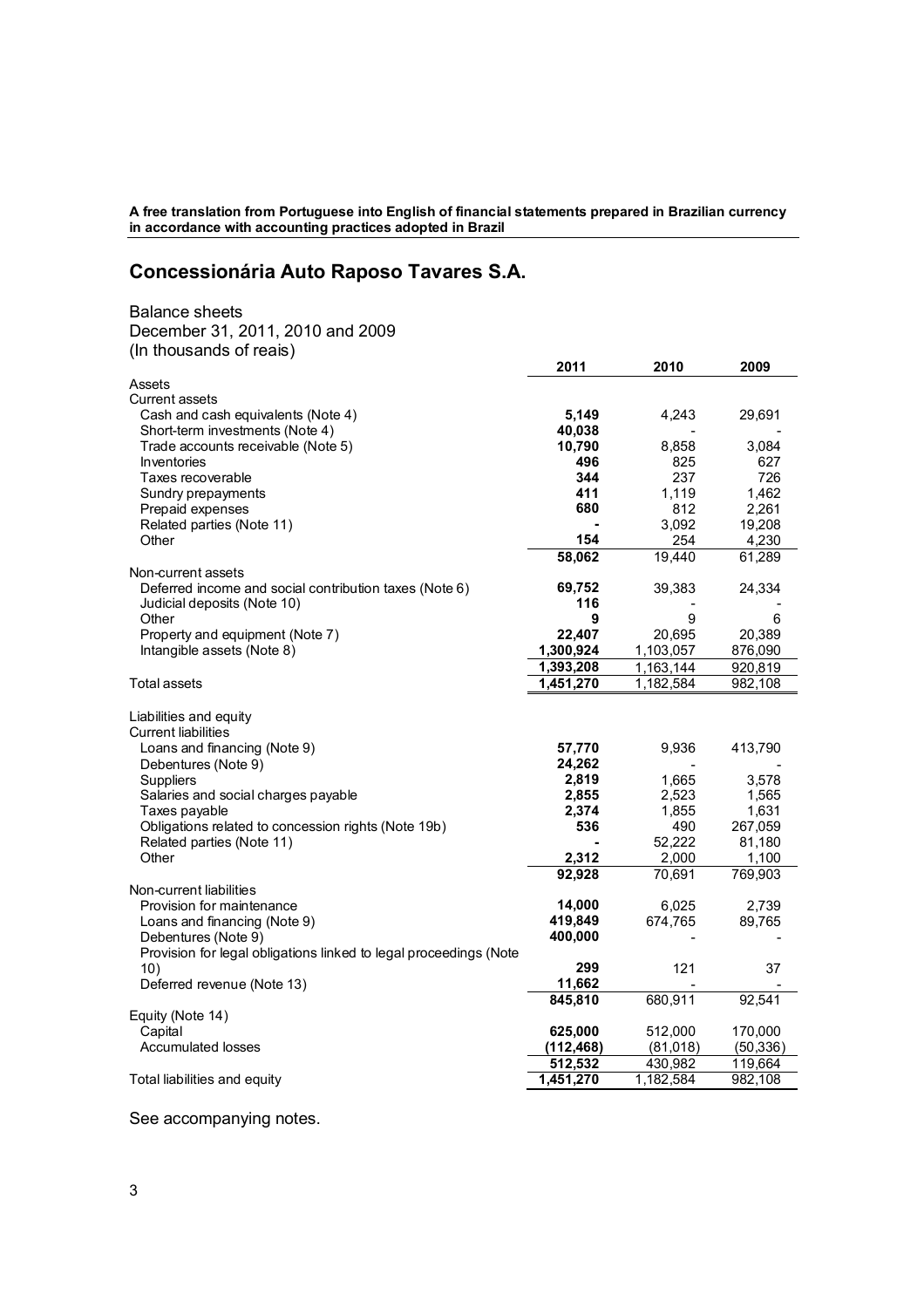**A free translation from Portuguese into English of financial statements prepared in Brazilian currency in accordance with accounting practices adopted in Brazil**

# Concessionária Auto Raposo Tavares S.A.

Balance sheets
December 31, 2011, 2010 and 2009
(In thousands of reais)

| | 2011 | 2010 | 2009 |
|---|---|---|---|
| Assets | | | |
| Current assets | | | |
| Cash and cash equivalents (Note 4) | **5,149** | 4,243 | 29,691 |
| Short-term investments (Note 4) | **40,038** | - | - |
| Trade accounts receivable (Note 5) | **10,790** | 8,858 | 3,084 |
| Inventories | **496** | 825 | 627 |
| Taxes recoverable | **344** | 237 | 726 |
| Sundry prepayments | **411** | 1,119 | 1,462 |
| Prepaid expenses | **680** | 812 | 2,261 |
| Related parties (Note 11) | **-** | 3,092 | 19,208 |
| Other | **154** | 254 | 4,230 |
| | **58,062** | 19,440 | 61,289 |
| Non-current assets | | | |
| Deferred income and social contribution taxes (Note 6) | **69,752** | 39,383 | 24,334 |
| Judicial deposits (Note 10) | **116** | - | - |
| Other | **9** | 9 | 6 |
| Property and equipment (Note 7) | **22,407** | 20,695 | 20,389 |
| Intangible assets (Note 8) | **1,300,924** | 1,103,057 | 876,090 |
| | **1,393,208** | 1,163,144 | 920,819 |
| Total assets | **1,451,270** | 1,182,584 | 982,108 |
| | | | |
| Liabilities and equity | | | |
| Current liabilities | | | |
| Loans and financing (Note 9) | **57,770** | 9,936 | 413,790 |
| Debentures (Note 9) | **24,262** | - | - |
| Suppliers | **2,819** | 1,665 | 3,578 |
| Salaries and social charges payable | **2,855** | 2,523 | 1,565 |
| Taxes payable | **2,374** | 1,855 | 1,631 |
| Obligations related to concession rights (Note 19b) | **536** | 490 | 267,059 |
| Related parties (Note 11) | **-** | 52,222 | 81,180 |
| Other | **2,312** | 2,000 | 1,100 |
| | **92,928** | 70,691 | 769,903 |
| Non-current liabilities | | | |
| Provision for maintenance | **14,000** | 6,025 | 2,739 |
| Loans and financing (Note 9) | **419,849** | 674,765 | 89,765 |
| Debentures (Note 9) | **400,000** | - | - |
| Provision for legal obligations linked to legal proceedings (Note 10) | **299** | 121 | 37 |
| Deferred revenue (Note 13) | **11,662** | - | - |
| | **845,810** | 680,911 | 92,541 |
| Equity (Note 14) | | | |
| Capital | **625,000** | 512,000 | 170,000 |
| Accumulated losses | **(112,468)** | (81,018) | (50,336) |
| | **512,532** | 430,982 | 119,664 |
| Total liabilities and equity | **1,451,270** | 1,182,584 | 982,108 |

See accompanying notes.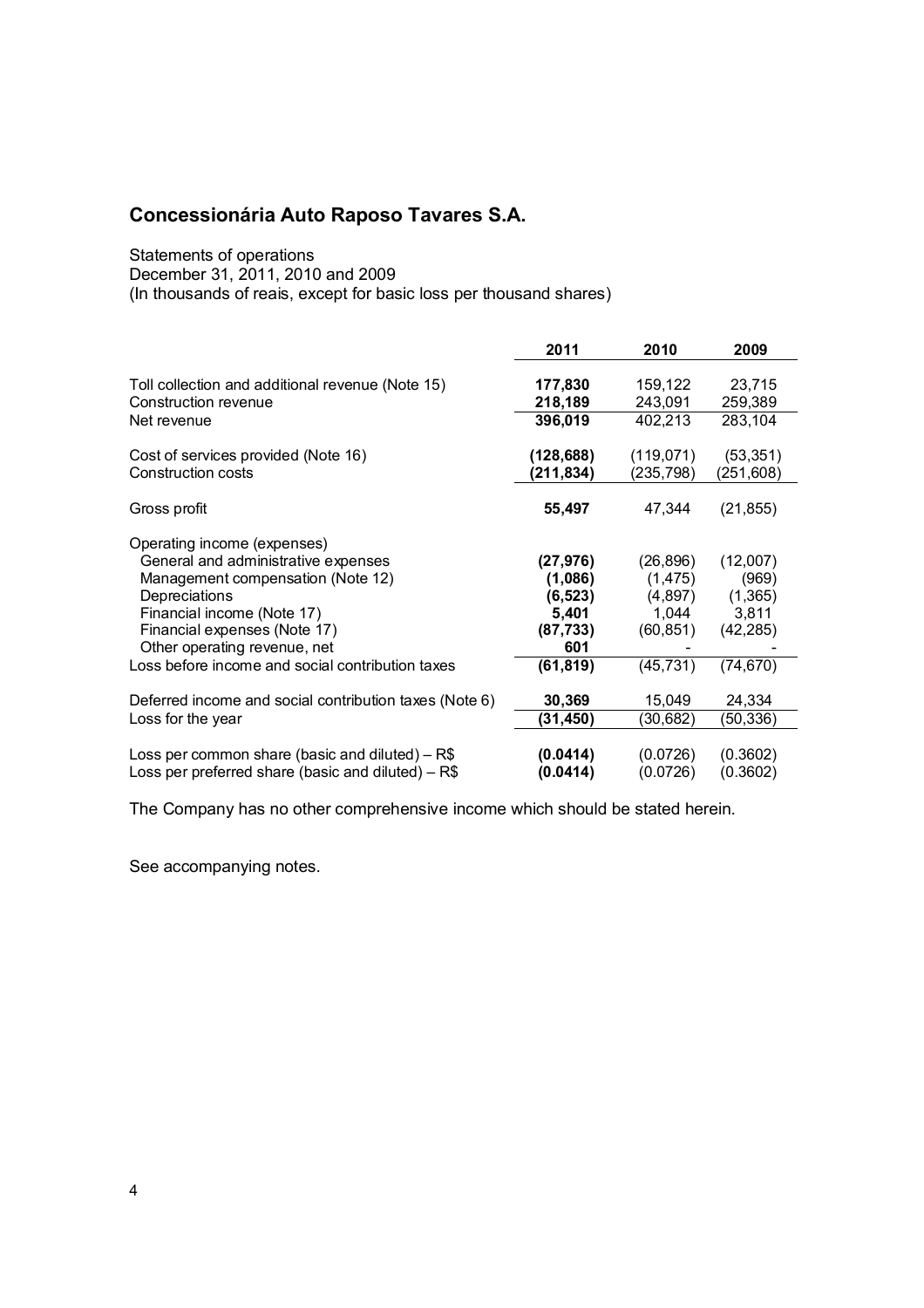# Concessionária Auto Raposo Tavares S.A.

Statements of operations
December 31, 2011, 2010 and 2009
(In thousands of reais, except for basic loss per thousand shares)

| | 2011 | 2010 | 2009 |
|---|---|---|---|
| Toll collection and additional revenue (Note 15) | **177,830** | 159,122 | 23,715 |
| Construction revenue | **218,189** | 243,091 | 259,389 |
| Net revenue | **396,019** | 402,213 | 283,104 |
| | | | |
| Cost of services provided (Note 16) | **(128,688)** | (119,071) | (53,351) |
| Construction costs | **(211,834)** | (235,798) | (251,608) |
| | | | |
| Gross profit | **55,497** | 47,344 | (21,855) |
| | | | |
| Operating income (expenses) | | | |
| General and administrative expenses | **(27,976)** | (26,896) | (12,007) |
| Management compensation (Note 12) | **(1,086)** | (1,475) | (969) |
| Depreciations | **(6,523)** | (4,897) | (1,365) |
| Financial income (Note 17) | **5,401** | 1,044 | 3,811 |
| Financial expenses (Note 17) | **(87,733)** | (60,851) | (42,285) |
| Other operating revenue, net | **601** | - | - |
| Loss before income and social contribution taxes | **(61,819)** | (45,731) | (74,670) |
| | | | |
| Deferred income and social contribution taxes (Note 6) | **30,369** | 15,049 | 24,334 |
| Loss for the year | **(31,450)** | (30,682) | (50,336) |
| | | | |
| Loss per common share (basic and diluted) – R$ | **(0.0414)** | (0.0726) | (0.3602) |
| Loss per preferred share (basic and diluted) – R$ | **(0.0414)** | (0.0726) | (0.3602) |

The Company has no other comprehensive income which should be stated herein.

See accompanying notes.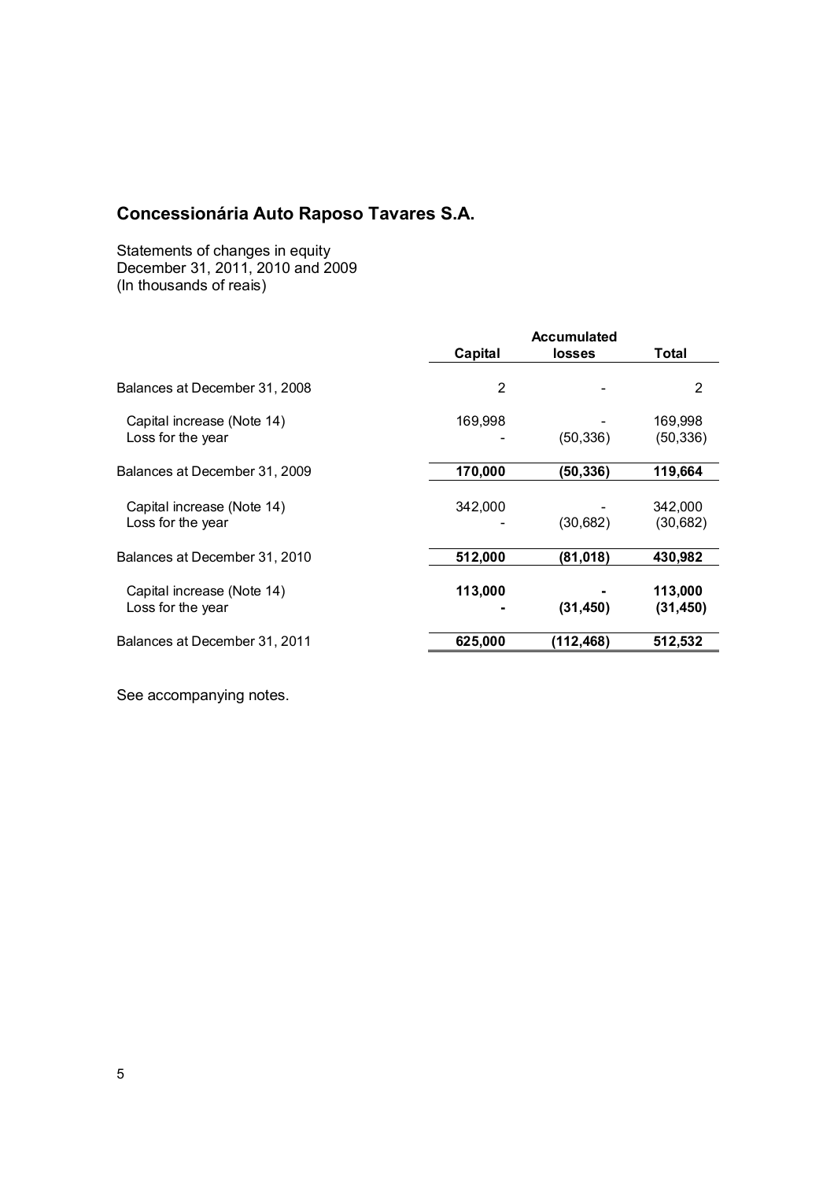# Concessionária Auto Raposo Tavares S.A.

Statements of changes in equity
December 31, 2011, 2010 and 2009
(In thousands of reais)

| | Capital | Accumulated losses | Total |
|---|---|---|---|
| Balances at December 31, 2008 | 2 | - | 2 |
| Capital increase (Note 14) | 169,998 | - | 169,998 |
| Loss for the year | - | (50,336) | (50,336) |
| **Balances at December 31, 2009** | **170,000** | **(50,336)** | **119,664** |
| Capital increase (Note 14) | 342,000 | - | 342,000 |
| Loss for the year | - | (30,682) | (30,682) |
| **Balances at December 31, 2010** | **512,000** | **(81,018)** | **430,982** |
| Capital increase (Note 14) | **113,000** | **-** | **113,000** |
| Loss for the year | **-** | **(31,450)** | **(31,450)** |
| **Balances at December 31, 2011** | **625,000** | **(112,468)** | **512,532** |

See accompanying notes.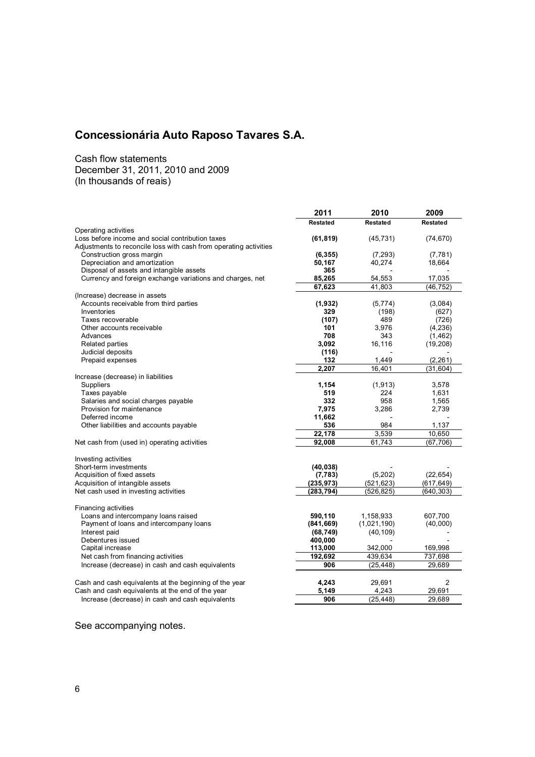# Concessionária Auto Raposo Tavares S.A.

Cash flow statements
December 31, 2011, 2010 and 2009
(In thousands of reais)

| | 2011 | 2010 | 2009 |
|---|---|---|---|
| | **Restated** | **Restated** | **Restated** |
| Operating activities | | | |
| Loss before income and social contribution taxes | **(61,819)** | (45,731) | (74,670) |
| Adjustments to reconcile loss with cash from operating activities | | | |
| Construction gross margin | **(6,355)** | (7,293) | (7,781) |
| Depreciation and amortization | **50,167** | 40,274 | 18,664 |
| Disposal of assets and intangible assets | **365** | - | - |
| Currency and foreign exchange variations and charges, net | **85,265** | 54,553 | 17,035 |
| | **67,623** | 41,803 | (46,752) |
| (Increase) decrease in assets | | | |
| Accounts receivable from third parties | **(1,932)** | (5,774) | (3,084) |
| Inventories | **329** | (198) | (627) |
| Taxes recoverable | **(107)** | 489 | (726) |
| Other accounts receivable | **101** | 3,976 | (4,236) |
| Advances | **708** | 343 | (1,462) |
| Related parties | **3,092** | 16,116 | (19,208) |
| Judicial deposits | **(116)** | - | - |
| Prepaid expenses | **132** | 1,449 | (2,261) |
| | **2,207** | 16,401 | (31,604) |
| Increase (decrease) in liabilities | | | |
| Suppliers | **1,154** | (1,913) | 3,578 |
| Taxes payable | **519** | 224 | 1,631 |
| Salaries and social charges payable | **332** | 958 | 1,565 |
| Provision for maintenance | **7,975** | 3,286 | 2,739 |
| Deferred income | **11,662** | - | - |
| Other liabilities and accounts payable | **536** | 984 | 1,137 |
| | **22,178** | 3,539 | 10,650 |
| Net cash from (used in) operating activities | **92,008** | 61,743 | (67,706) |
| | | | |
| Investing activities | | | |
| Short-term investments | **(40,038)** | - | - |
| Acquisition of fixed assets | **(7,783)** | (5,202) | (22,654) |
| Acquisition of intangible assets | **(235,973)** | (521,623) | (617,649) |
| Net cash used in investing activities | **(283,794)** | (526,825) | (640,303) |
| | | | |
| Financing activities | | | |
| Loans and intercompany loans raised | **590,110** | 1,158,933 | 607,700 |
| Payment of loans and intercompany loans | **(841,669)** | (1,021,190) | (40,000) |
| Interest paid | **(68,749)** | (40,109) | - |
| Debentures issued | **400,000** | - | - |
| Capital increase | **113,000** | 342,000 | 169,998 |
| Net cash from financing activities | **192,692** | 439,634 | 737,698 |
| Increase (decrease) in cash and cash equivalents | **906** | (25,448) | 29,689 |
| | | | |
| Cash and cash equivalents at the beginning of the year | **4,243** | 29,691 | 2 |
| Cash and cash equivalents at the end of the year | **5,149** | 4,243 | 29,691 |
| Increase (decrease) in cash and cash equivalents | **906** | (25,448) | 29,689 |

See accompanying notes.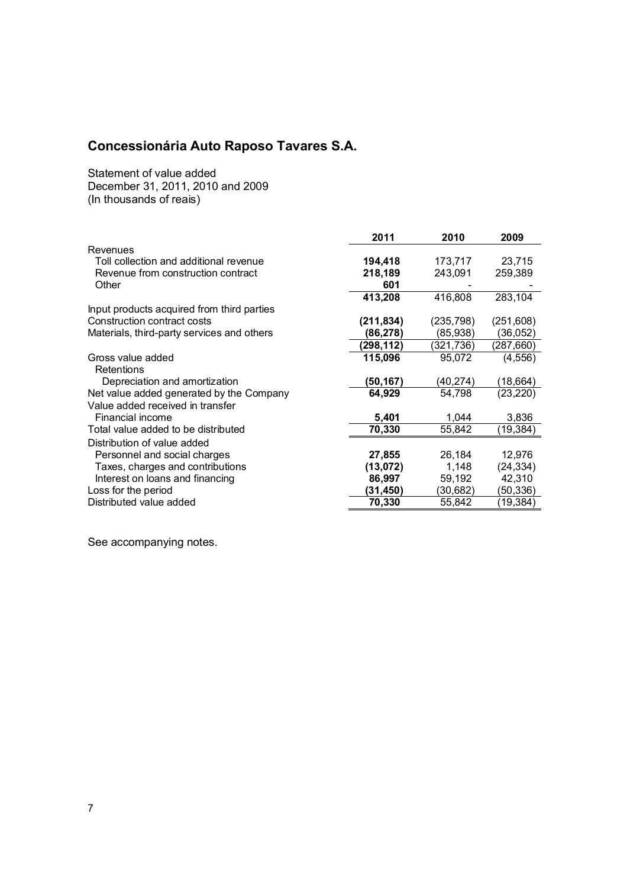# Concessionária Auto Raposo Tavares S.A.

Statement of value added
December 31, 2011, 2010 and 2009
(In thousands of reais)

| | 2011 | 2010 | 2009 |
|---|---|---|---|
| Revenues | | | |
| Toll collection and additional revenue | **194,418** | 173,717 | 23,715 |
| Revenue from construction contract | **218,189** | 243,091 | 259,389 |
| Other | **601** | - | - |
| | **413,208** | 416,808 | 283,104 |
| Input products acquired from third parties | | | |
| Construction contract costs | **(211,834)** | (235,798) | (251,608) |
| Materials, third-party services and others | **(86,278)** | (85,938) | (36,052) |
| | **(298,112)** | (321,736) | (287,660) |
| Gross value added | **115,096** | 95,072 | (4,556) |
| Retentions | | | |
| Depreciation and amortization | **(50,167)** | (40,274) | (18,664) |
| Net value added generated by the Company | **64,929** | 54,798 | (23,220) |
| Value added received in transfer | | | |
| Financial income | **5,401** | 1,044 | 3,836 |
| Total value added to be distributed | **70,330** | 55,842 | (19,384) |
| Distribution of value added | | | |
| Personnel and social charges | **27,855** | 26,184 | 12,976 |
| Taxes, charges and contributions | **(13,072)** | 1,148 | (24,334) |
| Interest on loans and financing | **86,997** | 59,192 | 42,310 |
| Loss for the period | **(31,450)** | (30,682) | (50,336) |
| Distributed value added | **70,330** | 55,842 | (19,384) |

See accompanying notes.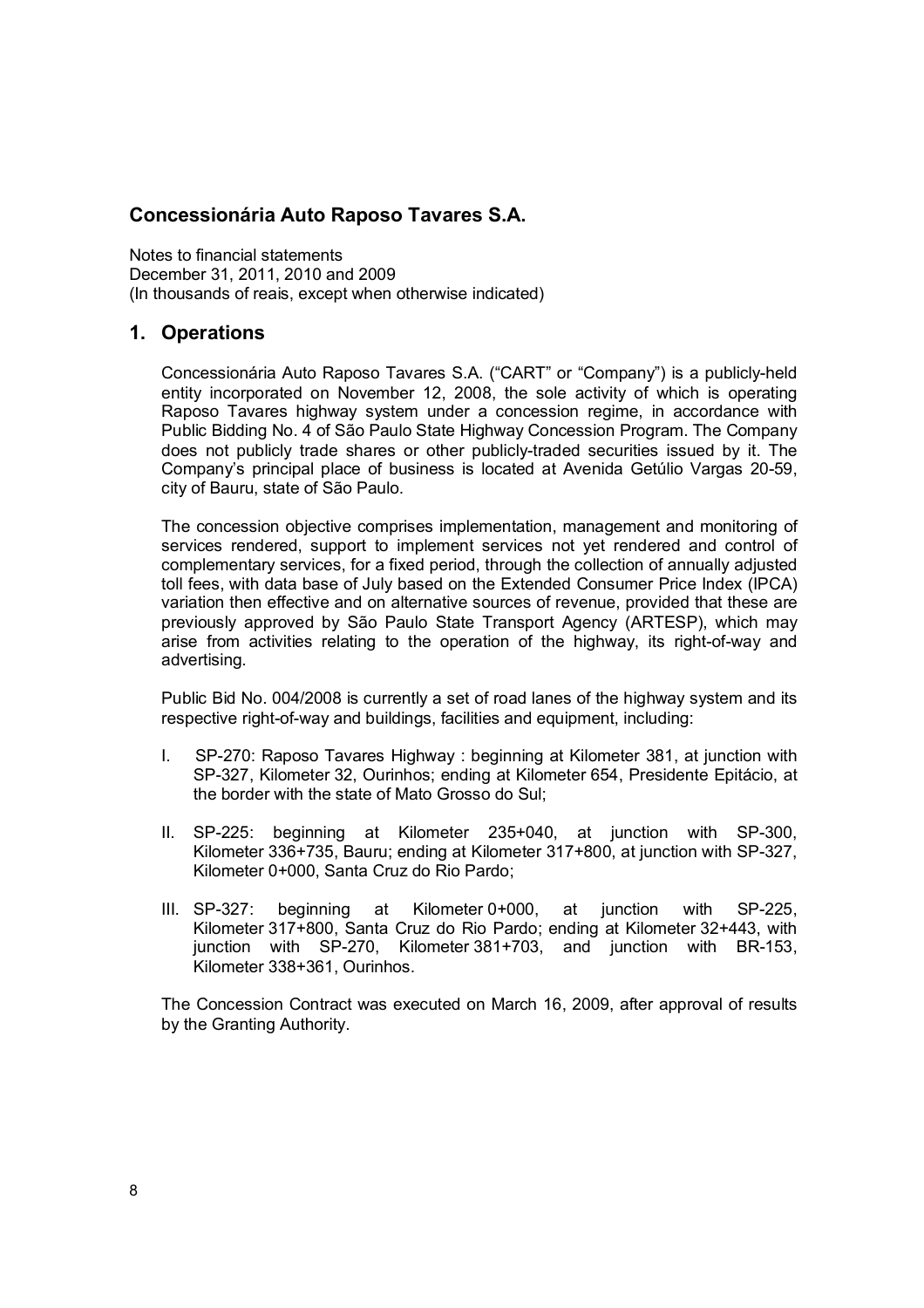# Concessionária Auto Raposo Tavares S.A.

Notes to financial statements
December 31, 2011, 2010 and 2009
(In thousands of reais, except when otherwise indicated)

## 1. Operations

Concessionária Auto Raposo Tavares S.A. ("CART" or "Company") is a publicly-held entity incorporated on November 12, 2008, the sole activity of which is operating Raposo Tavares highway system under a concession regime, in accordance with Public Bidding No. 4 of São Paulo State Highway Concession Program. The Company does not publicly trade shares or other publicly-traded securities issued by it. The Company's principal place of business is located at Avenida Getúlio Vargas 20-59, city of Bauru, state of São Paulo.

The concession objective comprises implementation, management and monitoring of services rendered, support to implement services not yet rendered and control of complementary services, for a fixed period, through the collection of annually adjusted toll fees, with data base of July based on the Extended Consumer Price Index (IPCA) variation then effective and on alternative sources of revenue, provided that these are previously approved by São Paulo State Transport Agency (ARTESP), which may arise from activities relating to the operation of the highway, its right-of-way and advertising.

Public Bid No. 004/2008 is currently a set of road lanes of the highway system and its respective right-of-way and buildings, facilities and equipment, including:

I. SP-270: Raposo Tavares Highway : beginning at Kilometer 381, at junction with SP-327, Kilometer 32, Ourinhos; ending at Kilometer 654, Presidente Epitácio, at the border with the state of Mato Grosso do Sul;

II. SP-225: beginning at Kilometer 235+040, at junction with SP-300, Kilometer 336+735, Bauru; ending at Kilometer 317+800, at junction with SP-327, Kilometer 0+000, Santa Cruz do Rio Pardo;

III. SP-327: beginning at Kilometer 0+000, at junction with SP-225, Kilometer 317+800, Santa Cruz do Rio Pardo; ending at Kilometer 32+443, with junction with SP-270, Kilometer 381+703, and junction with BR-153, Kilometer 338+361, Ourinhos.

The Concession Contract was executed on March 16, 2009, after approval of results by the Granting Authority.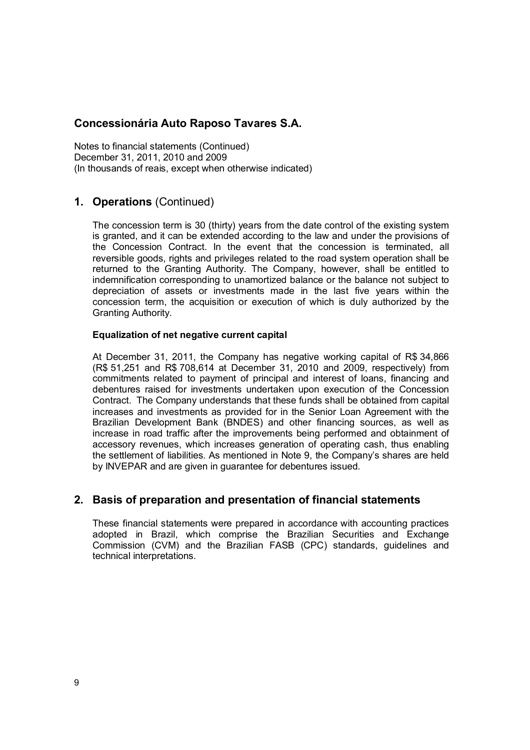**Concessionária Auto Raposo Tavares S.A.**

Notes to financial statements (Continued)
December 31, 2011, 2010 and 2009
(In thousands of reais, except when otherwise indicated)

## 1. Operations (Continued)

The concession term is 30 (thirty) years from the date control of the existing system is granted, and it can be extended according to the law and under the provisions of the Concession Contract. In the event that the concession is terminated, all reversible goods, rights and privileges related to the road system operation shall be returned to the Granting Authority. The Company, however, shall be entitled to indemnification corresponding to unamortized balance or the balance not subject to depreciation of assets or investments made in the last five years within the concession term, the acquisition or execution of which is duly authorized by the Granting Authority.

**Equalization of net negative current capital**

At December 31, 2011, the Company has negative working capital of R$ 34,866 (R$ 51,251 and R$ 708,614 at December 31, 2010 and 2009, respectively) from commitments related to payment of principal and interest of loans, financing and debentures raised for investments undertaken upon execution of the Concession Contract. The Company understands that these funds shall be obtained from capital increases and investments as provided for in the Senior Loan Agreement with the Brazilian Development Bank (BNDES) and other financing sources, as well as increase in road traffic after the improvements being performed and obtainment of accessory revenues, which increases generation of operating cash, thus enabling the settlement of liabilities. As mentioned in Note 9, the Company's shares are held by INVEPAR and are given in guarantee for debentures issued.

## 2. Basis of preparation and presentation of financial statements

These financial statements were prepared in accordance with accounting practices adopted in Brazil, which comprise the Brazilian Securities and Exchange Commission (CVM) and the Brazilian FASB (CPC) standards, guidelines and technical interpretations.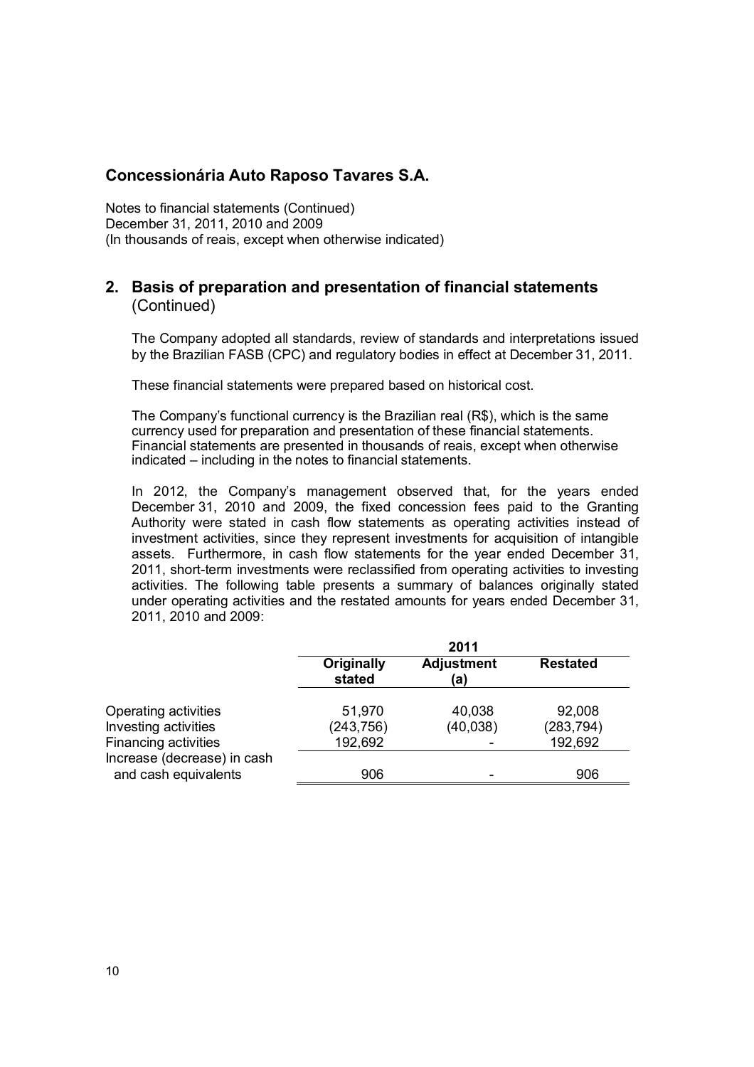# Concessionária Auto Raposo Tavares S.A.

Notes to financial statements (Continued)
December 31, 2011, 2010 and 2009
(In thousands of reais, except when otherwise indicated)

## 2. Basis of preparation and presentation of financial statements (Continued)

The Company adopted all standards, review of standards and interpretations issued by the Brazilian FASB (CPC) and regulatory bodies in effect at December 31, 2011.

These financial statements were prepared based on historical cost.

The Company's functional currency is the Brazilian real (R$), which is the same currency used for preparation and presentation of these financial statements. Financial statements are presented in thousands of reais, except when otherwise indicated – including in the notes to financial statements.

In 2012, the Company's management observed that, for the years ended December 31, 2010 and 2009, the fixed concession fees paid to the Granting Authority were stated in cash flow statements as operating activities instead of investment activities, since they represent investments for acquisition of intangible assets. Furthermore, in cash flow statements for the year ended December 31, 2011, short-term investments were reclassified from operating activities to investing activities. The following table presents a summary of balances originally stated under operating activities and the restated amounts for years ended December 31, 2011, 2010 and 2009:

| | 2011 | | |
|---|---|---|---|
| | **Originally stated** | **Adjustment (a)** | **Restated** |
| Operating activities | 51,970 | 40,038 | 92,008 |
| Investing activities | (243,756) | (40,038) | (283,794) |
| Financing activities | 192,692 | - | 192,692 |
| Increase (decrease) in cash and cash equivalents | 906 | - | 906 |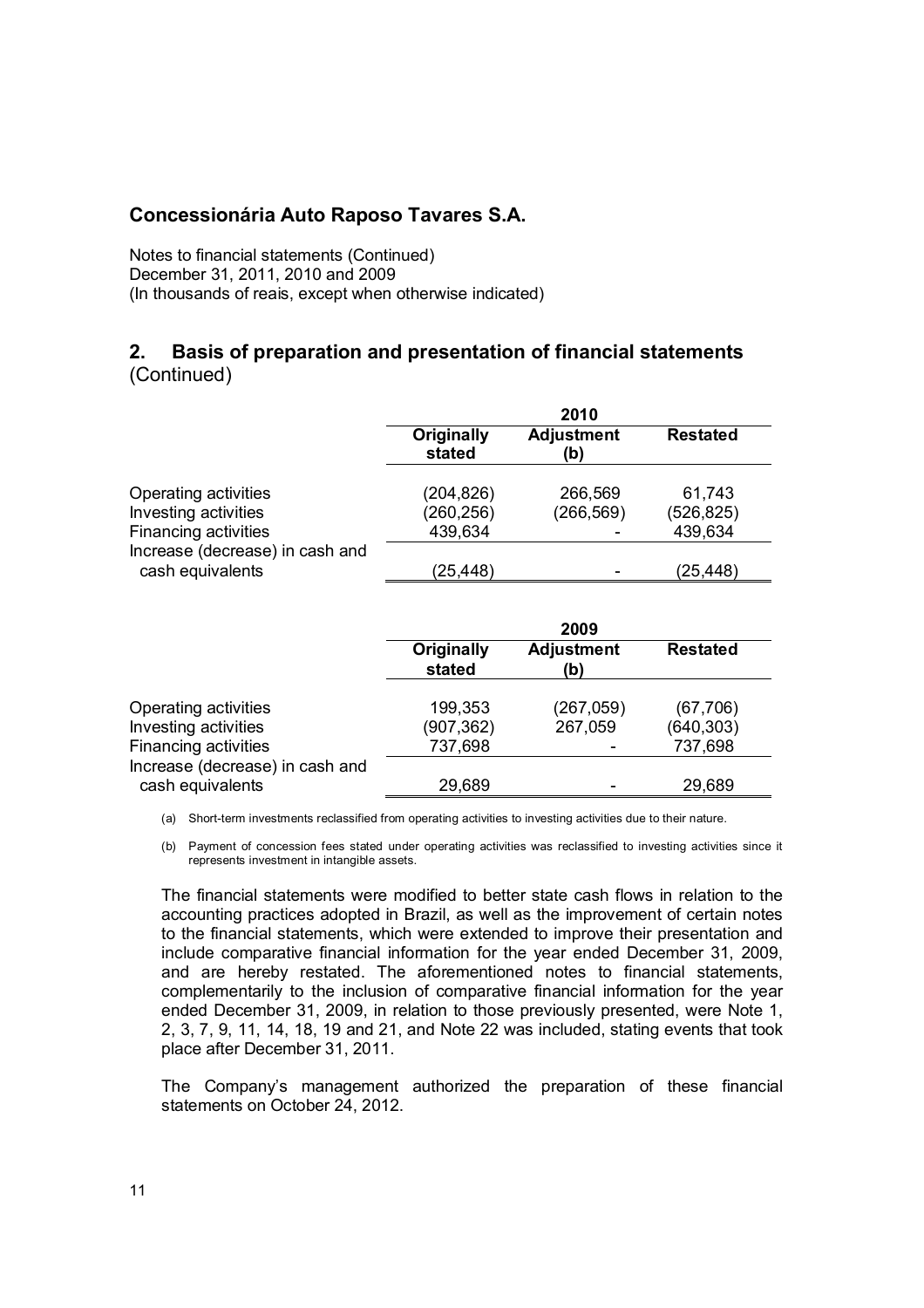**Concessionária Auto Raposo Tavares S.A.**

Notes to financial statements (Continued)
December 31, 2011, 2010 and 2009
(In thousands of reais, except when otherwise indicated)

## 2. Basis of preparation and presentation of financial statements (Continued)

| | 2010 | | |
|---|---|---|---|
| | Originally stated | Adjustment (b) | Restated |
| Operating activities | (204,826) | 266,569 | 61,743 |
| Investing activities | (260,256) | (266,569) | (526,825) |
| Financing activities | 439,634 | - | 439,634 |
| Increase (decrease) in cash and cash equivalents | (25,448) | - | (25,448) |

| | 2009 | | |
|---|---|---|---|
| | Originally stated | Adjustment (b) | Restated |
| Operating activities | 199,353 | (267,059) | (67,706) |
| Investing activities | (907,362) | 267,059 | (640,303) |
| Financing activities | 737,698 | - | 737,698 |
| Increase (decrease) in cash and cash equivalents | 29,689 | - | 29,689 |

(a) Short-term investments reclassified from operating activities to investing activities due to their nature.

(b) Payment of concession fees stated under operating activities was reclassified to investing activities since it represents investment in intangible assets.

The financial statements were modified to better state cash flows in relation to the accounting practices adopted in Brazil, as well as the improvement of certain notes to the financial statements, which were extended to improve their presentation and include comparative financial information for the year ended December 31, 2009, and are hereby restated. The aforementioned notes to financial statements, complementarily to the inclusion of comparative financial information for the year ended December 31, 2009, in relation to those previously presented, were Note 1, 2, 3, 7, 9, 11, 14, 18, 19 and 21, and Note 22 was included, stating events that took place after December 31, 2011.

The Company's management authorized the preparation of these financial statements on October 24, 2012.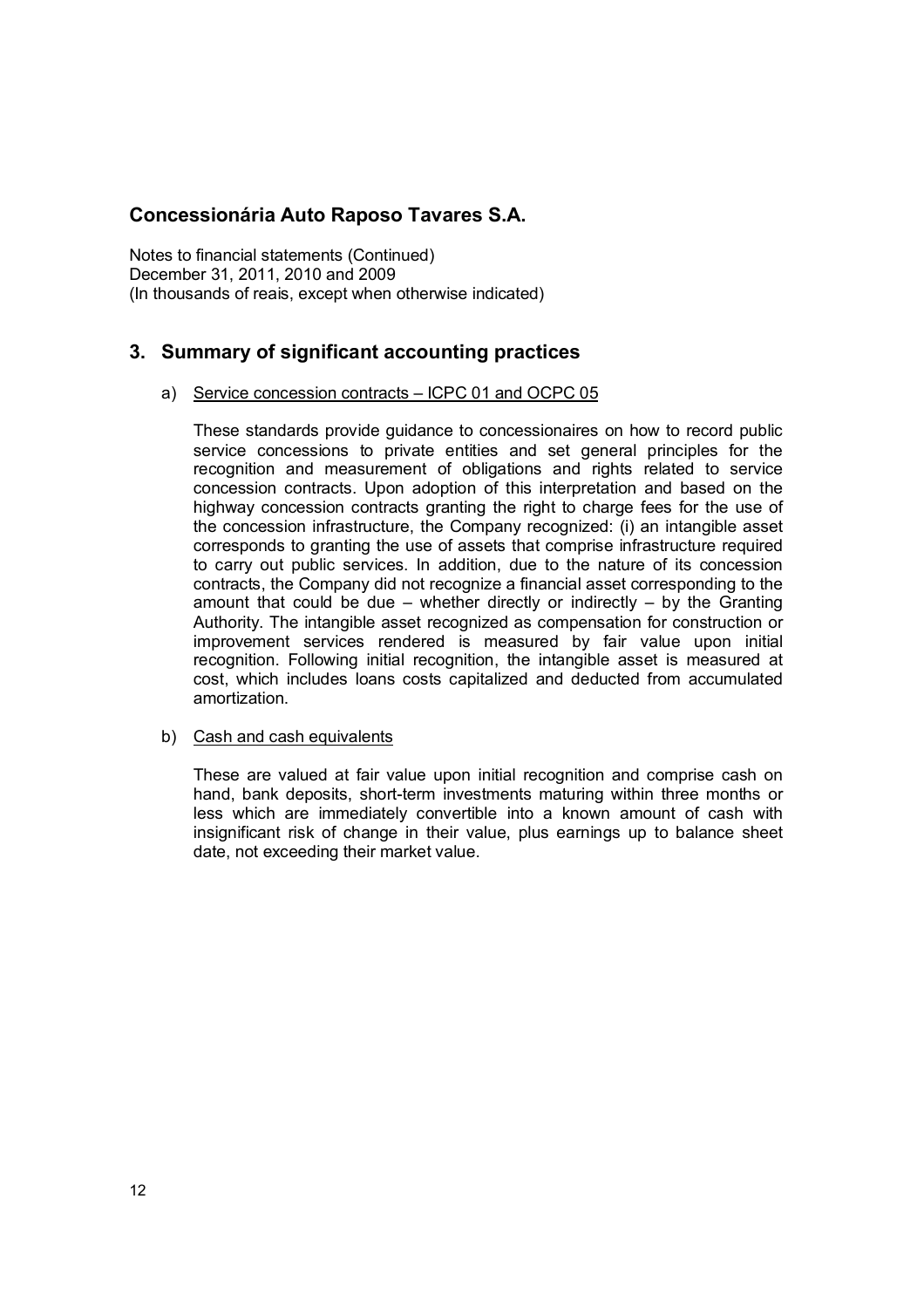# Concessionária Auto Raposo Tavares S.A.

Notes to financial statements (Continued)
December 31, 2011, 2010 and 2009
(In thousands of reais, except when otherwise indicated)

## 3. Summary of significant accounting practices

a) Service concession contracts – ICPC 01 and OCPC 05

These standards provide guidance to concessionaires on how to record public service concessions to private entities and set general principles for the recognition and measurement of obligations and rights related to service concession contracts. Upon adoption of this interpretation and based on the highway concession contracts granting the right to charge fees for the use of the concession infrastructure, the Company recognized: (i) an intangible asset corresponds to granting the use of assets that comprise infrastructure required to carry out public services. In addition, due to the nature of its concession contracts, the Company did not recognize a financial asset corresponding to the amount that could be due – whether directly or indirectly – by the Granting Authority. The intangible asset recognized as compensation for construction or improvement services rendered is measured by fair value upon initial recognition. Following initial recognition, the intangible asset is measured at cost, which includes loans costs capitalized and deducted from accumulated amortization.

b) Cash and cash equivalents

These are valued at fair value upon initial recognition and comprise cash on hand, bank deposits, short-term investments maturing within three months or less which are immediately convertible into a known amount of cash with insignificant risk of change in their value, plus earnings up to balance sheet date, not exceeding their market value.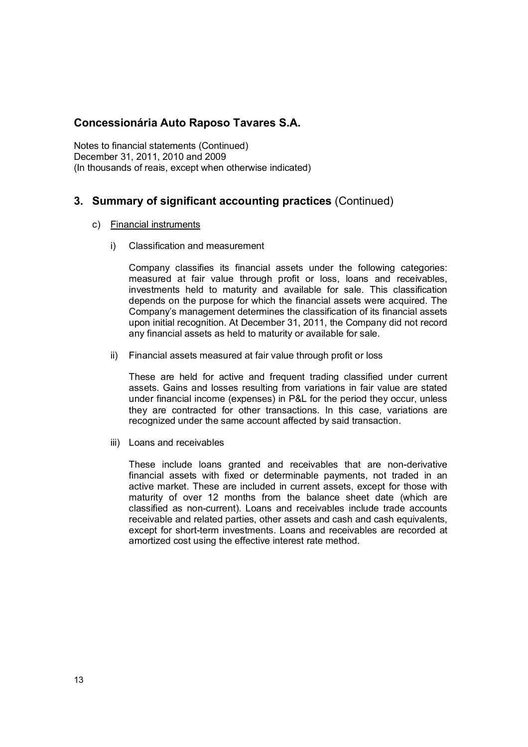Concessionária Auto Raposo Tavares S.A.

Notes to financial statements (Continued)
December 31, 2011, 2010 and 2009
(In thousands of reais, except when otherwise indicated)

## 3. Summary of significant accounting practices (Continued)

c) Financial instruments

i) Classification and measurement

Company classifies its financial assets under the following categories: measured at fair value through profit or loss, loans and receivables, investments held to maturity and available for sale. This classification depends on the purpose for which the financial assets were acquired. The Company's management determines the classification of its financial assets upon initial recognition. At December 31, 2011, the Company did not record any financial assets as held to maturity or available for sale.

ii) Financial assets measured at fair value through profit or loss

These are held for active and frequent trading classified under current assets. Gains and losses resulting from variations in fair value are stated under financial income (expenses) in P&L for the period they occur, unless they are contracted for other transactions. In this case, variations are recognized under the same account affected by said transaction.

iii) Loans and receivables

These include loans granted and receivables that are non-derivative financial assets with fixed or determinable payments, not traded in an active market. These are included in current assets, except for those with maturity of over 12 months from the balance sheet date (which are classified as non-current). Loans and receivables include trade accounts receivable and related parties, other assets and cash and cash equivalents, except for short-term investments. Loans and receivables are recorded at amortized cost using the effective interest rate method.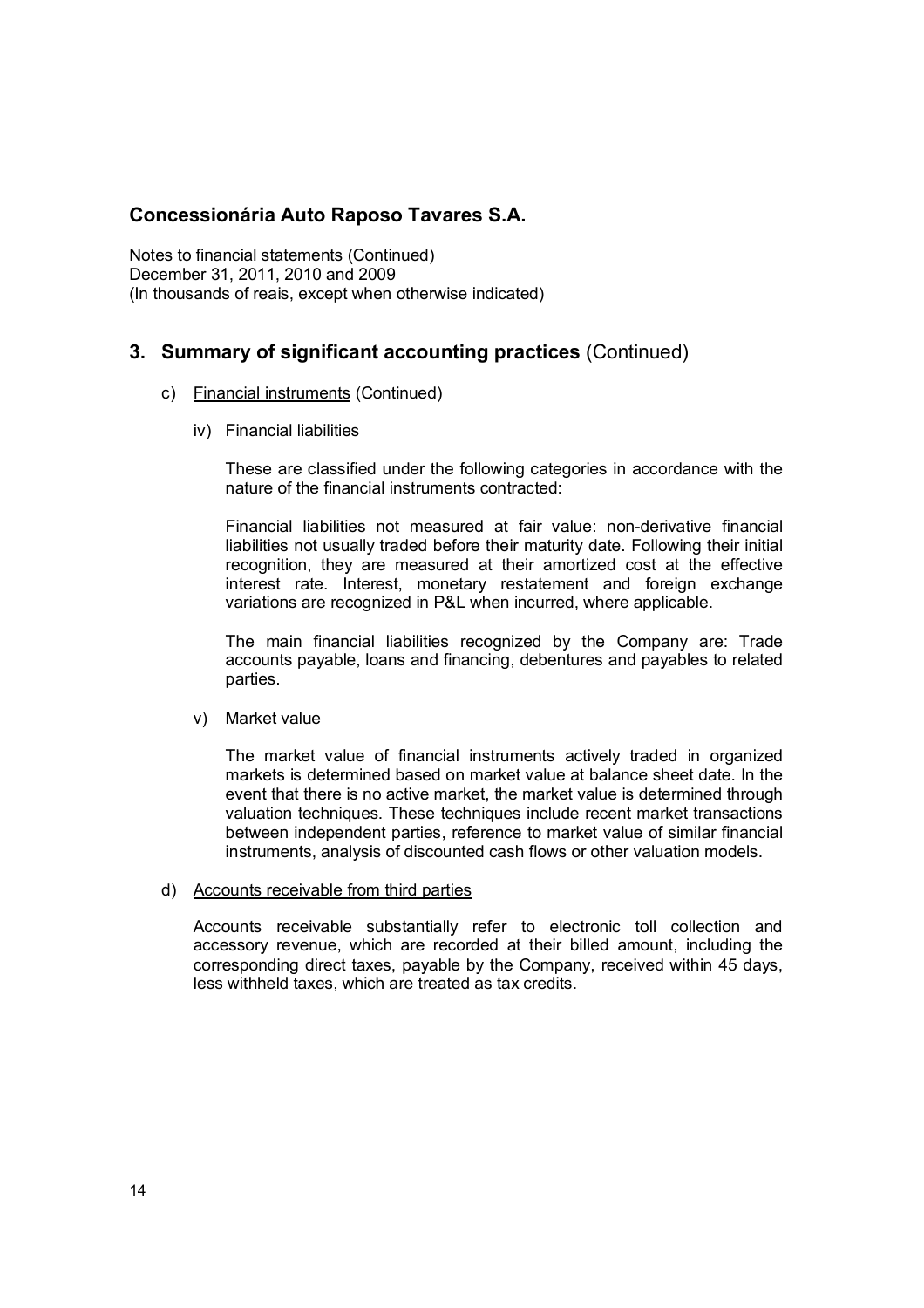## Concessionária Auto Raposo Tavares S.A.

Notes to financial statements (Continued)
December 31, 2011, 2010 and 2009
(In thousands of reais, except when otherwise indicated)

## 3. Summary of significant accounting practices (Continued)

c) Financial instruments (Continued)

iv) Financial liabilities

These are classified under the following categories in accordance with the nature of the financial instruments contracted:

Financial liabilities not measured at fair value: non-derivative financial liabilities not usually traded before their maturity date. Following their initial recognition, they are measured at their amortized cost at the effective interest rate. Interest, monetary restatement and foreign exchange variations are recognized in P&L when incurred, where applicable.

The main financial liabilities recognized by the Company are: Trade accounts payable, loans and financing, debentures and payables to related parties.

v) Market value

The market value of financial instruments actively traded in organized markets is determined based on market value at balance sheet date. In the event that there is no active market, the market value is determined through valuation techniques. These techniques include recent market transactions between independent parties, reference to market value of similar financial instruments, analysis of discounted cash flows or other valuation models.

d) Accounts receivable from third parties

Accounts receivable substantially refer to electronic toll collection and accessory revenue, which are recorded at their billed amount, including the corresponding direct taxes, payable by the Company, received within 45 days, less withheld taxes, which are treated as tax credits.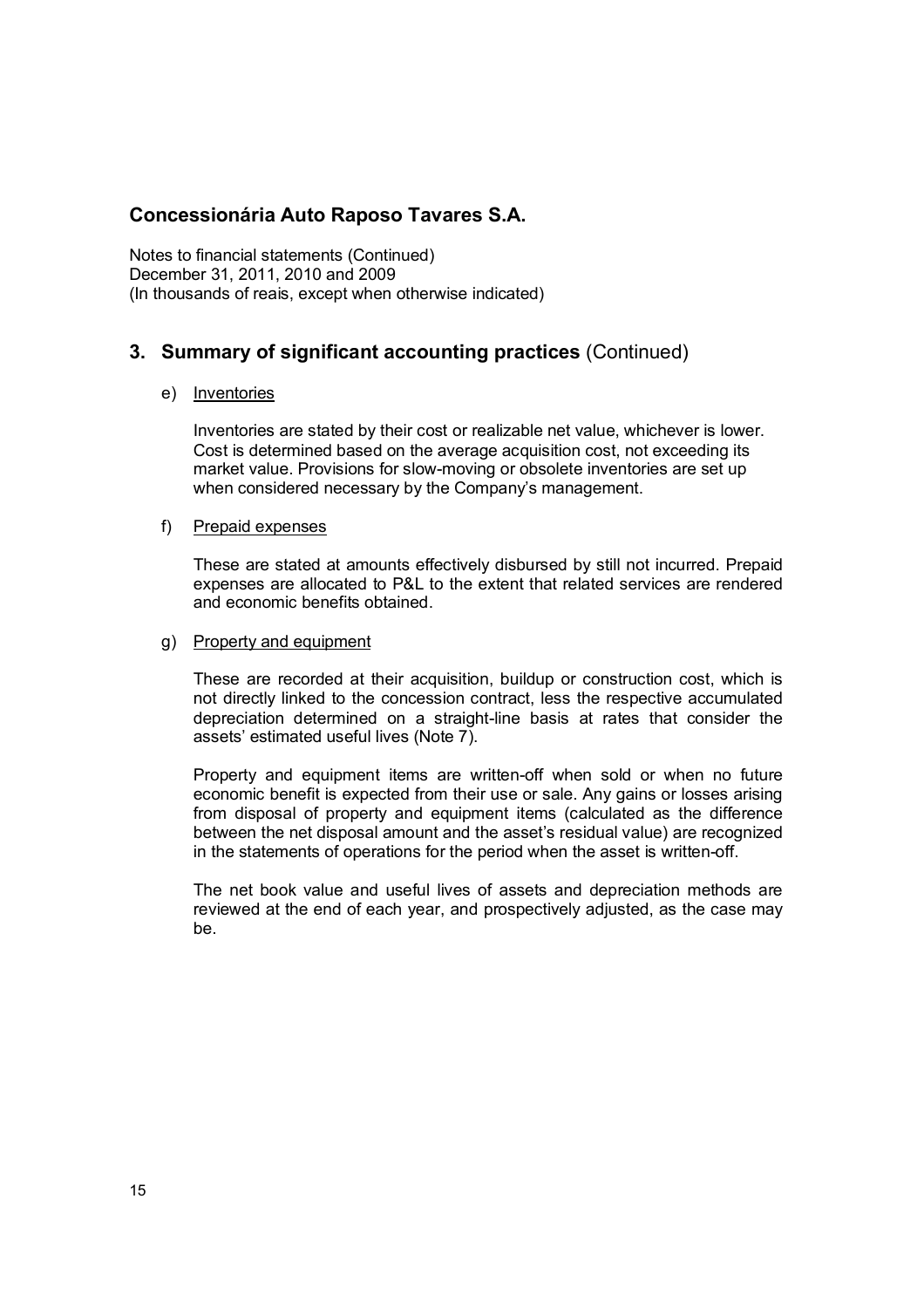## Concessionária Auto Raposo Tavares S.A.

Notes to financial statements (Continued)
December 31, 2011, 2010 and 2009
(In thousands of reais, except when otherwise indicated)

## 3. Summary of significant accounting practices (Continued)

e) Inventories

Inventories are stated by their cost or realizable net value, whichever is lower. Cost is determined based on the average acquisition cost, not exceeding its market value. Provisions for slow-moving or obsolete inventories are set up when considered necessary by the Company's management.

f) Prepaid expenses

These are stated at amounts effectively disbursed by still not incurred. Prepaid expenses are allocated to P&L to the extent that related services are rendered and economic benefits obtained.

g) Property and equipment

These are recorded at their acquisition, buildup or construction cost, which is not directly linked to the concession contract, less the respective accumulated depreciation determined on a straight-line basis at rates that consider the assets' estimated useful lives (Note 7).

Property and equipment items are written-off when sold or when no future economic benefit is expected from their use or sale. Any gains or losses arising from disposal of property and equipment items (calculated as the difference between the net disposal amount and the asset's residual value) are recognized in the statements of operations for the period when the asset is written-off.

The net book value and useful lives of assets and depreciation methods are reviewed at the end of each year, and prospectively adjusted, as the case may be.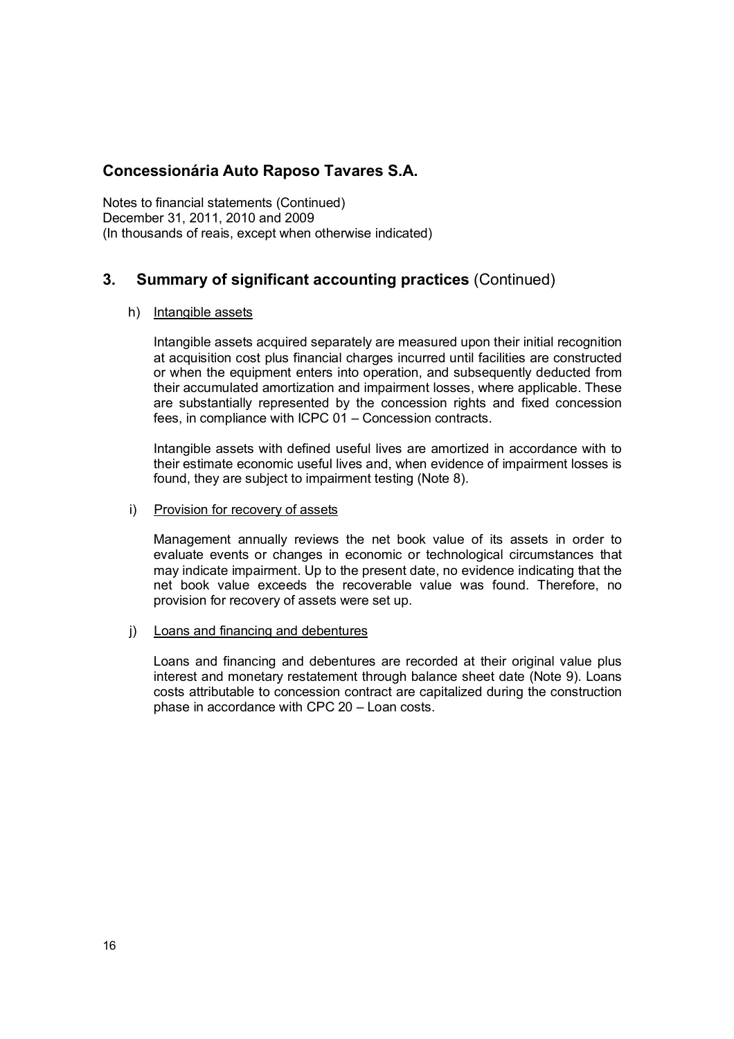# Concessionária Auto Raposo Tavares S.A.

Notes to financial statements (Continued)
December 31, 2011, 2010 and 2009
(In thousands of reais, except when otherwise indicated)

## 3. Summary of significant accounting practices (Continued)

### h) Intangible assets

Intangible assets acquired separately are measured upon their initial recognition at acquisition cost plus financial charges incurred until facilities are constructed or when the equipment enters into operation, and subsequently deducted from their accumulated amortization and impairment losses, where applicable. These are substantially represented by the concession rights and fixed concession fees, in compliance with ICPC 01 – Concession contracts.

Intangible assets with defined useful lives are amortized in accordance with to their estimate economic useful lives and, when evidence of impairment losses is found, they are subject to impairment testing (Note 8).

### i) Provision for recovery of assets

Management annually reviews the net book value of its assets in order to evaluate events or changes in economic or technological circumstances that may indicate impairment. Up to the present date, no evidence indicating that the net book value exceeds the recoverable value was found. Therefore, no provision for recovery of assets were set up.

### j) Loans and financing and debentures

Loans and financing and debentures are recorded at their original value plus interest and monetary restatement through balance sheet date (Note 9). Loans costs attributable to concession contract are capitalized during the construction phase in accordance with CPC 20 – Loan costs.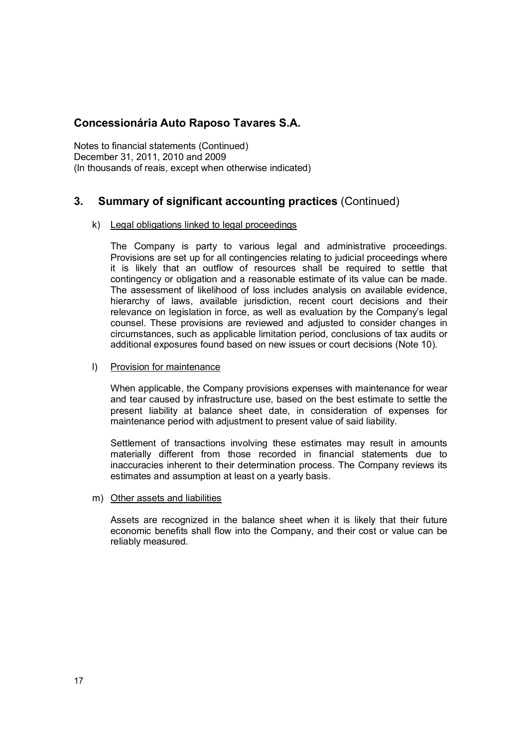## 3. Summary of significant accounting practices (Continued)

k) Legal obligations linked to legal proceedings

The Company is party to various legal and administrative proceedings. Provisions are set up for all contingencies relating to judicial proceedings where it is likely that an outflow of resources shall be required to settle that contingency or obligation and a reasonable estimate of its value can be made. The assessment of likelihood of loss includes analysis on available evidence, hierarchy of laws, available jurisdiction, recent court decisions and their relevance on legislation in force, as well as evaluation by the Company's legal counsel. These provisions are reviewed and adjusted to consider changes in circumstances, such as applicable limitation period, conclusions of tax audits or additional exposures found based on new issues or court decisions (Note 10).

l) Provision for maintenance

When applicable, the Company provisions expenses with maintenance for wear and tear caused by infrastructure use, based on the best estimate to settle the present liability at balance sheet date, in consideration of expenses for maintenance period with adjustment to present value of said liability.

Settlement of transactions involving these estimates may result in amounts materially different from those recorded in financial statements due to inaccuracies inherent to their determination process. The Company reviews its estimates and assumption at least on a yearly basis.

m) Other assets and liabilities

Assets are recognized in the balance sheet when it is likely that their future economic benefits shall flow into the Company, and their cost or value can be reliably measured.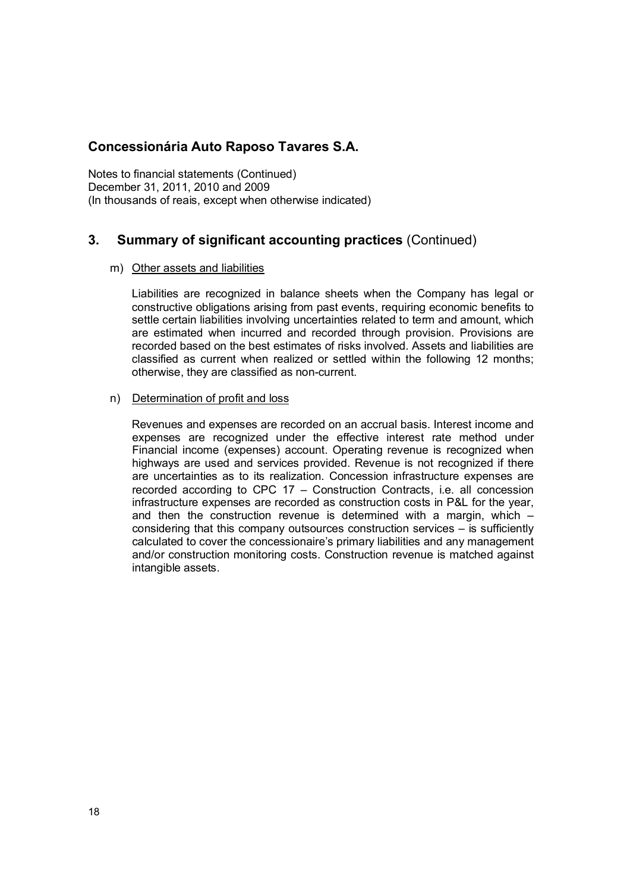# 3. Summary of significant accounting practices (Continued)

m) Other assets and liabilities

Liabilities are recognized in balance sheets when the Company has legal or constructive obligations arising from past events, requiring economic benefits to settle certain liabilities involving uncertainties related to term and amount, which are estimated when incurred and recorded through provision. Provisions are recorded based on the best estimates of risks involved. Assets and liabilities are classified as current when realized or settled within the following 12 months; otherwise, they are classified as non-current.

n) Determination of profit and loss

Revenues and expenses are recorded on an accrual basis. Interest income and expenses are recognized under the effective interest rate method under Financial income (expenses) account. Operating revenue is recognized when highways are used and services provided. Revenue is not recognized if there are uncertainties as to its realization. Concession infrastructure expenses are recorded according to CPC 17 – Construction Contracts, i.e. all concession infrastructure expenses are recorded as construction costs in P&L for the year, and then the construction revenue is determined with a margin, which – considering that this company outsources construction services – is sufficiently calculated to cover the concessionaire's primary liabilities and any management and/or construction monitoring costs. Construction revenue is matched against intangible assets.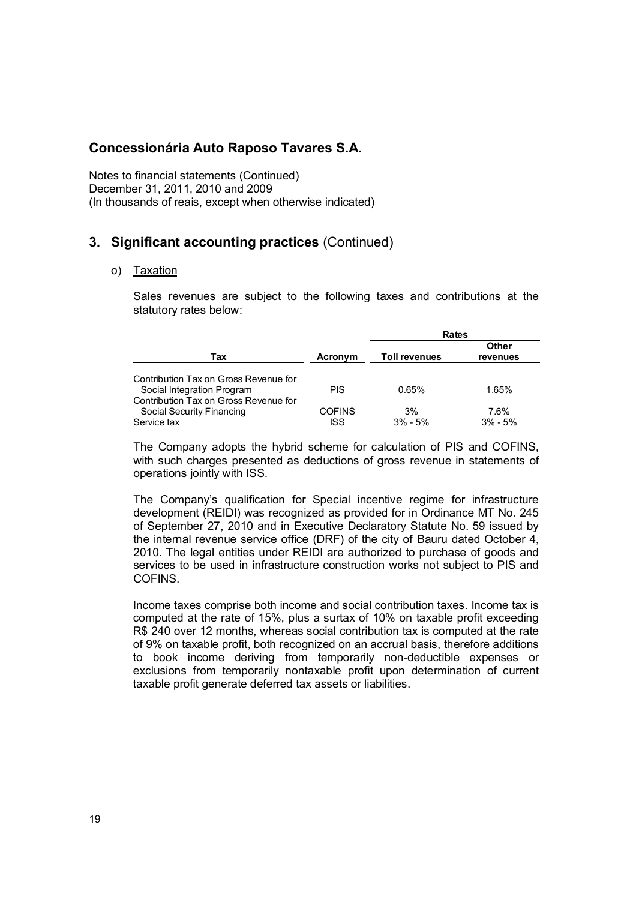# Concessionária Auto Raposo Tavares S.A.

Notes to financial statements (Continued)
December 31, 2011, 2010 and 2009
(In thousands of reais, except when otherwise indicated)

## 3. Significant accounting practices (Continued)

o) Taxation

Sales revenues are subject to the following taxes and contributions at the statutory rates below:

| Tax | Acronym | Rates | |
|---|---|---|---|
| | | Toll revenues | Other revenues |
| Contribution Tax on Gross Revenue for Social Integration Program | PIS | 0.65% | 1.65% |
| Contribution Tax on Gross Revenue for Social Security Financing | COFINS | 3% | 7.6% |
| Service tax | ISS | 3% - 5% | 3% - 5% |

The Company adopts the hybrid scheme for calculation of PIS and COFINS, with such charges presented as deductions of gross revenue in statements of operations jointly with ISS.

The Company's qualification for Special incentive regime for infrastructure development (REIDI) was recognized as provided for in Ordinance MT No. 245 of September 27, 2010 and in Executive Declaratory Statute No. 59 issued by the internal revenue service office (DRF) of the city of Bauru dated October 4, 2010. The legal entities under REIDI are authorized to purchase of goods and services to be used in infrastructure construction works not subject to PIS and COFINS.

Income taxes comprise both income and social contribution taxes. Income tax is computed at the rate of 15%, plus a surtax of 10% on taxable profit exceeding R$ 240 over 12 months, whereas social contribution tax is computed at the rate of 9% on taxable profit, both recognized on an accrual basis, therefore additions to book income deriving from temporarily non-deductible expenses or exclusions from temporarily nontaxable profit upon determination of current taxable profit generate deferred tax assets or liabilities.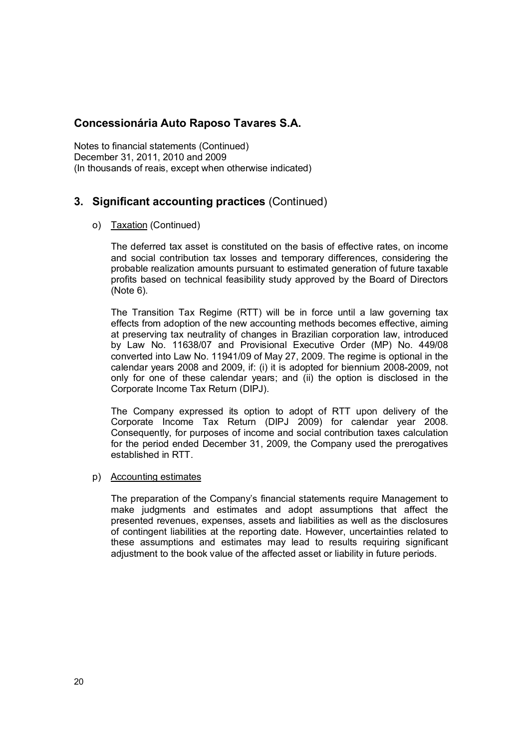# Concessionária Auto Raposo Tavares S.A.

Notes to financial statements (Continued)
December 31, 2011, 2010 and 2009
(In thousands of reais, except when otherwise indicated)

## 3. Significant accounting practices (Continued)

o) Taxation (Continued)

The deferred tax asset is constituted on the basis of effective rates, on income and social contribution tax losses and temporary differences, considering the probable realization amounts pursuant to estimated generation of future taxable profits based on technical feasibility study approved by the Board of Directors (Note 6).

The Transition Tax Regime (RTT) will be in force until a law governing tax effects from adoption of the new accounting methods becomes effective, aiming at preserving tax neutrality of changes in Brazilian corporation law, introduced by Law No. 11638/07 and Provisional Executive Order (MP) No. 449/08 converted into Law No. 11941/09 of May 27, 2009. The regime is optional in the calendar years 2008 and 2009, if: (i) it is adopted for biennium 2008-2009, not only for one of these calendar years; and (ii) the option is disclosed in the Corporate Income Tax Return (DIPJ).

The Company expressed its option to adopt of RTT upon delivery of the Corporate Income Tax Return (DIPJ 2009) for calendar year 2008. Consequently, for purposes of income and social contribution taxes calculation for the period ended December 31, 2009, the Company used the prerogatives established in RTT.

p) Accounting estimates

The preparation of the Company's financial statements require Management to make judgments and estimates and adopt assumptions that affect the presented revenues, expenses, assets and liabilities as well as the disclosures of contingent liabilities at the reporting date. However, uncertainties related to these assumptions and estimates may lead to results requiring significant adjustment to the book value of the affected asset or liability in future periods.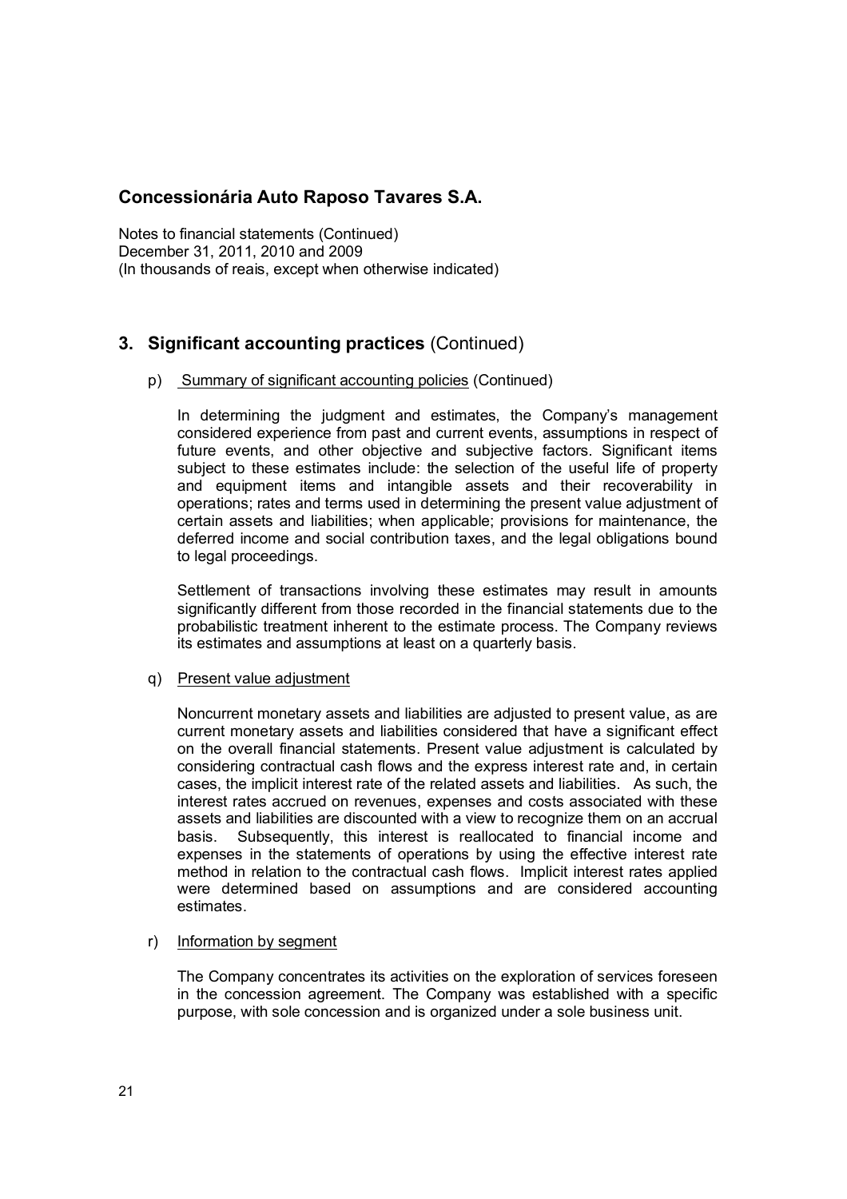# Concessionária Auto Raposo Tavares S.A.

Notes to financial statements (Continued)
December 31, 2011, 2010 and 2009
(In thousands of reais, except when otherwise indicated)

## 3. Significant accounting practices (Continued)

p) Summary of significant accounting policies (Continued)

In determining the judgment and estimates, the Company's management considered experience from past and current events, assumptions in respect of future events, and other objective and subjective factors. Significant items subject to these estimates include: the selection of the useful life of property and equipment items and intangible assets and their recoverability in operations; rates and terms used in determining the present value adjustment of certain assets and liabilities; when applicable; provisions for maintenance, the deferred income and social contribution taxes, and the legal obligations bound to legal proceedings.

Settlement of transactions involving these estimates may result in amounts significantly different from those recorded in the financial statements due to the probabilistic treatment inherent to the estimate process. The Company reviews its estimates and assumptions at least on a quarterly basis.

q) Present value adjustment

Noncurrent monetary assets and liabilities are adjusted to present value, as are current monetary assets and liabilities considered that have a significant effect on the overall financial statements. Present value adjustment is calculated by considering contractual cash flows and the express interest rate and, in certain cases, the implicit interest rate of the related assets and liabilities. As such, the interest rates accrued on revenues, expenses and costs associated with these assets and liabilities are discounted with a view to recognize them on an accrual basis. Subsequently, this interest is reallocated to financial income and expenses in the statements of operations by using the effective interest rate method in relation to the contractual cash flows. Implicit interest rates applied were determined based on assumptions and are considered accounting estimates.

r) Information by segment

The Company concentrates its activities on the exploration of services foreseen in the concession agreement. The Company was established with a specific purpose, with sole concession and is organized under a sole business unit.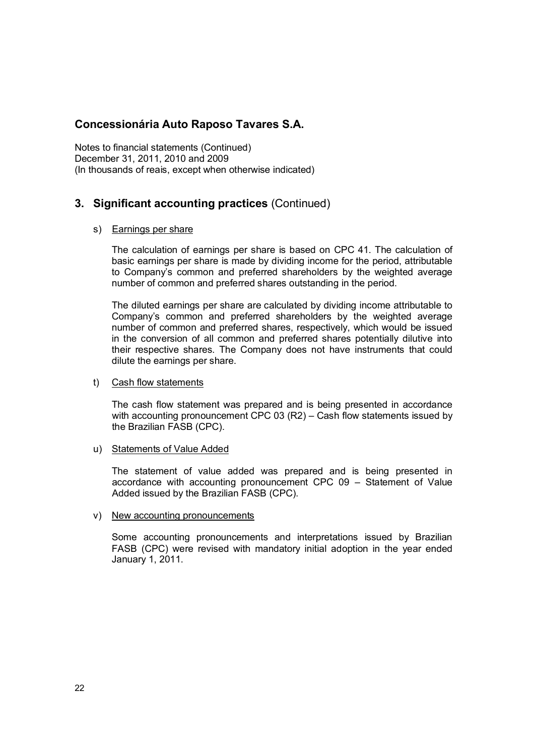# Concessionária Auto Raposo Tavares S.A.

Notes to financial statements (Continued)
December 31, 2011, 2010 and 2009
(In thousands of reais, except when otherwise indicated)

## 3. Significant accounting practices (Continued)

s) Earnings per share

The calculation of earnings per share is based on CPC 41. The calculation of basic earnings per share is made by dividing income for the period, attributable to Company's common and preferred shareholders by the weighted average number of common and preferred shares outstanding in the period.

The diluted earnings per share are calculated by dividing income attributable to Company's common and preferred shareholders by the weighted average number of common and preferred shares, respectively, which would be issued in the conversion of all common and preferred shares potentially dilutive into their respective shares. The Company does not have instruments that could dilute the earnings per share.

t) Cash flow statements

The cash flow statement was prepared and is being presented in accordance with accounting pronouncement CPC 03 (R2) – Cash flow statements issued by the Brazilian FASB (CPC).

u) Statements of Value Added

The statement of value added was prepared and is being presented in accordance with accounting pronouncement CPC 09 – Statement of Value Added issued by the Brazilian FASB (CPC).

v) New accounting pronouncements

Some accounting pronouncements and interpretations issued by Brazilian FASB (CPC) were revised with mandatory initial adoption in the year ended January 1, 2011.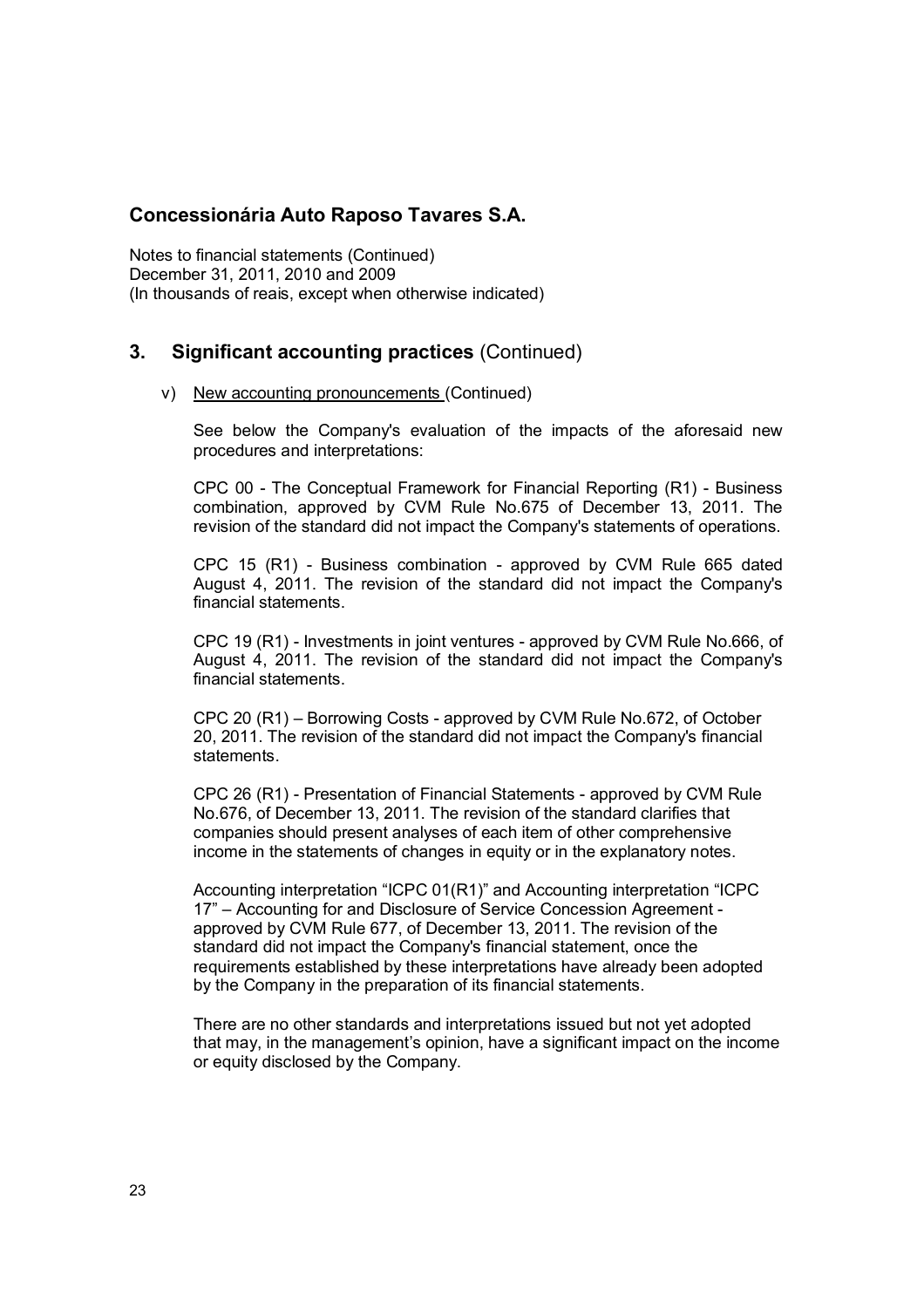# Concessionária Auto Raposo Tavares S.A.

Notes to financial statements (Continued)
December 31, 2011, 2010 and 2009
(In thousands of reais, except when otherwise indicated)

## 3. Significant accounting practices (Continued)

v) New accounting pronouncements (Continued)

See below the Company's evaluation of the impacts of the aforesaid new procedures and interpretations:

CPC 00 - The Conceptual Framework for Financial Reporting (R1) - Business combination, approved by CVM Rule No.675 of December 13, 2011. The revision of the standard did not impact the Company's statements of operations.

CPC 15 (R1) - Business combination - approved by CVM Rule 665 dated August 4, 2011. The revision of the standard did not impact the Company's financial statements.

CPC 19 (R1) - Investments in joint ventures - approved by CVM Rule No.666, of August 4, 2011. The revision of the standard did not impact the Company's financial statements.

CPC 20 (R1) – Borrowing Costs - approved by CVM Rule No.672, of October 20, 2011. The revision of the standard did not impact the Company's financial statements.

CPC 26 (R1) - Presentation of Financial Statements - approved by CVM Rule No.676, of December 13, 2011. The revision of the standard clarifies that companies should present analyses of each item of other comprehensive income in the statements of changes in equity or in the explanatory notes.

Accounting interpretation “ICPC 01(R1)” and Accounting interpretation “ICPC 17” – Accounting for and Disclosure of Service Concession Agreement - approved by CVM Rule 677, of December 13, 2011. The revision of the standard did not impact the Company's financial statement, once the requirements established by these interpretations have already been adopted by the Company in the preparation of its financial statements.

There are no other standards and interpretations issued but not yet adopted that may, in the management’s opinion, have a significant impact on the income or equity disclosed by the Company.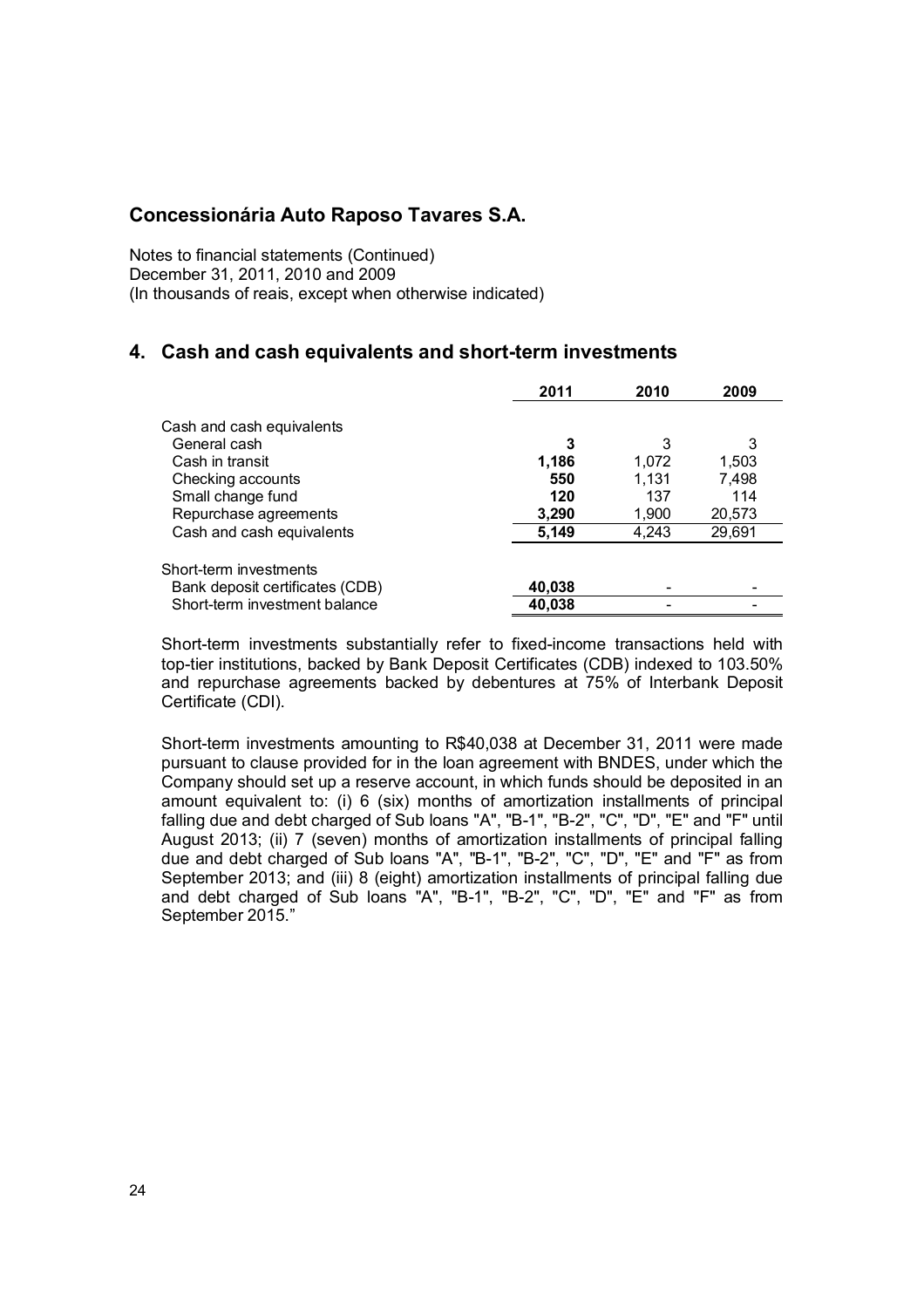## Concessionária Auto Raposo Tavares S.A.

Notes to financial statements (Continued)
December 31, 2011, 2010 and 2009
(In thousands of reais, except when otherwise indicated)

## 4. Cash and cash equivalents and short-term investments

| | 2011 | 2010 | 2009 |
|---|---|---|---|
| Cash and cash equivalents | | | |
| General cash | **3** | 3 | 3 |
| Cash in transit | **1,186** | 1,072 | 1,503 |
| Checking accounts | **550** | 1,131 | 7,498 |
| Small change fund | **120** | 137 | 114 |
| Repurchase agreements | **3,290** | 1,900 | 20,573 |
| Cash and cash equivalents | **5,149** | 4,243 | 29,691 |
| | | | |
| Short-term investments | | | |
| Bank deposit certificates (CDB) | **40,038** | - | - |
| Short-term investment balance | **40,038** | - | - |

Short-term investments substantially refer to fixed-income transactions held with top-tier institutions, backed by Bank Deposit Certificates (CDB) indexed to 103.50% and repurchase agreements backed by debentures at 75% of Interbank Deposit Certificate (CDI).

Short-term investments amounting to R$40,038 at December 31, 2011 were made pursuant to clause provided for in the loan agreement with BNDES, under which the Company should set up a reserve account, in which funds should be deposited in an amount equivalent to: (i) 6 (six) months of amortization installments of principal falling due and debt charged of Sub loans "A", "B-1", "B-2", "C", "D", "E" and "F" until August 2013; (ii) 7 (seven) months of amortization installments of principal falling due and debt charged of Sub loans "A", "B-1", "B-2", "C", "D", "E" and "F" as from September 2013; and (iii) 8 (eight) amortization installments of principal falling due and debt charged of Sub loans "A", "B-1", "B-2", "C", "D", "E" and "F" as from September 2015."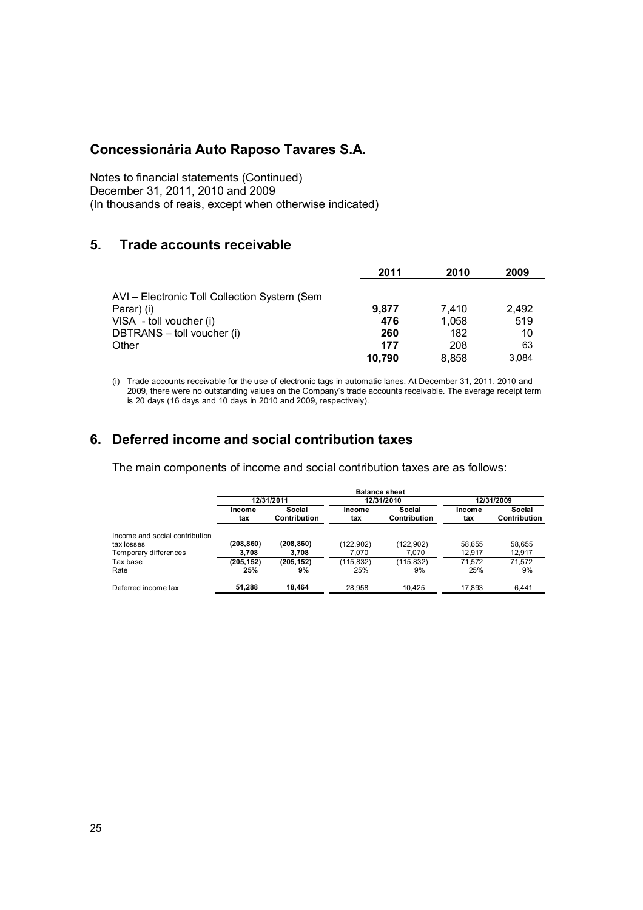# Concessionária Auto Raposo Tavares S.A.

Notes to financial statements (Continued)
December 31, 2011, 2010 and 2009
(In thousands of reais, except when otherwise indicated)

## 5. Trade accounts receivable

| | 2011 | 2010 | 2009 |
|---|---|---|---|
| AVI – Electronic Toll Collection System (Sem Parar) (i) | **9,877** | 7,410 | 2,492 |
| VISA - toll voucher (i) | **476** | 1,058 | 519 |
| DBTRANS – toll voucher (i) | **260** | 182 | 10 |
| Other | **177** | 208 | 63 |
| | **10,790** | 8,858 | 3,084 |

(i) Trade accounts receivable for the use of electronic tags in automatic lanes. At December 31, 2011, 2010 and 2009, there were no outstanding values on the Company's trade accounts receivable. The average receipt term is 20 days (16 days and 10 days in 2010 and 2009, respectively).

## 6. Deferred income and social contribution taxes

The main components of income and social contribution taxes are as follows:

| | Balance sheet | | | | | |
|---|---|---|---|---|---|---|
| | 12/31/2011 | | 12/31/2010 | | 12/31/2009 | |
| | Income tax | Social Contribution | Income tax | Social Contribution | Income tax | Social Contribution |
| Income and social contribution tax losses | **(208,860)** | **(208,860)** | (122,902) | (122,902) | 58,655 | 58,655 |
| Temporary differences | **3,708** | **3,708** | 7,070 | 7,070 | 12,917 | 12,917 |
| Tax base | **(205,152)** | **(205,152)** | (115,832) | (115,832) | 71,572 | 71,572 |
| Rate | **25%** | **9%** | 25% | 9% | 25% | 9% |
| Deferred income tax | **51,288** | **18,464** | 28,958 | 10,425 | 17,893 | 6,441 |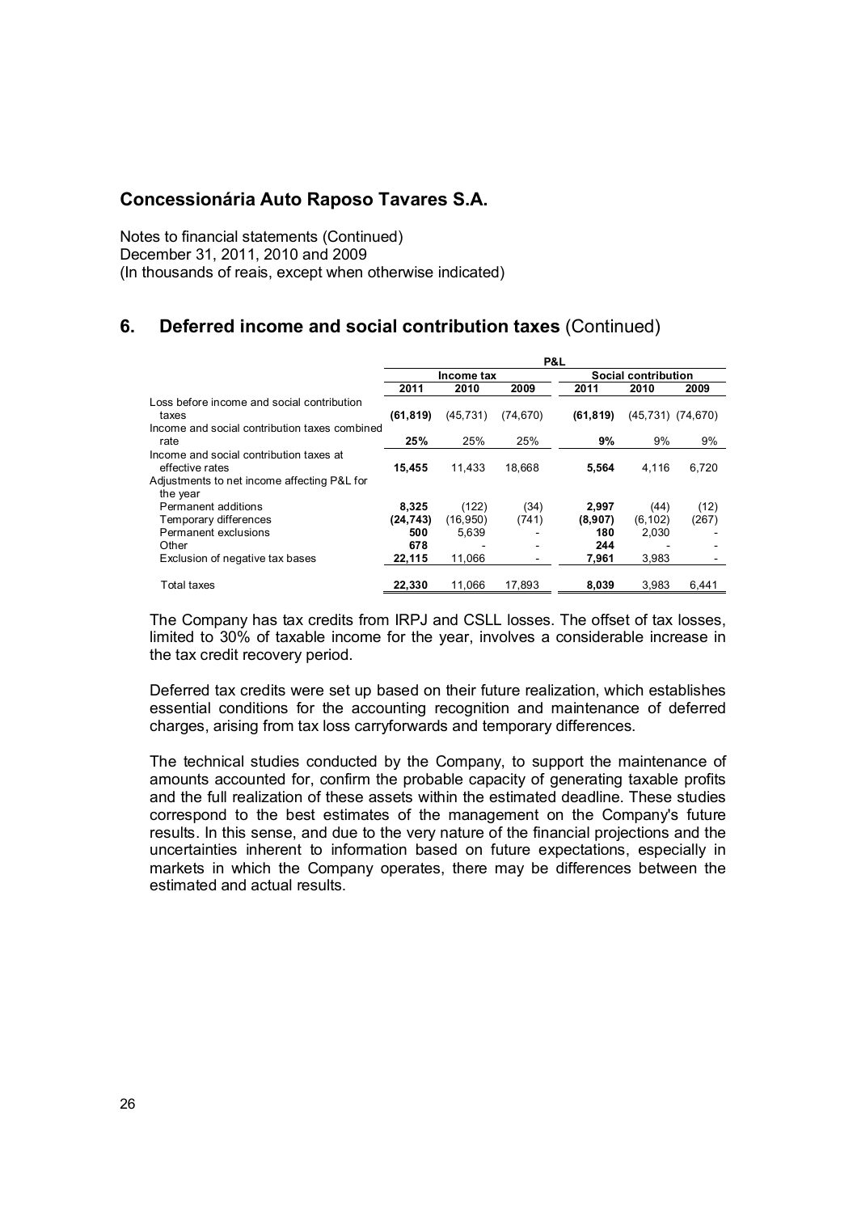# Concessionária Auto Raposo Tavares S.A.

Notes to financial statements (Continued)
December 31, 2011, 2010 and 2009
(In thousands of reais, except when otherwise indicated)

## 6. Deferred income and social contribution taxes (Continued)

| | P&L | | | | | |
|---|---|---|---|---|---|---|
| | Income tax | | | Social contribution | | |
| | **2011** | 2010 | 2009 | **2011** | 2010 | 2009 |
| Loss before income and social contribution taxes | **(61,819)** | (45,731) | (74,670) | **(61,819)** | (45,731) | (74,670) |
| Income and social contribution taxes combined rate | **25%** | 25% | 25% | **9%** | 9% | 9% |
| Income and social contribution taxes at effective rates | **15,455** | 11,433 | 18,668 | **5,564** | 4,116 | 6,720 |
| Adjustments to net income affecting P&L for the year | | | | | | |
| Permanent additions | **8,325** | (122) | (34) | **2,997** | (44) | (12) |
| Temporary differences | **(24,743)** | (16,950) | (741) | **(8,907)** | (6,102) | (267) |
| Permanent exclusions | **500** | 5,639 | - | **180** | 2,030 | - |
| Other | **678** | - | - | **244** | - | - |
| Exclusion of negative tax bases | **22,115** | 11,066 | - | **7,961** | 3,983 | - |
| Total taxes | **22,330** | 11,066 | 17,893 | **8,039** | 3,983 | 6,441 |

The Company has tax credits from IRPJ and CSLL losses. The offset of tax losses, limited to 30% of taxable income for the year, involves a considerable increase in the tax credit recovery period.

Deferred tax credits were set up based on their future realization, which establishes essential conditions for the accounting recognition and maintenance of deferred charges, arising from tax loss carryforwards and temporary differences.

The technical studies conducted by the Company, to support the maintenance of amounts accounted for, confirm the probable capacity of generating taxable profits and the full realization of these assets within the estimated deadline. These studies correspond to the best estimates of the management on the Company's future results. In this sense, and due to the very nature of the financial projections and the uncertainties inherent to information based on future expectations, especially in markets in which the Company operates, there may be differences between the estimated and actual results.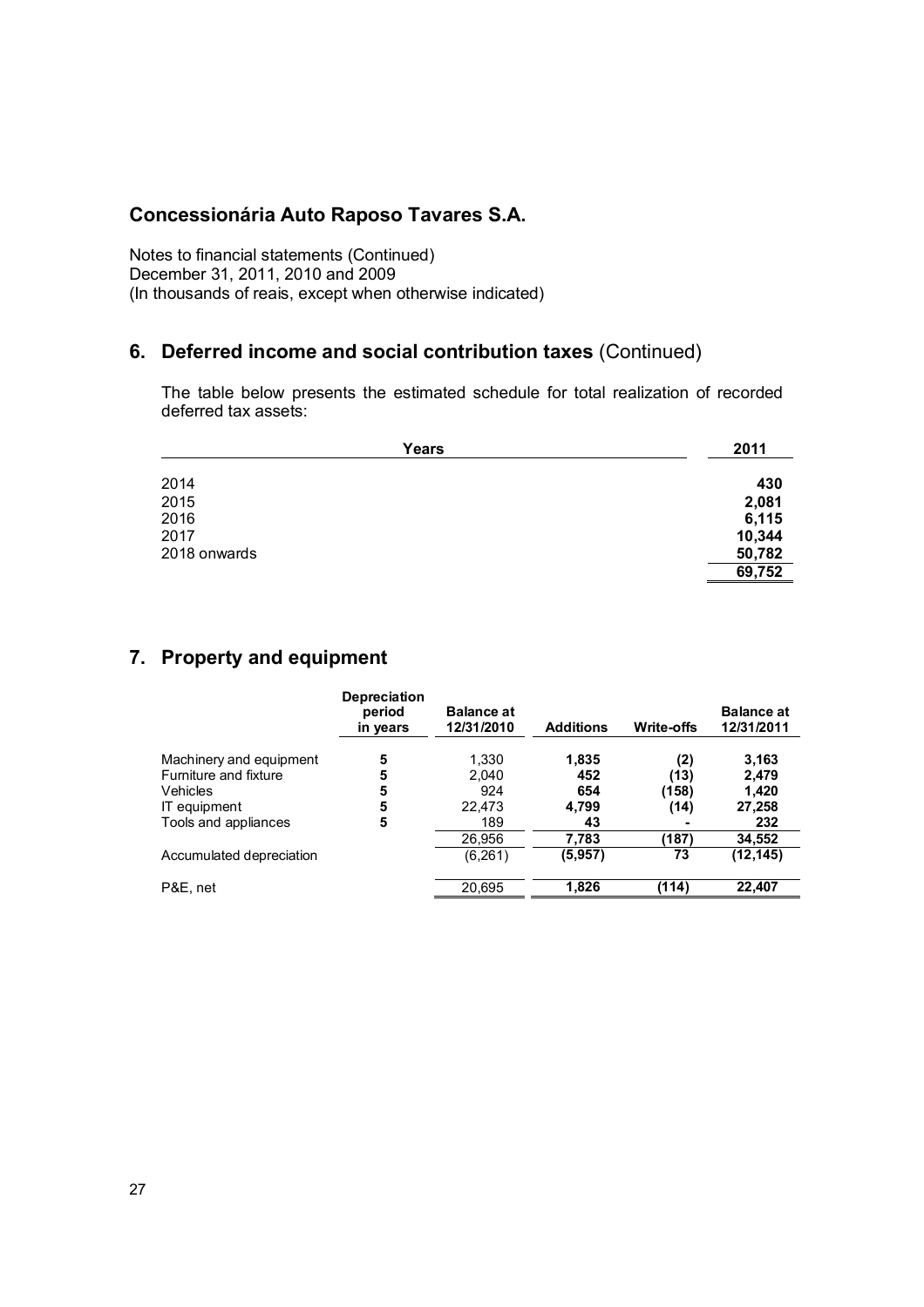# Concessionária Auto Raposo Tavares S.A.

Notes to financial statements (Continued)
December 31, 2011, 2010 and 2009
(In thousands of reais, except when otherwise indicated)

## 6. Deferred income and social contribution taxes (Continued)

The table below presents the estimated schedule for total realization of recorded deferred tax assets:

| Years | 2011 |
|---|---|
| 2014 | **430** |
| 2015 | **2,081** |
| 2016 | **6,115** |
| 2017 | **10,344** |
| 2018 onwards | **50,782** |
| | **69,752** |

## 7. Property and equipment

| | Depreciation period in years | Balance at 12/31/2010 | Additions | Write-offs | Balance at 12/31/2011 |
|---|---|---|---|---|---|
| Machinery and equipment | **5** | 1,330 | **1,835** | **(2)** | **3,163** |
| Furniture and fixture | **5** | 2,040 | **452** | **(13)** | **2,479** |
| Vehicles | **5** | 924 | **654** | **(158)** | **1,420** |
| IT equipment | **5** | 22,473 | **4,799** | **(14)** | **27,258** |
| Tools and appliances | **5** | 189 | **43** | **-** | **232** |
| | | 26,956 | **7,783** | **(187)** | **34,552** |
| Accumulated depreciation | | (6,261) | **(5,957)** | **73** | **(12,145)** |
| P&E, net | | 20,695 | **1,826** | **(114)** | **22,407** |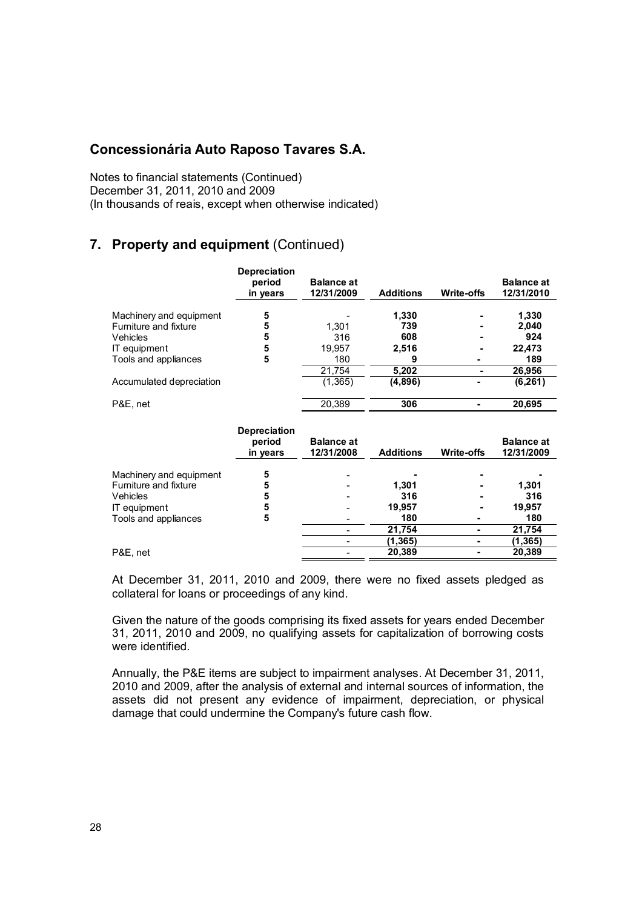# Concessionária Auto Raposo Tavares S.A.

Notes to financial statements (Continued)
December 31, 2011, 2010 and 2009
(In thousands of reais, except when otherwise indicated)

## 7. Property and equipment (Continued)

| | Depreciation period in years | Balance at 12/31/2009 | Additions | Write-offs | Balance at 12/31/2010 |
|---|---|---|---|---|---|
| Machinery and equipment | 5 | - | **1,330** | **-** | **1,330** |
| Furniture and fixture | 5 | 1,301 | **739** | **-** | **2,040** |
| Vehicles | 5 | 316 | **608** | **-** | **924** |
| IT equipment | 5 | 19,957 | **2,516** | **-** | **22,473** |
| Tools and appliances | 5 | 180 | **9** | **-** | **189** |
| | | 21,754 | **5,202** | **-** | **26,956** |
| Accumulated depreciation | | (1,365) | **(4,896)** | **-** | **(6,261)** |
| P&E, net | | 20,389 | **306** | **-** | **20,695** |

| | Depreciation period in years | Balance at 12/31/2008 | Additions | Write-offs | Balance at 12/31/2009 |
|---|---|---|---|---|---|
| Machinery and equipment | 5 | - | **-** | **-** | **-** |
| Furniture and fixture | 5 | - | **1,301** | **-** | **1,301** |
| Vehicles | 5 | - | **316** | **-** | **316** |
| IT equipment | 5 | - | **19,957** | **-** | **19,957** |
| Tools and appliances | 5 | - | **180** | **-** | **180** |
| | | - | **21,754** | **-** | **21,754** |
| | | - | **(1,365)** | **-** | **(1,365)** |
| P&E, net | | - | **20,389** | **-** | **20,389** |

At December 31, 2011, 2010 and 2009, there were no fixed assets pledged as collateral for loans or proceedings of any kind.

Given the nature of the goods comprising its fixed assets for years ended December 31, 2011, 2010 and 2009, no qualifying assets for capitalization of borrowing costs were identified.

Annually, the P&E items are subject to impairment analyses. At December 31, 2011, 2010 and 2009, after the analysis of external and internal sources of information, the assets did not present any evidence of impairment, depreciation, or physical damage that could undermine the Company's future cash flow.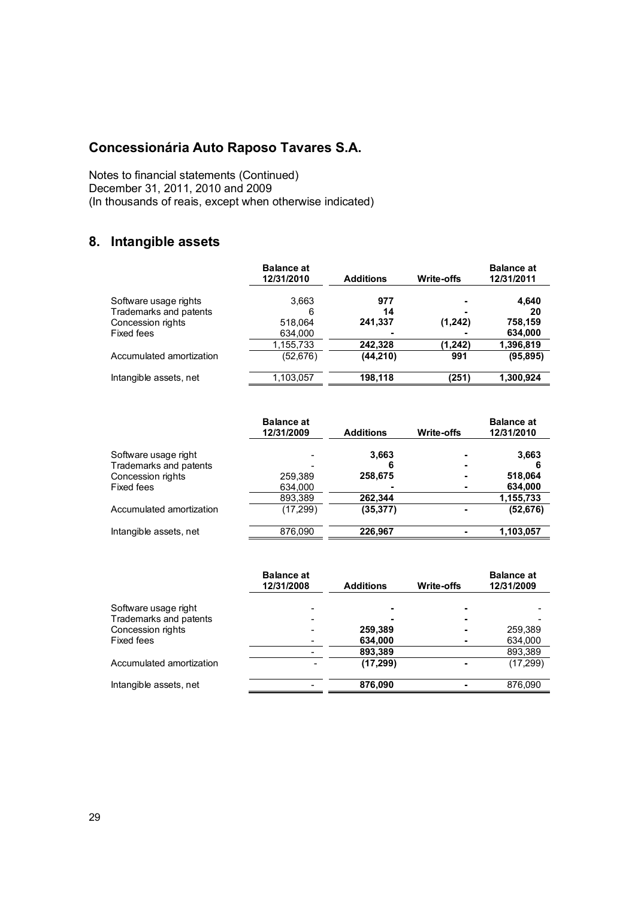# Concessionária Auto Raposo Tavares S.A.

Notes to financial statements (Continued)
December 31, 2011, 2010 and 2009
(In thousands of reais, except when otherwise indicated)

## 8. Intangible assets

| | Balance at 12/31/2010 | Additions | Write-offs | Balance at 12/31/2011 |
|---|---|---|---|---|
| Software usage rights | 3,663 | **977** | **-** | **4,640** |
| Trademarks and patents | 6 | **14** | **-** | **20** |
| Concession rights | 518,064 | **241,337** | **(1,242)** | **758,159** |
| Fixed fees | 634,000 | **-** | **-** | **634,000** |
| | 1,155,733 | **242,328** | **(1,242)** | **1,396,819** |
| Accumulated amortization | (52,676) | **(44,210)** | **991** | **(95,895)** |
| Intangible assets, net | 1,103,057 | **198,118** | **(251)** | **1,300,924** |

| | Balance at 12/31/2009 | Additions | Write-offs | Balance at 12/31/2010 |
|---|---|---|---|---|
| Software usage right | - | **3,663** | **-** | **3,663** |
| Trademarks and patents | - | **6** | **-** | **6** |
| Concession rights | 259,389 | **258,675** | **-** | **518,064** |
| Fixed fees | 634,000 | **-** | **-** | **634,000** |
| | 893,389 | **262,344** | | **1,155,733** |
| Accumulated amortization | (17,299) | **(35,377)** | **-** | **(52,676)** |
| Intangible assets, net | 876,090 | **226,967** | **-** | **1,103,057** |

| | Balance at 12/31/2008 | Additions | Write-offs | Balance at 12/31/2009 |
|---|---|---|---|---|
| Software usage right | - | **-** | **-** | - |
| Trademarks and patents | - | **-** | **-** | - |
| Concession rights | - | **259,389** | **-** | 259,389 |
| Fixed fees | - | **634,000** | **-** | 634,000 |
| | - | **893,389** | | 893,389 |
| Accumulated amortization | - | **(17,299)** | **-** | (17,299) |
| Intangible assets, net | - | **876,090** | **-** | 876,090 |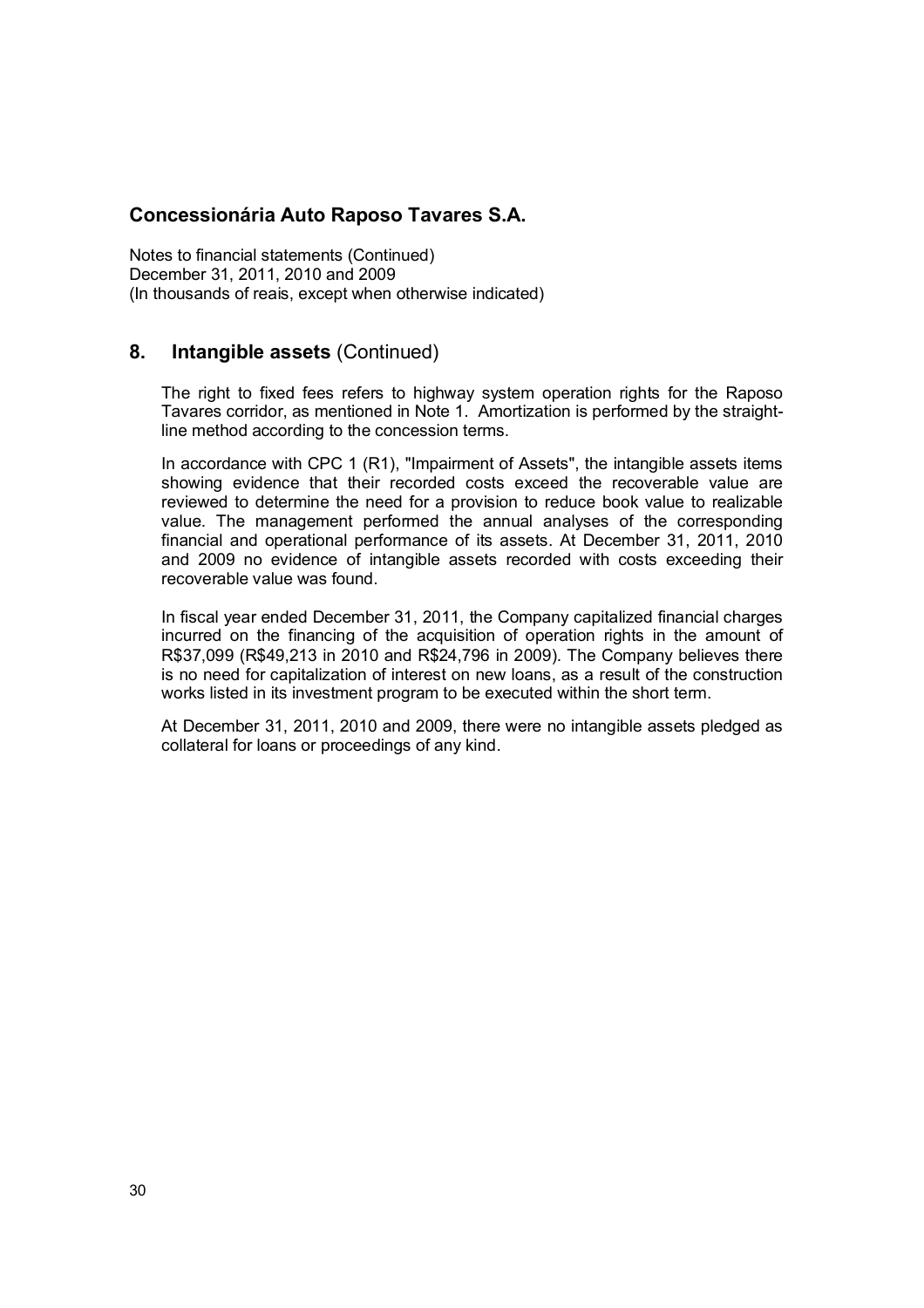## Concessionária Auto Raposo Tavares S.A.

Notes to financial statements (Continued)
December 31, 2011, 2010 and 2009
(In thousands of reais, except when otherwise indicated)

### 8. Intangible assets (Continued)

The right to fixed fees refers to highway system operation rights for the Raposo Tavares corridor, as mentioned in Note 1. Amortization is performed by the straight-line method according to the concession terms.

In accordance with CPC 1 (R1), "Impairment of Assets", the intangible assets items showing evidence that their recorded costs exceed the recoverable value are reviewed to determine the need for a provision to reduce book value to realizable value. The management performed the annual analyses of the corresponding financial and operational performance of its assets. At December 31, 2011, 2010 and 2009 no evidence of intangible assets recorded with costs exceeding their recoverable value was found.

In fiscal year ended December 31, 2011, the Company capitalized financial charges incurred on the financing of the acquisition of operation rights in the amount of R$37,099 (R$49,213 in 2010 and R$24,796 in 2009). The Company believes there is no need for capitalization of interest on new loans, as a result of the construction works listed in its investment program to be executed within the short term.

At December 31, 2011, 2010 and 2009, there were no intangible assets pledged as collateral for loans or proceedings of any kind.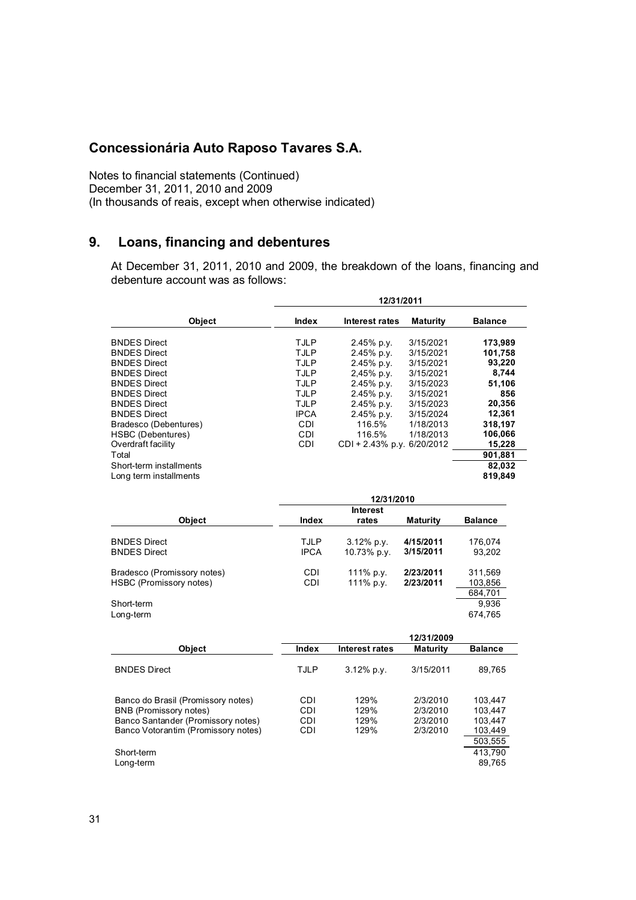# Concessionária Auto Raposo Tavares S.A.

Notes to financial statements (Continued)
December 31, 2011, 2010 and 2009
(In thousands of reais, except when otherwise indicated)

## 9. Loans, financing and debentures

At December 31, 2011, 2010 and 2009, the breakdown of the loans, financing and debenture account was as follows:

| | 12/31/2011 | | | |
|---|---|---|---|---|
| **Object** | **Index** | **Interest rates** | **Maturity** | **Balance** |
| BNDES Direct | TJLP | 2.45% p.y. | 3/15/2021 | **173,989** |
| BNDES Direct | TJLP | 2.45% p.y. | 3/15/2021 | **101,758** |
| BNDES Direct | TJLP | 2.45% p.y. | 3/15/2021 | **93,220** |
| BNDES Direct | TJLP | 2,45% p.y. | 3/15/2021 | **8,744** |
| BNDES Direct | TJLP | 2.45% p.y. | 3/15/2023 | **51,106** |
| BNDES Direct | TJLP | 2.45% p.y. | 3/15/2021 | **856** |
| BNDES Direct | TJLP | 2.45% p.y. | 3/15/2023 | **20,356** |
| BNDES Direct | IPCA | 2.45% p.y. | 3/15/2024 | **12,361** |
| Bradesco (Debentures) | CDI | 116.5% | 1/18/2013 | **318,197** |
| HSBC (Debentures) | CDI | 116.5% | 1/18/2013 | **106,066** |
| Overdraft facility | CDI | CDI + 2.43% p.y. | 6/20/2012 | **15,228** |
| Total | | | | **901,881** |
| Short-term installments | | | | **82,032** |
| Long term installments | | | | **819,849** |

| | 12/31/2010 | | | |
|---|---|---|---|---|
| **Object** | **Index** | **Interest rates** | **Maturity** | **Balance** |
| BNDES Direct | TJLP | 3.12% p.y. | **4/15/2011** | 176,074 |
| BNDES Direct | IPCA | 10.73% p.y. | **3/15/2011** | 93,202 |
| Bradesco (Promissory notes) | CDI | 111% p.y. | **2/23/2011** | 311,569 |
| HSBC (Promissory notes) | CDI | 111% p.y. | **2/23/2011** | 103,856 |
| | | | | 684,701 |
| Short-term | | | | 9,936 |
| Long-term | | | | 674,765 |

| | | | 12/31/2009 | |
|---|---|---|---|---|
| **Object** | **Index** | **Interest rates** | **Maturity** | **Balance** |
| BNDES Direct | TJLP | 3.12% p.y. | 3/15/2011 | 89,765 |
| Banco do Brasil (Promissory notes) | CDI | 129% | 2/3/2010 | 103,447 |
| BNB (Promissory notes) | CDI | 129% | 2/3/2010 | 103,447 |
| Banco Santander (Promissory notes) | CDI | 129% | 2/3/2010 | 103,447 |
| Banco Votorantim (Promissory notes) | CDI | 129% | 2/3/2010 | 103,449 |
| | | | | 503,555 |
| Short-term | | | | 413,790 |
| Long-term | | | | 89,765 |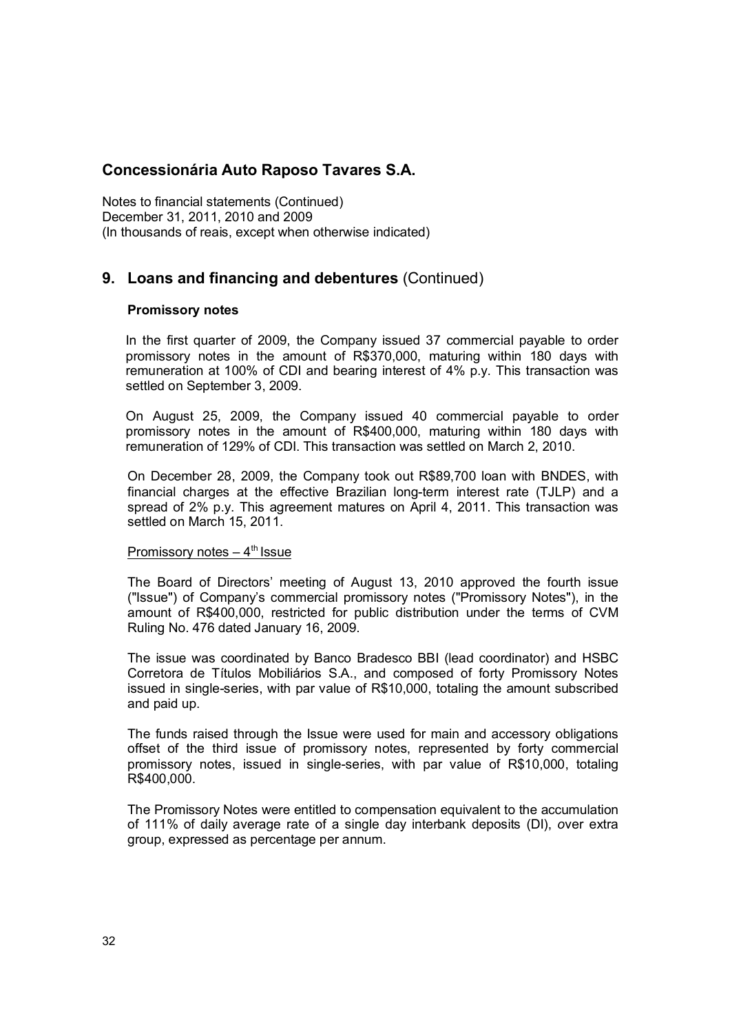# Concessionária Auto Raposo Tavares S.A.

Notes to financial statements (Continued)
December 31, 2011, 2010 and 2009
(In thousands of reais, except when otherwise indicated)

## 9. Loans and financing and debentures (Continued)

### Promissory notes

In the first quarter of 2009, the Company issued 37 commercial payable to order promissory notes in the amount of R$370,000, maturing within 180 days with remuneration at 100% of CDI and bearing interest of 4% p.y. This transaction was settled on September 3, 2009.

On August 25, 2009, the Company issued 40 commercial payable to order promissory notes in the amount of R$400,000, maturing within 180 days with remuneration of 129% of CDI. This transaction was settled on March 2, 2010.

On December 28, 2009, the Company took out R$89,700 loan with BNDES, with financial charges at the effective Brazilian long-term interest rate (TJLP) and a spread of 2% p.y. This agreement matures on April 4, 2011. This transaction was settled on March 15, 2011.

Promissory notes – 4th Issue

The Board of Directors' meeting of August 13, 2010 approved the fourth issue ("Issue") of Company's commercial promissory notes ("Promissory Notes"), in the amount of R$400,000, restricted for public distribution under the terms of CVM Ruling No. 476 dated January 16, 2009.

The issue was coordinated by Banco Bradesco BBI (lead coordinator) and HSBC Corretora de Títulos Mobiliários S.A., and composed of forty Promissory Notes issued in single-series, with par value of R$10,000, totaling the amount subscribed and paid up.

The funds raised through the Issue were used for main and accessory obligations offset of the third issue of promissory notes, represented by forty commercial promissory notes, issued in single-series, with par value of R$10,000, totaling R$400,000.

The Promissory Notes were entitled to compensation equivalent to the accumulation of 111% of daily average rate of a single day interbank deposits (DI), over extra group, expressed as percentage per annum.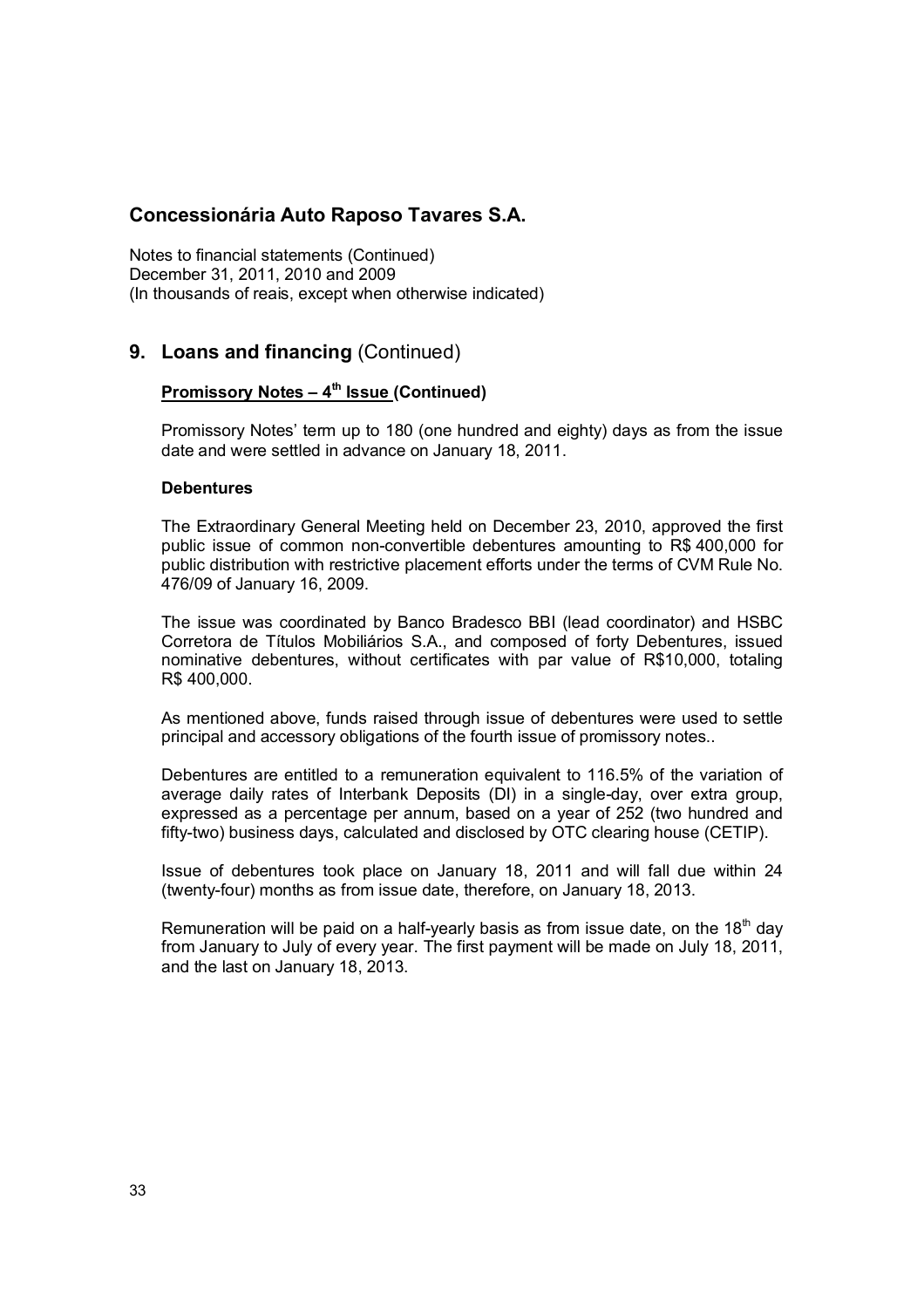# Concessionária Auto Raposo Tavares S.A.

Notes to financial statements (Continued)
December 31, 2011, 2010 and 2009
(In thousands of reais, except when otherwise indicated)

## 9. Loans and financing (Continued)

**Promissory Notes – 4th Issue (Continued)**

Promissory Notes' term up to 180 (one hundred and eighty) days as from the issue date and were settled in advance on January 18, 2011.

**Debentures**

The Extraordinary General Meeting held on December 23, 2010, approved the first public issue of common non-convertible debentures amounting to R$ 400,000 for public distribution with restrictive placement efforts under the terms of CVM Rule No. 476/09 of January 16, 2009.

The issue was coordinated by Banco Bradesco BBI (lead coordinator) and HSBC Corretora de Títulos Mobiliários S.A., and composed of forty Debentures, issued nominative debentures, without certificates with par value of R$10,000, totaling R$ 400,000.

As mentioned above, funds raised through issue of debentures were used to settle principal and accessory obligations of the fourth issue of promissory notes..

Debentures are entitled to a remuneration equivalent to 116.5% of the variation of average daily rates of Interbank Deposits (DI) in a single-day, over extra group, expressed as a percentage per annum, based on a year of 252 (two hundred and fifty-two) business days, calculated and disclosed by OTC clearing house (CETIP).

Issue of debentures took place on January 18, 2011 and will fall due within 24 (twenty-four) months as from issue date, therefore, on January 18, 2013.

Remuneration will be paid on a half-yearly basis as from issue date, on the 18th day from January to July of every year. The first payment will be made on July 18, 2011, and the last on January 18, 2013.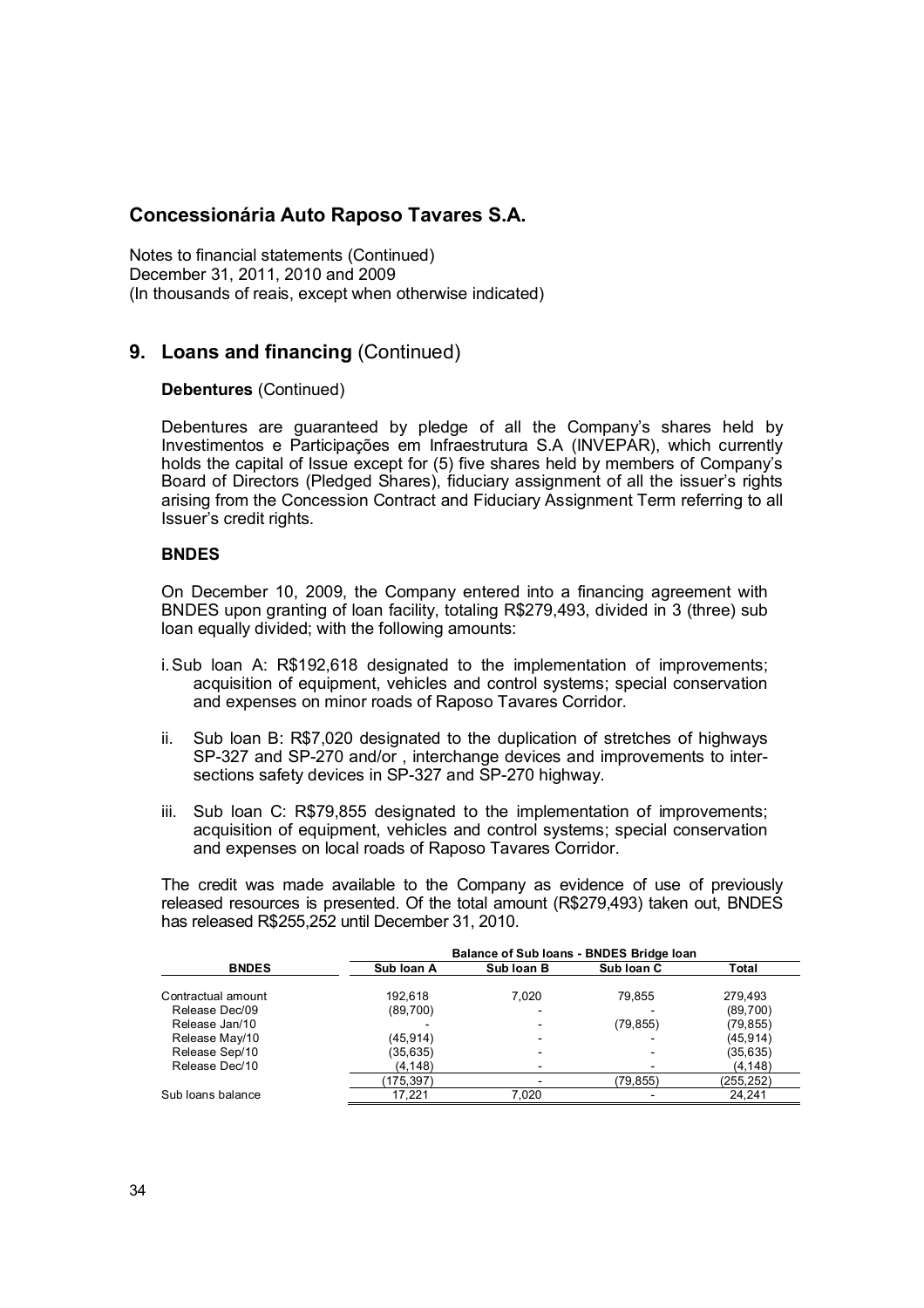# Concessionária Auto Raposo Tavares S.A.

Notes to financial statements (Continued)
December 31, 2011, 2010 and 2009
(In thousands of reais, except when otherwise indicated)

## 9. Loans and financing (Continued)

**Debentures** (Continued)

Debentures are guaranteed by pledge of all the Company's shares held by Investimentos e Participações em Infraestrutura S.A (INVEPAR), which currently holds the capital of Issue except for (5) five shares held by members of Company's Board of Directors (Pledged Shares), fiduciary assignment of all the issuer's rights arising from the Concession Contract and Fiduciary Assignment Term referring to all Issuer's credit rights.

**BNDES**

On December 10, 2009, the Company entered into a financing agreement with BNDES upon granting of loan facility, totaling R$279,493, divided in 3 (three) sub loan equally divided; with the following amounts:

i. Sub loan A: R$192,618 designated to the implementation of improvements; acquisition of equipment, vehicles and control systems; special conservation and expenses on minor roads of Raposo Tavares Corridor.

ii. Sub loan B: R$7,020 designated to the duplication of stretches of highways SP-327 and SP-270 and/or , interchange devices and improvements to inter-sections safety devices in SP-327 and SP-270 highway.

iii. Sub loan C: R$79,855 designated to the implementation of improvements; acquisition of equipment, vehicles and control systems; special conservation and expenses on local roads of Raposo Tavares Corridor.

The credit was made available to the Company as evidence of use of previously released resources is presented. Of the total amount (R$279,493) taken out, BNDES has released R$255,252 until December 31, 2010.

| | Balance of Sub loans - BNDES Bridge loan | | | |
|---|---|---|---|---|
| **BNDES** | **Sub loan A** | **Sub loan B** | **Sub loan C** | **Total** |
| Contractual amount | 192,618 | 7,020 | 79,855 | 279,493 |
| Release Dec/09 | (89,700) | - | - | (89,700) |
| Release Jan/10 | - | - | (79,855) | (79,855) |
| Release May/10 | (45,914) | - | - | (45,914) |
| Release Sep/10 | (35,635) | - | - | (35,635) |
| Release Dec/10 | (4,148) | - | - | (4,148) |
| | (175,397) | - | (79,855) | (255,252) |
| Sub loans balance | 17,221 | 7,020 | - | 24,241 |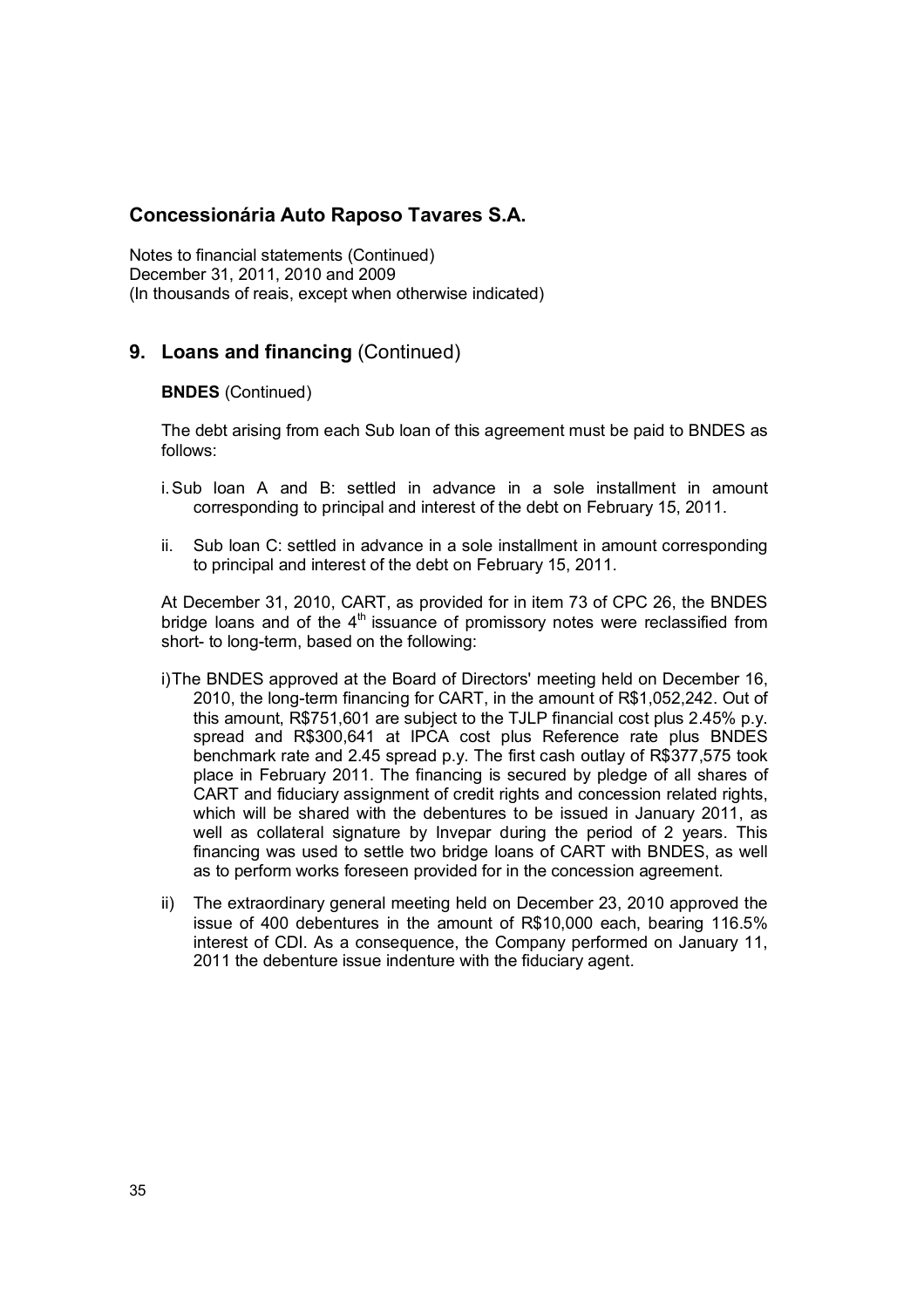## 9. Loans and financing (Continued)

**BNDES** (Continued)

The debt arising from each Sub loan of this agreement must be paid to BNDES as follows:

i. Sub loan A and B: settled in advance in a sole installment in amount corresponding to principal and interest of the debt on February 15, 2011.

ii. Sub loan C: settled in advance in a sole installment in amount corresponding to principal and interest of the debt on February 15, 2011.

At December 31, 2010, CART, as provided for in item 73 of CPC 26, the BNDES bridge loans and of the 4th issuance of promissory notes were reclassified from short- to long-term, based on the following:

i) The BNDES approved at the Board of Directors' meeting held on December 16, 2010, the long-term financing for CART, in the amount of R$1,052,242. Out of this amount, R$751,601 are subject to the TJLP financial cost plus 2.45% p.y. spread and R$300,641 at IPCA cost plus Reference rate plus BNDES benchmark rate and 2.45 spread p.y. The first cash outlay of R$377,575 took place in February 2011. The financing is secured by pledge of all shares of CART and fiduciary assignment of credit rights and concession related rights, which will be shared with the debentures to be issued in January 2011, as well as collateral signature by Invepar during the period of 2 years. This financing was used to settle two bridge loans of CART with BNDES, as well as to perform works foreseen provided for in the concession agreement.

ii) The extraordinary general meeting held on December 23, 2010 approved the issue of 400 debentures in the amount of R$10,000 each, bearing 116.5% interest of CDI. As a consequence, the Company performed on January 11, 2011 the debenture issue indenture with the fiduciary agent.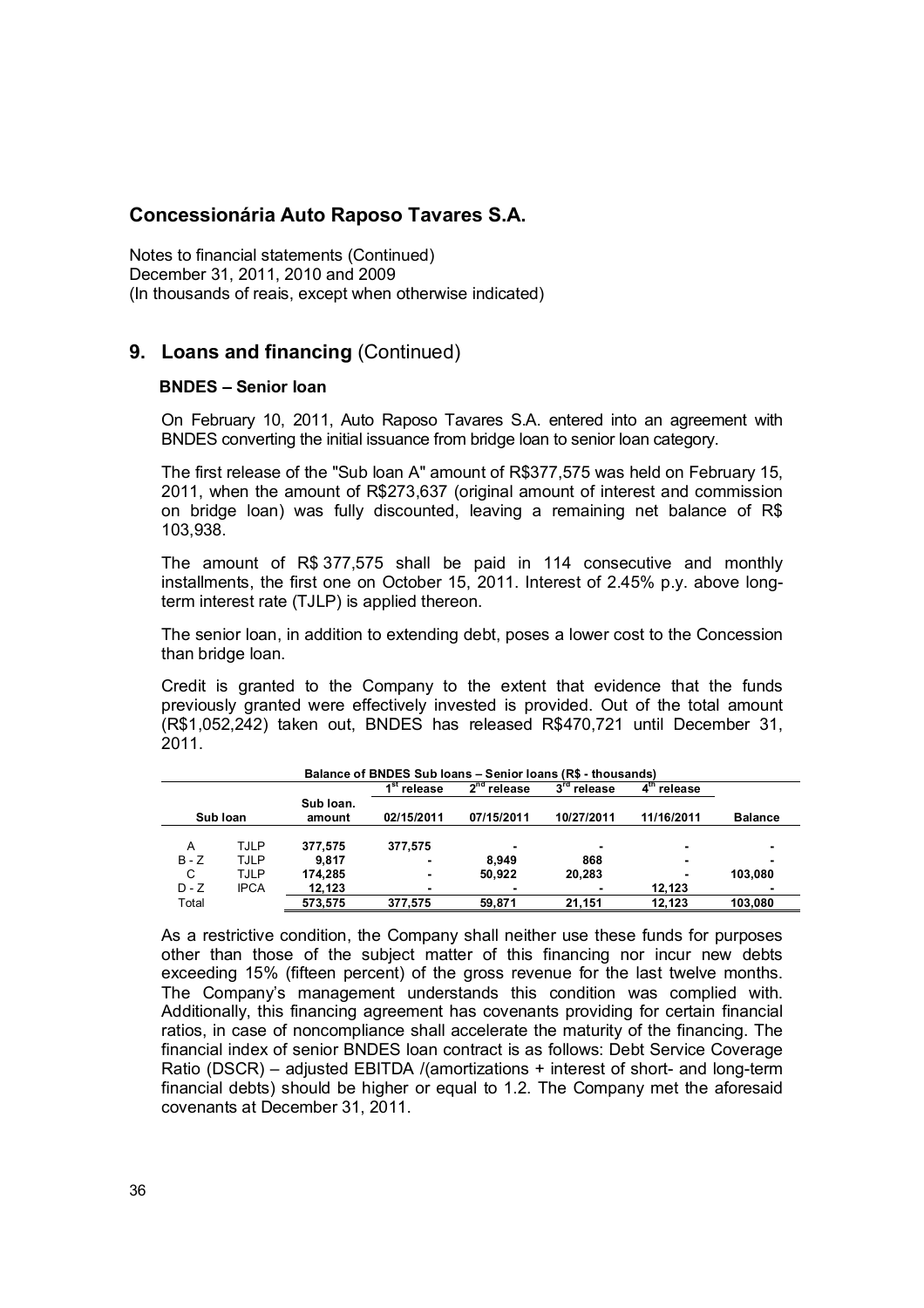# Concessionária Auto Raposo Tavares S.A.

Notes to financial statements (Continued)
December 31, 2011, 2010 and 2009
(In thousands of reais, except when otherwise indicated)

## 9. Loans and financing (Continued)

### BNDES – Senior loan

On February 10, 2011, Auto Raposo Tavares S.A. entered into an agreement with BNDES converting the initial issuance from bridge loan to senior loan category.

The first release of the "Sub loan A" amount of R$377,575 was held on February 15, 2011, when the amount of R$273,637 (original amount of interest and commission on bridge loan) was fully discounted, leaving a remaining net balance of R$ 103,938.

The amount of R$ 377,575 shall be paid in 114 consecutive and monthly installments, the first one on October 15, 2011. Interest of 2.45% p.y. above long-term interest rate (TJLP) is applied thereon.

The senior loan, in addition to extending debt, poses a lower cost to the Concession than bridge loan.

Credit is granted to the Company to the extent that evidence that the funds previously granted were effectively invested is provided. Out of the total amount (R$1,052,242) taken out, BNDES has released R$470,721 until December 31, 2011.

**Balance of BNDES Sub loans – Senior loans (R$ - thousands)**

| Sub loan | | Sub loan. amount | 1st release 02/15/2011 | 2nd release 07/15/2011 | 3rd release 10/27/2011 | 4th release 11/16/2011 | Balance |
|---|---|---|---|---|---|---|---|
| A | TJLP | 377,575 | 377,575 | - | - | - | - |
| B - Z | TJLP | 9,817 | - | 8,949 | 868 | - | - |
| C | TJLP | 174,285 | - | 50,922 | 20,283 | - | 103,080 |
| D - Z | IPCA | 12,123 | - | - | - | 12,123 | - |
| Total | | 573,575 | 377,575 | 59,871 | 21,151 | 12,123 | 103,080 |

As a restrictive condition, the Company shall neither use these funds for purposes other than those of the subject matter of this financing nor incur new debts exceeding 15% (fifteen percent) of the gross revenue for the last twelve months. The Company's management understands this condition was complied with. Additionally, this financing agreement has covenants providing for certain financial ratios, in case of noncompliance shall accelerate the maturity of the financing. The financial index of senior BNDES loan contract is as follows: Debt Service Coverage Ratio (DSCR) – adjusted EBITDA /(amortizations + interest of short- and long-term financial debts) should be higher or equal to 1.2. The Company met the aforesaid covenants at December 31, 2011.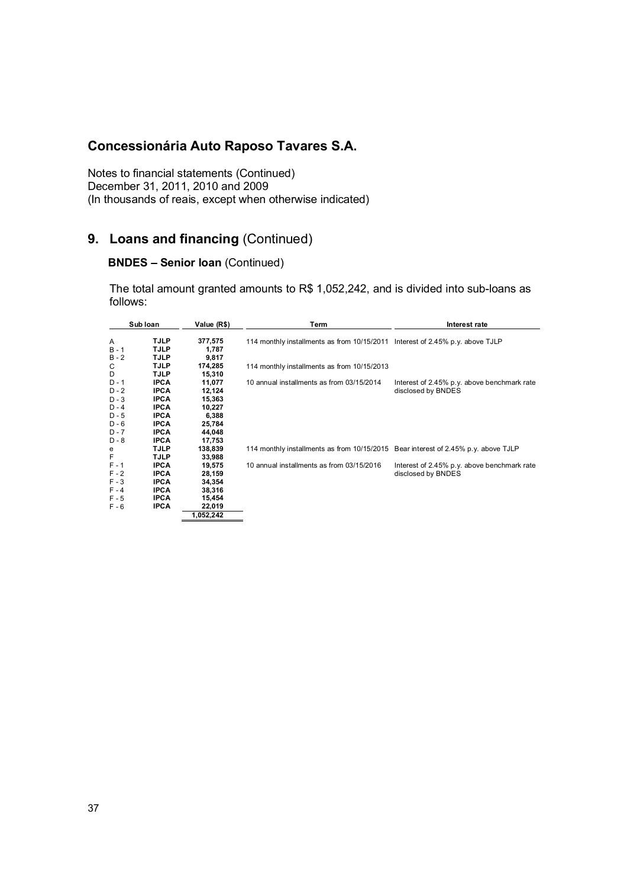# Concessionária Auto Raposo Tavares S.A.

Notes to financial statements (Continued)
December 31, 2011, 2010 and 2009
(In thousands of reais, except when otherwise indicated)

## 9. Loans and financing (Continued)

### BNDES – Senior loan (Continued)

The total amount granted amounts to R$ 1,052,242, and is divided into sub-loans as follows:

| Sub loan | | Value (R$) | Term | Interest rate |
|---|---|---|---|---|
| A | **TJLP** | **377,575** | 114 monthly installments as from 10/15/2011 | Interest of 2.45% p.y. above TJLP |
| B - 1 | **TJLP** | **1,787** | | |
| B - 2 | **TJLP** | **9,817** | | |
| C | **TJLP** | **174,285** | 114 monthly installments as from 10/15/2013 | |
| D | **TJLP** | **15,310** | | |
| D - 1 | **IPCA** | **11,077** | 10 annual installments as from 03/15/2014 | Interest of 2.45% p.y. above benchmark rate disclosed by BNDES |
| D - 2 | **IPCA** | **12,124** | | |
| D - 3 | **IPCA** | **15,363** | | |
| D - 4 | **IPCA** | **10,227** | | |
| D - 5 | **IPCA** | **6,388** | | |
| D - 6 | **IPCA** | **25,784** | | |
| D - 7 | **IPCA** | **44,048** | | |
| D - 8 | **IPCA** | **17,753** | | |
| e | **TJLP** | **138,839** | 114 monthly installments as from 10/15/2015 | Bear interest of 2.45% p.y. above TJLP |
| F | **TJLP** | **33,988** | | |
| F - 1 | **IPCA** | **19,575** | 10 annual installments as from 03/15/2016 | Interest of 2.45% p.y. above benchmark rate disclosed by BNDES |
| F - 2 | **IPCA** | **28,159** | | |
| F - 3 | **IPCA** | **34,354** | | |
| F - 4 | **IPCA** | **38,316** | | |
| F - 5 | **IPCA** | **15,454** | | |
| F - 6 | **IPCA** | **22,019** | | |
| | | **1,052,242** | | |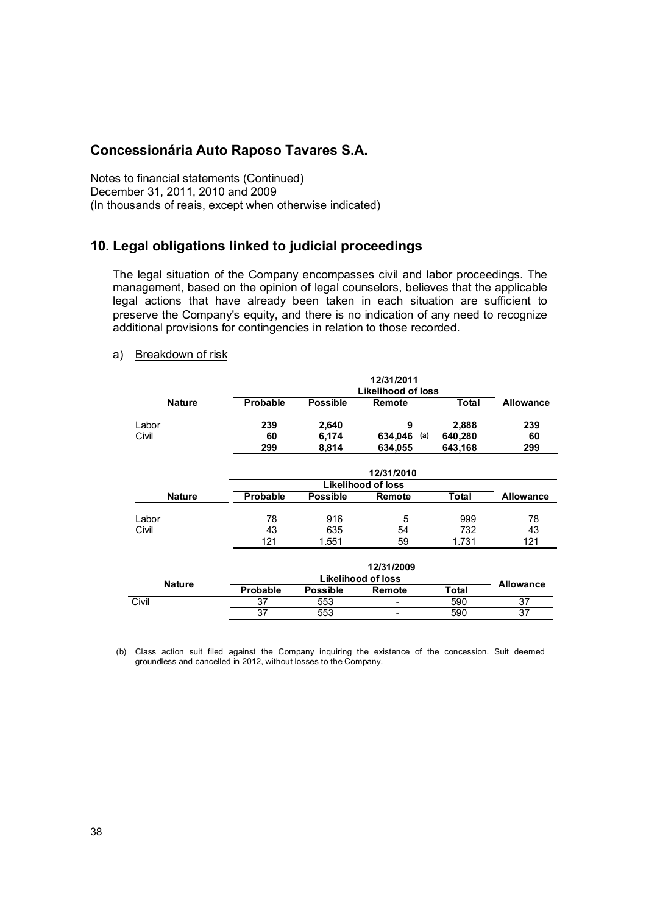## Concessionária Auto Raposo Tavares S.A.

Notes to financial statements (Continued)
December 31, 2011, 2010 and 2009
(In thousands of reais, except when otherwise indicated)

## 10. Legal obligations linked to judicial proceedings

The legal situation of the Company encompasses civil and labor proceedings. The management, based on the opinion of legal counselors, believes that the applicable legal actions that have already been taken in each situation are sufficient to preserve the Company's equity, and there is no indication of any need to recognize additional provisions for contingencies in relation to those recorded.

a) Breakdown of risk

| | 12/31/2011 | | | | |
|---|---|---|---|---|---|
| | Likelihood of loss | | | | |
| **Nature** | **Probable** | **Possible** | **Remote** | **Total** | **Allowance** |
| Labor | **239** | **2,640** | **9** | **2,888** | **239** |
| Civil | **60** | **6,174** | **634,046** (a) | **640,280** | **60** |
| | **299** | **8,814** | **634,055** | **643,168** | **299** |

| | 12/31/2010 | | | | |
|---|---|---|---|---|---|
| | Likelihood of loss | | | | |
| **Nature** | **Probable** | **Possible** | **Remote** | **Total** | **Allowance** |
| Labor | 78 | 916 | 5 | 999 | 78 |
| Civil | 43 | 635 | 54 | 732 | 43 |
| | 121 | 1.551 | 59 | 1.731 | 121 |

| | 12/31/2009 | | | | |
|---|---|---|---|---|---|
| | Likelihood of loss | | | | |
| **Nature** | **Probable** | **Possible** | **Remote** | **Total** | **Allowance** |
| Civil | 37 | 553 | - | 590 | 37 |
| | 37 | 553 | - | 590 | 37 |

(b) Class action suit filed against the Company inquiring the existence of the concession. Suit deemed groundless and cancelled in 2012, without losses to the Company.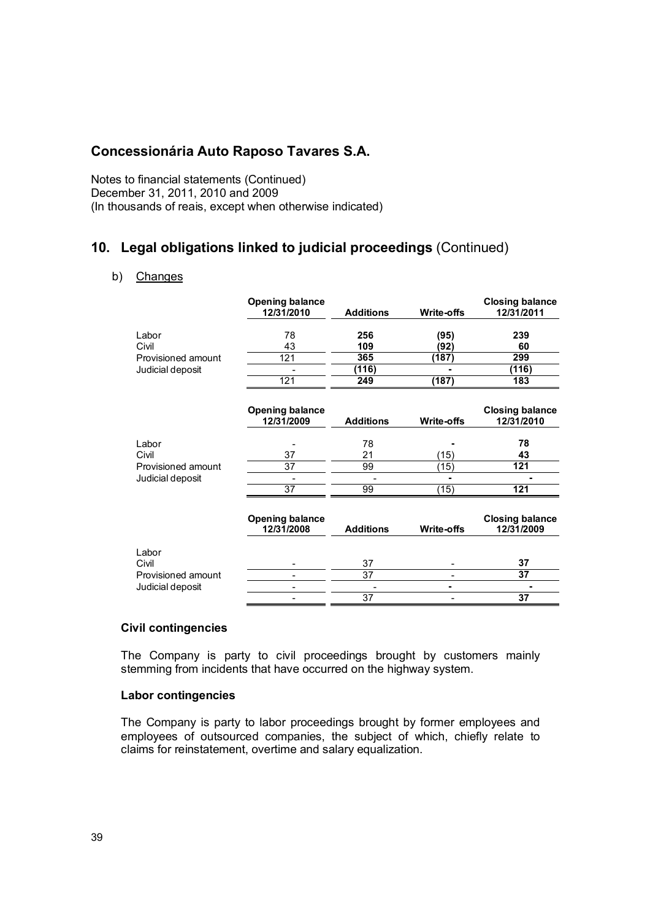# Concessionária Auto Raposo Tavares S.A.

Notes to financial statements (Continued)
December 31, 2011, 2010 and 2009
(In thousands of reais, except when otherwise indicated)

## 10. Legal obligations linked to judicial proceedings (Continued)

b) Changes

| | Opening balance 12/31/2010 | Additions | Write-offs | Closing balance 12/31/2011 |
|---|---|---|---|---|
| Labor | 78 | **256** | **(95)** | **239** |
| Civil | 43 | **109** | **(92)** | **60** |
| Provisioned amount | 121 | **365** | **(187)** | **299** |
| Judicial deposit | - | **(116)** | **-** | **(116)** |
| | 121 | **249** | **(187)** | **183** |

| | Opening balance 12/31/2009 | Additions | Write-offs | Closing balance 12/31/2010 |
|---|---|---|---|---|
| Labor | - | 78 | **-** | **78** |
| Civil | 37 | 21 | (15) | **43** |
| Provisioned amount | 37 | 99 | (15) | **121** |
| Judicial deposit | - | - | **-** | **-** |
| | 37 | 99 | (15) | **121** |

| | Opening balance 12/31/2008 | Additions | Write-offs | Closing balance 12/31/2009 |
|---|---|---|---|---|
| Labor | | | | |
| Civil | - | 37 | - | **37** |
| Provisioned amount | - | 37 | - | **37** |
| Judicial deposit | - | - | **-** | **-** |
| | - | 37 | - | **37** |

### Civil contingencies

The Company is party to civil proceedings brought by customers mainly stemming from incidents that have occurred on the highway system.

### Labor contingencies

The Company is party to labor proceedings brought by former employees and employees of outsourced companies, the subject of which, chiefly relate to claims for reinstatement, overtime and salary equalization.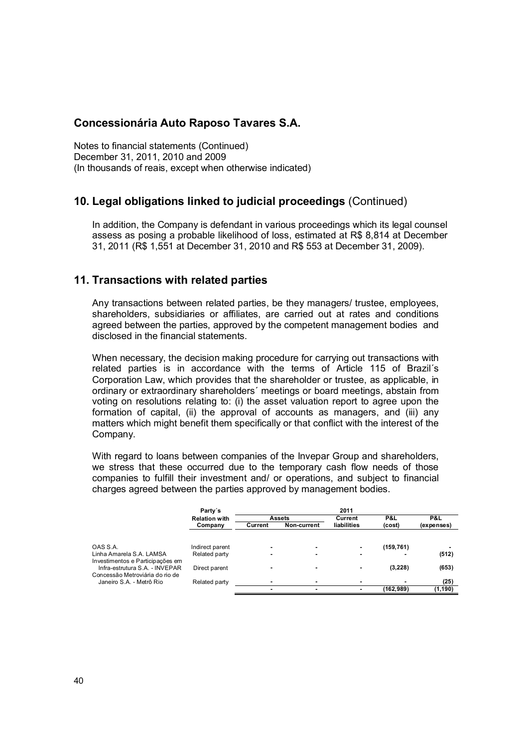# Concessionária Auto Raposo Tavares S.A.

Notes to financial statements (Continued)
December 31, 2011, 2010 and 2009
(In thousands of reais, except when otherwise indicated)

## 10. Legal obligations linked to judicial proceedings (Continued)

In addition, the Company is defendant in various proceedings which its legal counsel assess as posing a probable likelihood of loss, estimated at R$ 8,814 at December 31, 2011 (R$ 1,551 at December 31, 2010 and R$ 553 at December 31, 2009).

## 11. Transactions with related parties

Any transactions between related parties, be they managers/ trustee, employees, shareholders, subsidiaries or affiliates, are carried out at rates and conditions agreed between the parties, approved by the competent management bodies and disclosed in the financial statements.

When necessary, the decision making procedure for carrying out transactions with related parties is in accordance with the terms of Article 115 of Brazil´s Corporation Law, which provides that the shareholder or trustee, as applicable, in ordinary or extraordinary shareholders´ meetings or board meetings, abstain from voting on resolutions relating to: (i) the asset valuation report to agree upon the formation of capital, (ii) the approval of accounts as managers, and (iii) any matters which might benefit them specifically or that conflict with the interest of the Company.

With regard to loans between companies of the Invepar Group and shareholders, we stress that these occurred due to the temporary cash flow needs of those companies to fulfill their investment and/ or operations, and subject to financial charges agreed between the parties approved by management bodies.

| | Party´s Relation with Company | 2011 | | | | |
|---|---|---|---|---|---|---|
| | | Assets | | Current liabilities | P&L (cost) | P&L (expenses) |
| | | Current | Non-current | | | |
| OAS S.A. | Indirect parent | - | - | - | (159,761) | - |
| Linha Amarela S.A. LAMSA | Related party | - | - | - | - | (512) |
| Investimentos e Participações em Infra-estrutura S.A. - INVEPAR | Direct parent | - | - | - | (3,228) | (653) |
| Concessão Metroviária do rio de Janeiro S.A. - Metrô Rio | Related party | - | - | - | - | (25) |
| | | - | - | - | (162,989) | (1,190) |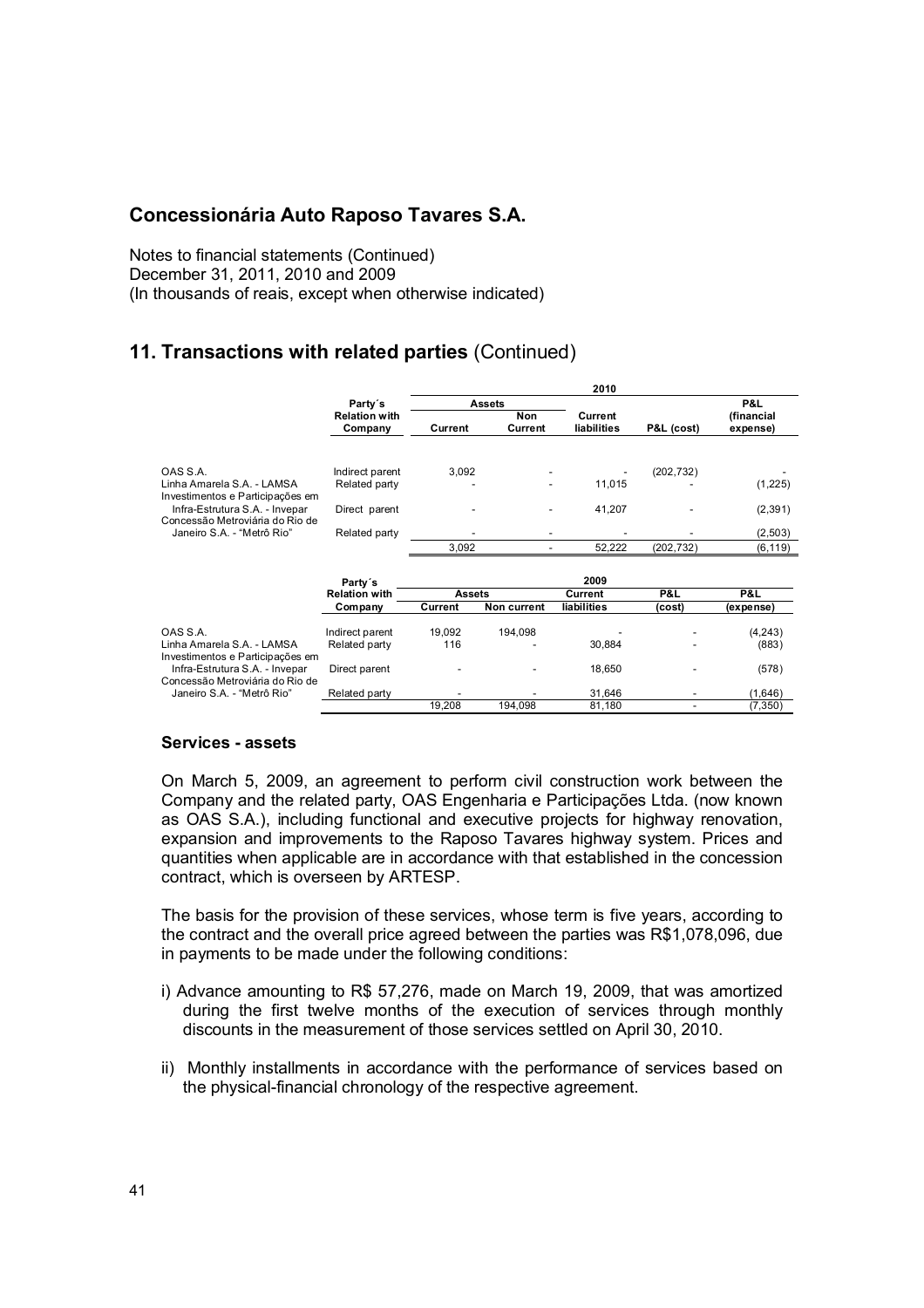## 11. Transactions with related parties (Continued)

| | Party´s Relation with Company | 2010 | | | | |
|---|---|---|---|---|---|---|
| | | Assets | | Current liabilities | P&L (cost) | P&L (financial expense) |
| | | Current | Non Current | | | |
| OAS S.A. | Indirect parent | 3,092 | - | - | (202,732) | - |
| Linha Amarela S.A. - LAMSA | Related party | - | - | 11,015 | - | (1,225) |
| Investimentos e Participações em Infra-Estrutura S.A. - Invepar | Direct parent | - | - | 41,207 | - | (2,391) |
| Concessão Metroviária do Rio de Janeiro S.A. - "Metrô Rio" | Related party | - | - | - | - | (2,503) |
| | | 3,092 | - | 52,222 | (202,732) | (6,119) |

| | Party´s Relation with Company | 2009 | | | | |
|---|---|---|---|---|---|---|
| | | Assets | | Current liabilities | P&L (cost) | P&L (expense) |
| | | Current | Non current | | | |
| OAS S.A. | Indirect parent | 19,092 | 194,098 | - | - | (4,243) |
| Linha Amarela S.A. - LAMSA | Related party | 116 | - | 30,884 | - | (883) |
| Investimentos e Participações em Infra-Estrutura S.A. - Invepar | Direct parent | - | - | 18,650 | - | (578) |
| Concessão Metroviária do Rio de Janeiro S.A. - "Metrô Rio" | Related party | - | - | 31,646 | - | (1,646) |
| | | 19,208 | 194,098 | 81,180 | - | (7,350) |

### Services - assets

On March 5, 2009, an agreement to perform civil construction work between the Company and the related party, OAS Engenharia e Participações Ltda. (now known as OAS S.A.), including functional and executive projects for highway renovation, expansion and improvements to the Raposo Tavares highway system. Prices and quantities when applicable are in accordance with that established in the concession contract, which is overseen by ARTESP.

The basis for the provision of these services, whose term is five years, according to the contract and the overall price agreed between the parties was R$1,078,096, due in payments to be made under the following conditions:

i) Advance amounting to R$ 57,276, made on March 19, 2009, that was amortized during the first twelve months of the execution of services through monthly discounts in the measurement of those services settled on April 30, 2010.

ii) Monthly installments in accordance with the performance of services based on the physical-financial chronology of the respective agreement.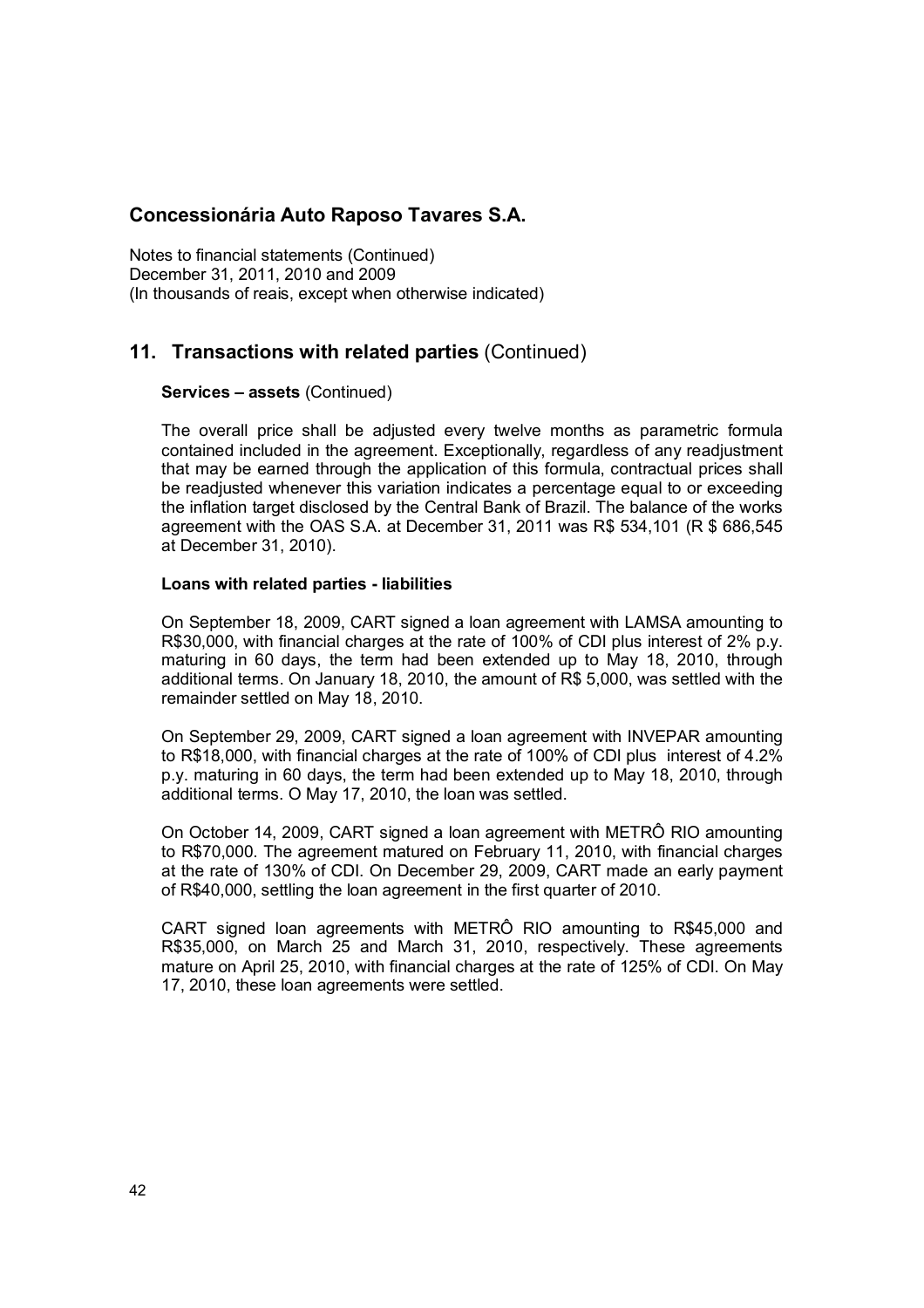# Concessionária Auto Raposo Tavares S.A.

Notes to financial statements (Continued)
December 31, 2011, 2010 and 2009
(In thousands of reais, except when otherwise indicated)

## 11. Transactions with related parties (Continued)

**Services – assets** (Continued)

The overall price shall be adjusted every twelve months as parametric formula contained included in the agreement. Exceptionally, regardless of any readjustment that may be earned through the application of this formula, contractual prices shall be readjusted whenever this variation indicates a percentage equal to or exceeding the inflation target disclosed by the Central Bank of Brazil. The balance of the works agreement with the OAS S.A. at December 31, 2011 was R$ 534,101 (R $ 686,545 at December 31, 2010).

**Loans with related parties - liabilities**

On September 18, 2009, CART signed a loan agreement with LAMSA amounting to R$30,000, with financial charges at the rate of 100% of CDI plus interest of 2% p.y. maturing in 60 days, the term had been extended up to May 18, 2010, through additional terms. On January 18, 2010, the amount of R$ 5,000, was settled with the remainder settled on May 18, 2010.

On September 29, 2009, CART signed a loan agreement with INVEPAR amounting to R$18,000, with financial charges at the rate of 100% of CDI plus interest of 4.2% p.y. maturing in 60 days, the term had been extended up to May 18, 2010, through additional terms. O May 17, 2010, the loan was settled.

On October 14, 2009, CART signed a loan agreement with METRÔ RIO amounting to R$70,000. The agreement matured on February 11, 2010, with financial charges at the rate of 130% of CDI. On December 29, 2009, CART made an early payment of R$40,000, settling the loan agreement in the first quarter of 2010.

CART signed loan agreements with METRÔ RIO amounting to R$45,000 and R$35,000, on March 25 and March 31, 2010, respectively. These agreements mature on April 25, 2010, with financial charges at the rate of 125% of CDI. On May 17, 2010, these loan agreements were settled.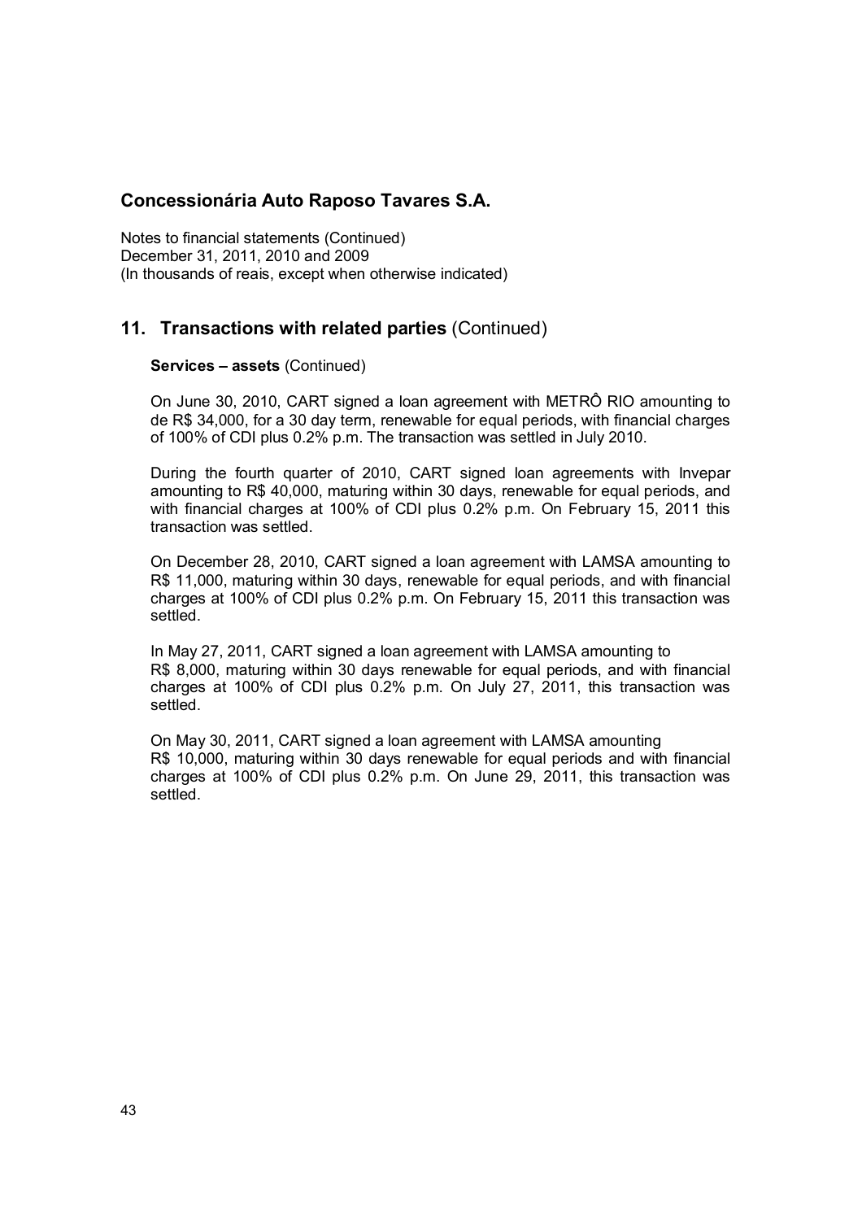# Concessionária Auto Raposo Tavares S.A.

Notes to financial statements (Continued)
December 31, 2011, 2010 and 2009
(In thousands of reais, except when otherwise indicated)

## 11. Transactions with related parties (Continued)

**Services – assets** (Continued)

On June 30, 2010, CART signed a loan agreement with METRÔ RIO amounting to de R$ 34,000, for a 30 day term, renewable for equal periods, with financial charges of 100% of CDI plus 0.2% p.m. The transaction was settled in July 2010.

During the fourth quarter of 2010, CART signed loan agreements with Invepar amounting to R$ 40,000, maturing within 30 days, renewable for equal periods, and with financial charges at 100% of CDI plus 0.2% p.m. On February 15, 2011 this transaction was settled.

On December 28, 2010, CART signed a loan agreement with LAMSA amounting to R$ 11,000, maturing within 30 days, renewable for equal periods, and with financial charges at 100% of CDI plus 0.2% p.m. On February 15, 2011 this transaction was settled.

In May 27, 2011, CART signed a loan agreement with LAMSA amounting to R$ 8,000, maturing within 30 days renewable for equal periods, and with financial charges at 100% of CDI plus 0.2% p.m. On July 27, 2011, this transaction was settled.

On May 30, 2011, CART signed a loan agreement with LAMSA amounting R$ 10,000, maturing within 30 days renewable for equal periods and with financial charges at 100% of CDI plus 0.2% p.m. On June 29, 2011, this transaction was settled.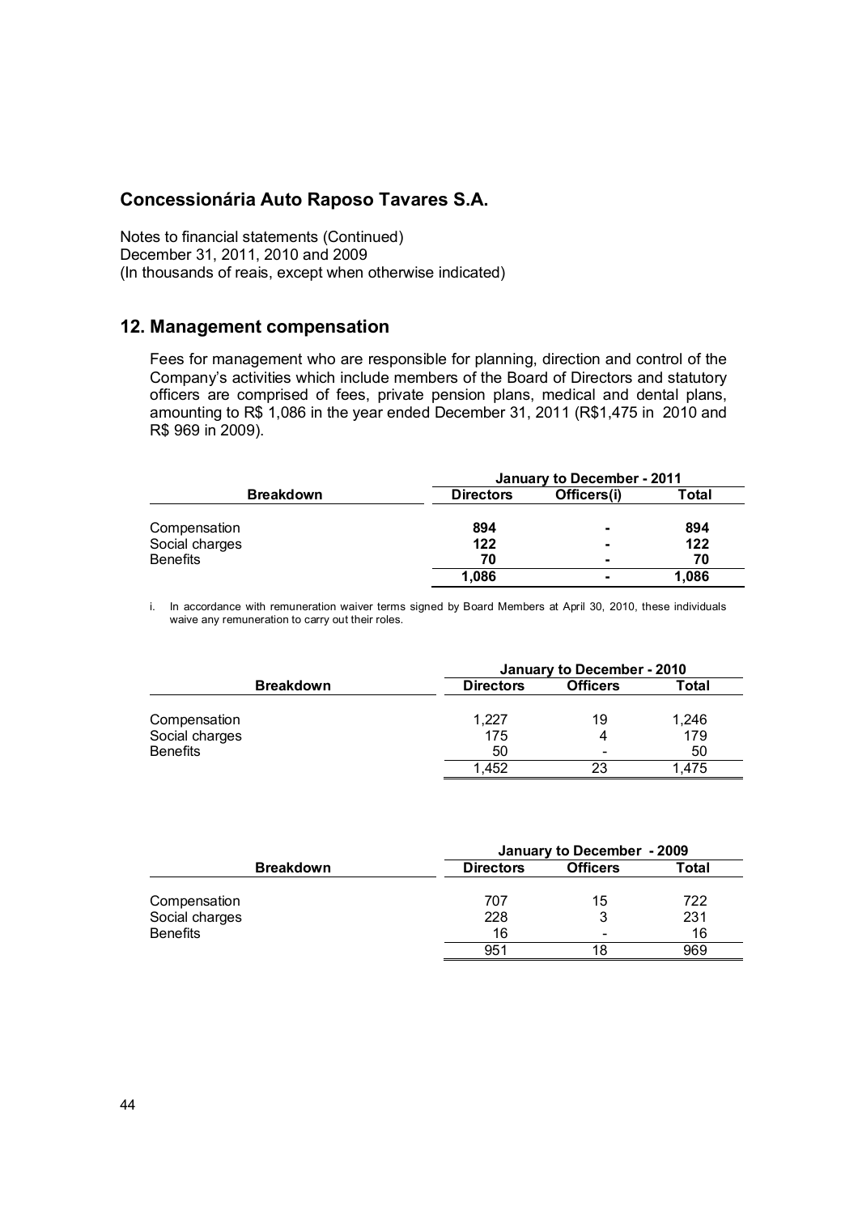# Concessionária Auto Raposo Tavares S.A.

Notes to financial statements (Continued)
December 31, 2011, 2010 and 2009
(In thousands of reais, except when otherwise indicated)

## 12. Management compensation

Fees for management who are responsible for planning, direction and control of the Company's activities which include members of the Board of Directors and statutory officers are comprised of fees, private pension plans, medical and dental plans, amounting to R$ 1,086 in the year ended December 31, 2011 (R$1,475 in 2010 and R$ 969 in 2009).

| | January to December - 2011 | | |
|---|---|---|---|
| **Breakdown** | **Directors** | **Officers(i)** | **Total** |
| Compensation | **894** | **-** | **894** |
| Social charges | **122** | **-** | **122** |
| Benefits | **70** | **-** | **70** |
| | **1,086** | **-** | **1,086** |

i. In accordance with remuneration waiver terms signed by Board Members at April 30, 2010, these individuals waive any remuneration to carry out their roles.

| | January to December - 2010 | | |
|---|---|---|---|
| **Breakdown** | **Directors** | **Officers** | **Total** |
| Compensation | 1,227 | 19 | 1,246 |
| Social charges | 175 | 4 | 179 |
| Benefits | 50 | - | 50 |
| | 1,452 | 23 | 1,475 |

| | January to December - 2009 | | |
|---|---|---|---|
| **Breakdown** | **Directors** | **Officers** | **Total** |
| Compensation | 707 | 15 | 722 |
| Social charges | 228 | 3 | 231 |
| Benefits | 16 | - | 16 |
| | 951 | 18 | 969 |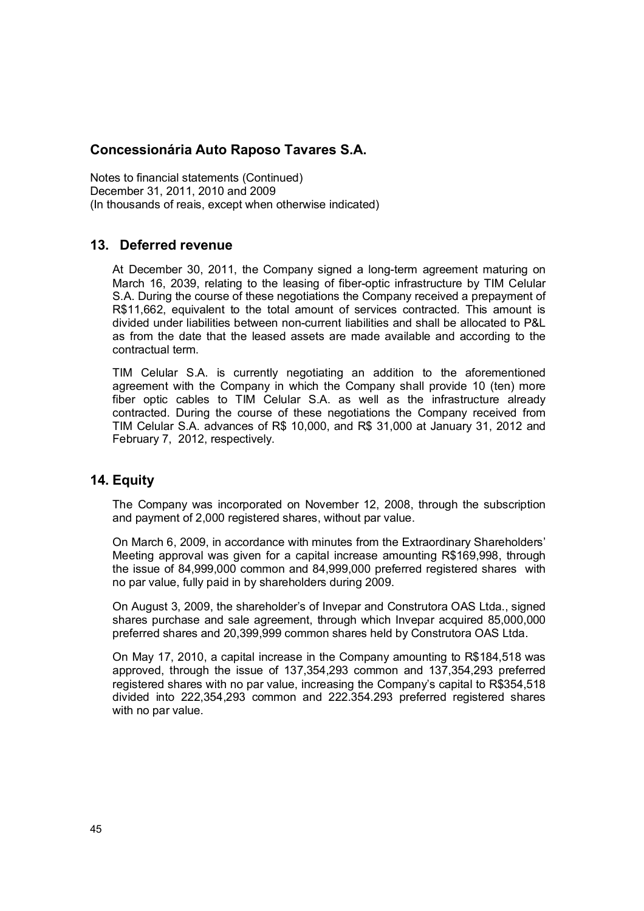# Concessionária Auto Raposo Tavares S.A.

Notes to financial statements (Continued)
December 31, 2011, 2010 and 2009
(In thousands of reais, except when otherwise indicated)

## 13. Deferred revenue

At December 30, 2011, the Company signed a long-term agreement maturing on March 16, 2039, relating to the leasing of fiber-optic infrastructure by TIM Celular S.A. During the course of these negotiations the Company received a prepayment of R$11,662, equivalent to the total amount of services contracted. This amount is divided under liabilities between non-current liabilities and shall be allocated to P&L as from the date that the leased assets are made available and according to the contractual term.

TIM Celular S.A. is currently negotiating an addition to the aforementioned agreement with the Company in which the Company shall provide 10 (ten) more fiber optic cables to TIM Celular S.A. as well as the infrastructure already contracted. During the course of these negotiations the Company received from TIM Celular S.A. advances of R$ 10,000, and R$ 31,000 at January 31, 2012 and February 7, 2012, respectively.

## 14. Equity

The Company was incorporated on November 12, 2008, through the subscription and payment of 2,000 registered shares, without par value.

On March 6, 2009, in accordance with minutes from the Extraordinary Shareholders' Meeting approval was given for a capital increase amounting R$169,998, through the issue of 84,999,000 common and 84,999,000 preferred registered shares with no par value, fully paid in by shareholders during 2009.

On August 3, 2009, the shareholder's of Invepar and Construtora OAS Ltda., signed shares purchase and sale agreement, through which Invepar acquired 85,000,000 preferred shares and 20,399,999 common shares held by Construtora OAS Ltda.

On May 17, 2010, a capital increase in the Company amounting to R$184,518 was approved, through the issue of 137,354,293 common and 137,354,293 preferred registered shares with no par value, increasing the Company's capital to R$354,518 divided into 222,354,293 common and 222.354.293 preferred registered shares with no par value.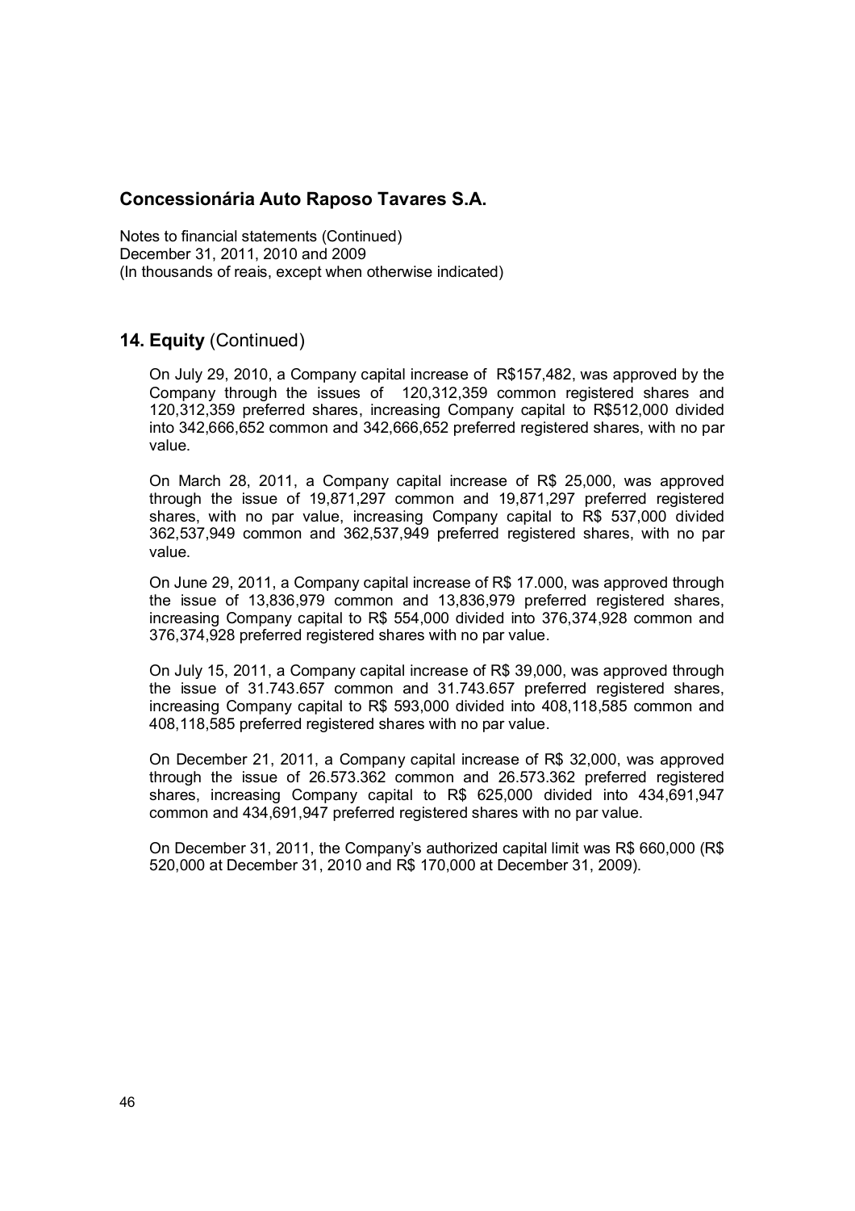# Concessionária Auto Raposo Tavares S.A.

Notes to financial statements (Continued)
December 31, 2011, 2010 and 2009
(In thousands of reais, except when otherwise indicated)

## 14. Equity (Continued)

On July 29, 2010, a Company capital increase of R$157,482, was approved by the Company through the issues of 120,312,359 common registered shares and 120,312,359 preferred shares, increasing Company capital to R$512,000 divided into 342,666,652 common and 342,666,652 preferred registered shares, with no par value.

On March 28, 2011, a Company capital increase of R$ 25,000, was approved through the issue of 19,871,297 common and 19,871,297 preferred registered shares, with no par value, increasing Company capital to R$ 537,000 divided 362,537,949 common and 362,537,949 preferred registered shares, with no par value.

On June 29, 2011, a Company capital increase of R$ 17.000, was approved through the issue of 13,836,979 common and 13,836,979 preferred registered shares, increasing Company capital to R$ 554,000 divided into 376,374,928 common and 376,374,928 preferred registered shares with no par value.

On July 15, 2011, a Company capital increase of R$ 39,000, was approved through the issue of 31.743.657 common and 31.743.657 preferred registered shares, increasing Company capital to R$ 593,000 divided into 408,118,585 common and 408,118,585 preferred registered shares with no par value.

On December 21, 2011, a Company capital increase of R$ 32,000, was approved through the issue of 26.573.362 common and 26.573.362 preferred registered shares, increasing Company capital to R$ 625,000 divided into 434,691,947 common and 434,691,947 preferred registered shares with no par value.

On December 31, 2011, the Company's authorized capital limit was R$ 660,000 (R$ 520,000 at December 31, 2010 and R$ 170,000 at December 31, 2009).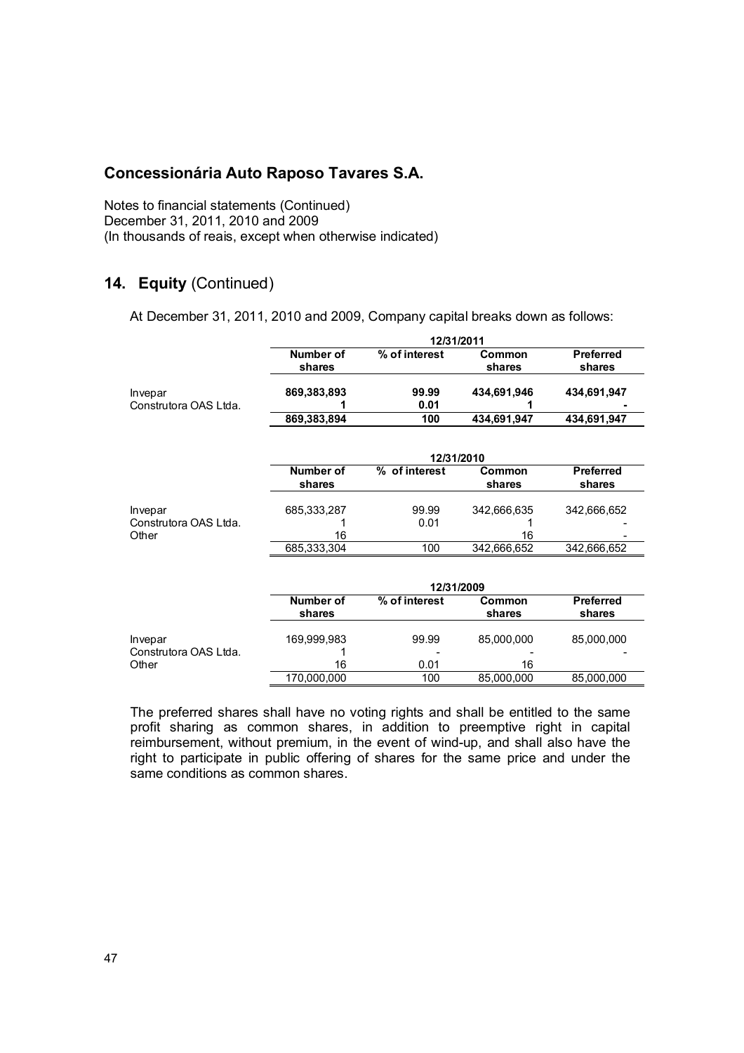# Concessionária Auto Raposo Tavares S.A.

Notes to financial statements (Continued)
December 31, 2011, 2010 and 2009
(In thousands of reais, except when otherwise indicated)

## 14. Equity (Continued)

At December 31, 2011, 2010 and 2009, Company capital breaks down as follows:

| | 12/31/2011 | | | |
|---|---|---|---|---|
| | **Number of shares** | **% of interest** | **Common shares** | **Preferred shares** |
| Invepar | **869,383,893** | **99.99** | **434,691,946** | **434,691,947** |
| Construtora OAS Ltda. | **1** | **0.01** | **1** | **-** |
| | **869,383,894** | **100** | **434,691,947** | **434,691,947** |

| | 12/31/2010 | | | |
|---|---|---|---|---|
| | **Number of shares** | **% of interest** | **Common shares** | **Preferred shares** |
| Invepar | 685,333,287 | 99.99 | 342,666,635 | 342,666,652 |
| Construtora OAS Ltda. | 1 | 0.01 | 1 | - |
| Other | 16 | | 16 | - |
| | 685,333,304 | 100 | 342,666,652 | 342,666,652 |

| | 12/31/2009 | | | |
|---|---|---|---|---|
| | **Number of shares** | **% of interest** | **Common shares** | **Preferred shares** |
| Invepar | 169,999,983 | 99.99 | 85,000,000 | 85,000,000 |
| Construtora OAS Ltda. | 1 | - | - | - |
| Other | 16 | 0.01 | 16 | |
| | 170,000,000 | 100 | 85,000,000 | 85,000,000 |

The preferred shares shall have no voting rights and shall be entitled to the same profit sharing as common shares, in addition to preemptive right in capital reimbursement, without premium, in the event of wind-up, and shall also have the right to participate in public offering of shares for the same price and under the same conditions as common shares.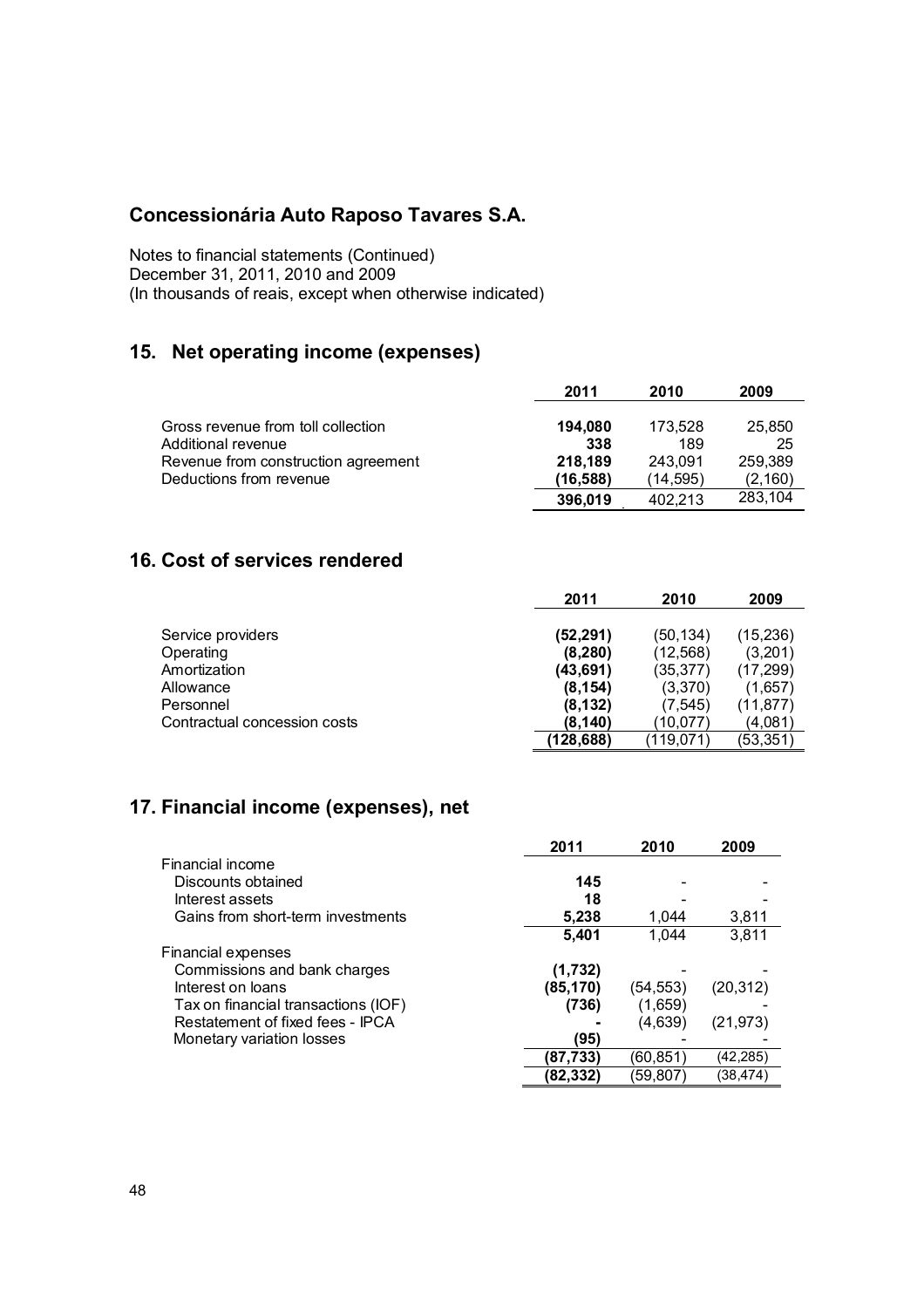## Concessionária Auto Raposo Tavares S.A.

Notes to financial statements (Continued)
December 31, 2011, 2010 and 2009
(In thousands of reais, except when otherwise indicated)

## 15. Net operating income (expenses)

| | 2011 | 2010 | 2009 |
|---|---|---|---|
| Gross revenue from toll collection | **194,080** | 173,528 | 25,850 |
| Additional revenue | **338** | 189 | 25 |
| Revenue from construction agreement | **218,189** | 243,091 | 259,389 |
| Deductions from revenue | **(16,588)** | (14,595) | (2,160) |
| | **396,019** | 402,213 | 283,104 |

## 16. Cost of services rendered

| | 2011 | 2010 | 2009 |
|---|---|---|---|
| Service providers | **(52,291)** | (50,134) | (15,236) |
| Operating | **(8,280)** | (12,568) | (3,201) |
| Amortization | **(43,691)** | (35,377) | (17,299) |
| Allowance | **(8,154)** | (3,370) | (1,657) |
| Personnel | **(8,132)** | (7,545) | (11,877) |
| Contractual concession costs | **(8,140)** | (10,077) | (4,081) |
| | **(128,688)** | (119,071) | (53,351) |

## 17. Financial income (expenses), net

| | 2011 | 2010 | 2009 |
|---|---|---|---|
| Financial income | | | |
| Discounts obtained | **145** | - | - |
| Interest assets | **18** | - | - |
| Gains from short-term investments | **5,238** | 1,044 | 3,811 |
| | **5,401** | 1,044 | 3,811 |
| Financial expenses | | | |
| Commissions and bank charges | **(1,732)** | - | - |
| Interest on loans | **(85,170)** | (54,553) | (20,312) |
| Tax on financial transactions (IOF) | **(736)** | (1,659) | - |
| Restatement of fixed fees - IPCA | **-** | (4,639) | (21,973) |
| Monetary variation losses | **(95)** | - | - |
| | **(87,733)** | (60,851) | (42,285) |
| | **(82,332)** | (59,807) | (38,474) |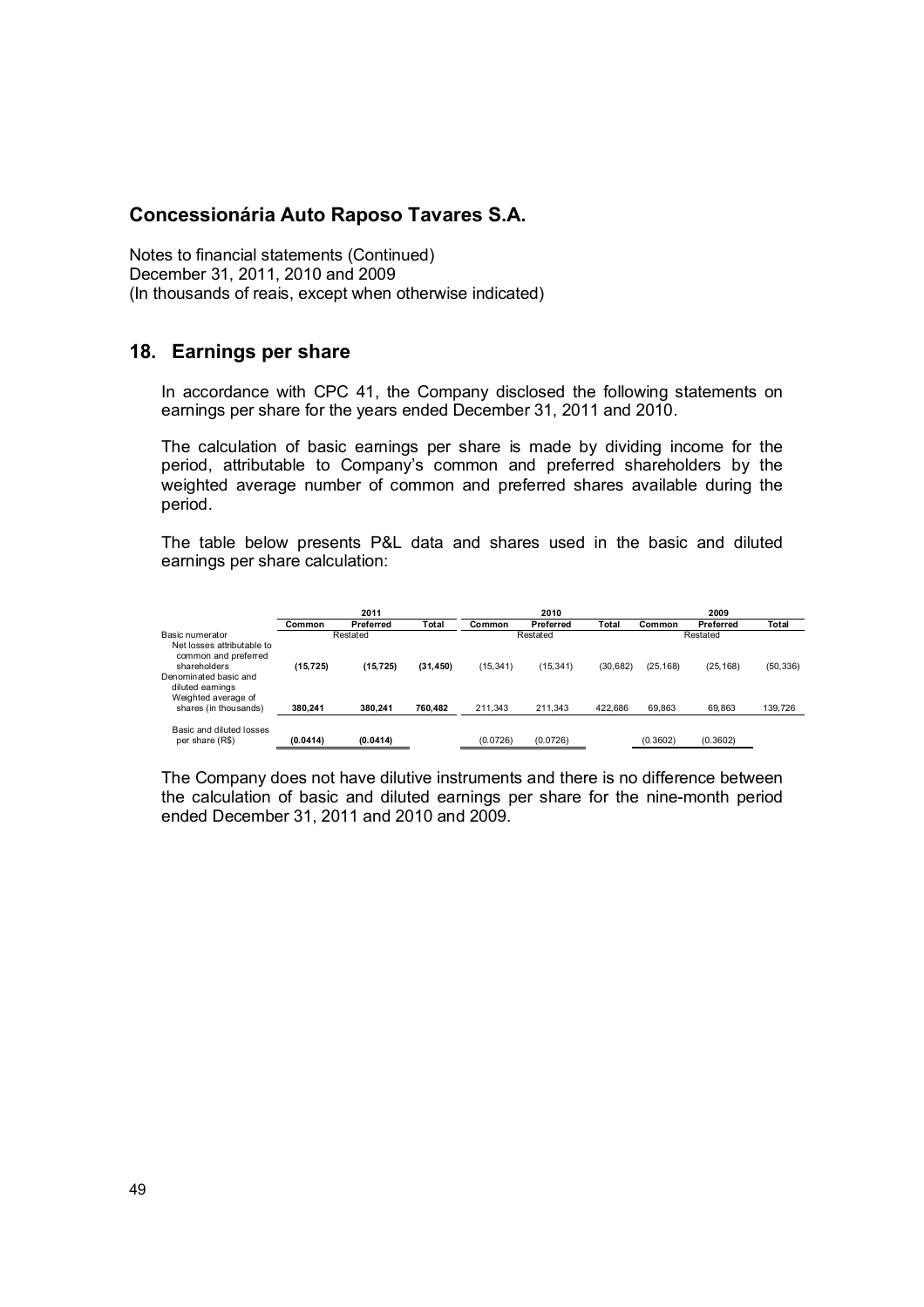## Concessionária Auto Raposo Tavares S.A.

Notes to financial statements (Continued)
December 31, 2011, 2010 and 2009
(In thousands of reais, except when otherwise indicated)

## 18. Earnings per share

In accordance with CPC 41, the Company disclosed the following statements on earnings per share for the years ended December 31, 2011 and 2010.

The calculation of basic earnings per share is made by dividing income for the period, attributable to Company's common and preferred shareholders by the weighted average number of common and preferred shares available during the period.

The table below presents P&L data and shares used in the basic and diluted earnings per share calculation:

| | 2011 | | | 2010 | | | 2009 | | |
|---|---|---|---|---|---|---|---|---|---|
| | **Common** | **Preferred** | **Total** | **Common** | **Preferred** | **Total** | **Common** | **Preferred** | **Total** |
| Basic numerator | | Restated | | | Restated | | | Restated | |
| Net losses attributable to common and preferred shareholders | **(15,725)** | **(15,725)** | **(31,450)** | (15,341) | (15,341) | (30,682) | (25,168) | (25,168) | (50,336) |
| Denominated basic and diluted earnings | | | | | | | | | |
| Weighted average of shares (in thousands) | **380,241** | **380,241** | **760,482** | 211,343 | 211,343 | 422,686 | 69,863 | 69,863 | 139,726 |
| Basic and diluted losses per share (R$) | **(0.0414)** | **(0.0414)** | | (0.0726) | (0.0726) | | (0.3602) | (0.3602) | |

The Company does not have dilutive instruments and there is no difference between the calculation of basic and diluted earnings per share for the nine-month period ended December 31, 2011 and 2010 and 2009.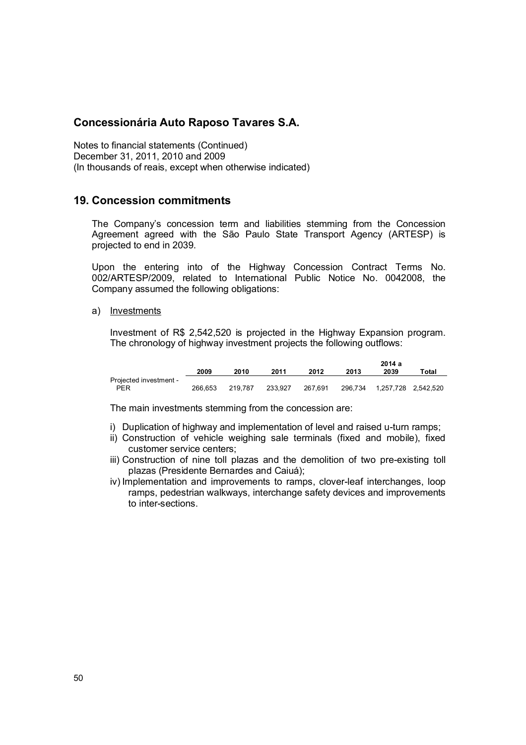# Concessionária Auto Raposo Tavares S.A.

Notes to financial statements (Continued)
December 31, 2011, 2010 and 2009
(In thousands of reais, except when otherwise indicated)

## 19. Concession commitments

The Company's concession term and liabilities stemming from the Concession Agreement agreed with the São Paulo State Transport Agency (ARTESP) is projected to end in 2039.

Upon the entering into of the Highway Concession Contract Terms No. 002/ARTESP/2009, related to International Public Notice No. 0042008, the Company assumed the following obligations:

a) Investments

Investment of R$ 2,542,520 is projected in the Highway Expansion program. The chronology of highway investment projects the following outflows:

| | 2009 | 2010 | 2011 | 2012 | 2013 | 2014 a 2039 | Total |
|---|---|---|---|---|---|---|---|
| Projected investment - PER | 266,653 | 219,787 | 233,927 | 267,691 | 296,734 | 1,257,728 | 2,542,520 |

The main investments stemming from the concession are:

i) Duplication of highway and implementation of level and raised u-turn ramps;
ii) Construction of vehicle weighing sale terminals (fixed and mobile), fixed customer service centers;
iii) Construction of nine toll plazas and the demolition of two pre-existing toll plazas (Presidente Bernardes and Caiuá);
iv) Implementation and improvements to ramps, clover-leaf interchanges, loop ramps, pedestrian walkways, interchange safety devices and improvements to inter-sections.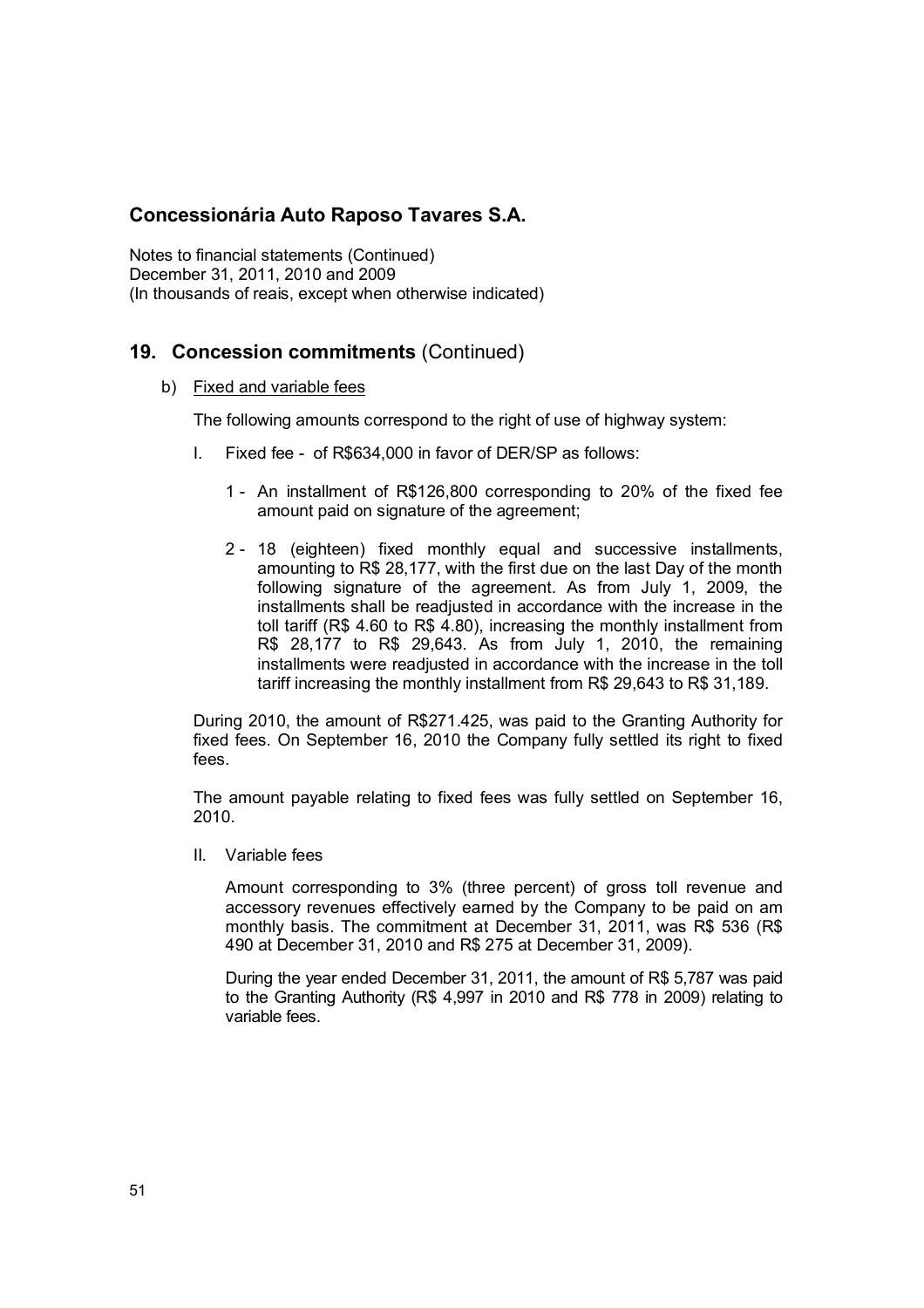# Concessionária Auto Raposo Tavares S.A.

Notes to financial statements (Continued)
December 31, 2011, 2010 and 2009
(In thousands of reais, except when otherwise indicated)

## 19. Concession commitments (Continued)

b) Fixed and variable fees

The following amounts correspond to the right of use of highway system:

I. Fixed fee - of R$634,000 in favor of DER/SP as follows:

1 - An installment of R$126,800 corresponding to 20% of the fixed fee amount paid on signature of the agreement;

2 - 18 (eighteen) fixed monthly equal and successive installments, amounting to R$ 28,177, with the first due on the last Day of the month following signature of the agreement. As from July 1, 2009, the installments shall be readjusted in accordance with the increase in the toll tariff (R$ 4.60 to R$ 4.80), increasing the monthly installment from R$ 28,177 to R$ 29,643. As from July 1, 2010, the remaining installments were readjusted in accordance with the increase in the toll tariff increasing the monthly installment from R$ 29,643 to R$ 31,189.

During 2010, the amount of R$271.425, was paid to the Granting Authority for fixed fees. On September 16, 2010 the Company fully settled its right to fixed fees.

The amount payable relating to fixed fees was fully settled on September 16, 2010.

II. Variable fees

Amount corresponding to 3% (three percent) of gross toll revenue and accessory revenues effectively earned by the Company to be paid on am monthly basis. The commitment at December 31, 2011, was R$ 536 (R$ 490 at December 31, 2010 and R$ 275 at December 31, 2009).

During the year ended December 31, 2011, the amount of R$ 5,787 was paid to the Granting Authority (R$ 4,997 in 2010 and R$ 778 in 2009) relating to variable fees.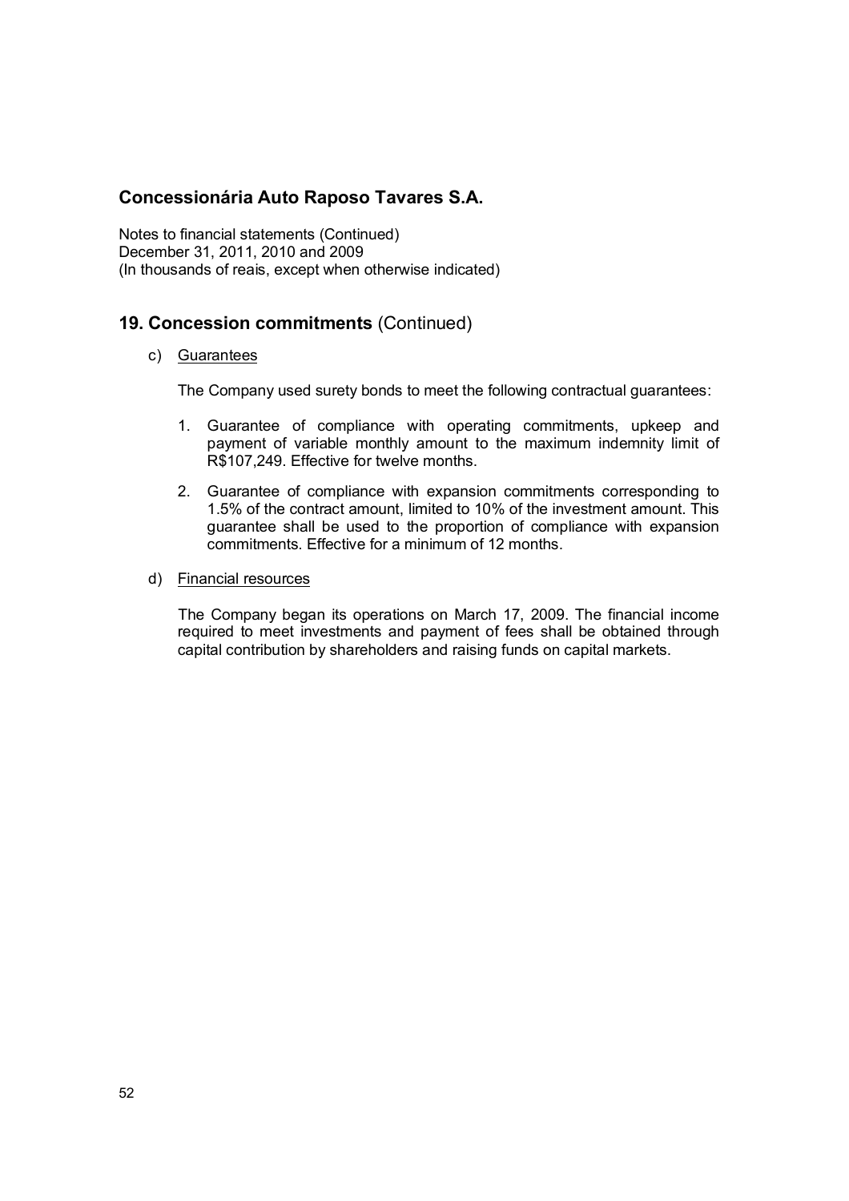# Concessionária Auto Raposo Tavares S.A.

Notes to financial statements (Continued)
December 31, 2011, 2010 and 2009
(In thousands of reais, except when otherwise indicated)

## 19. Concession commitments (Continued)

c) Guarantees

The Company used surety bonds to meet the following contractual guarantees:

1. Guarantee of compliance with operating commitments, upkeep and payment of variable monthly amount to the maximum indemnity limit of R$107,249. Effective for twelve months.

2. Guarantee of compliance with expansion commitments corresponding to 1.5% of the contract amount, limited to 10% of the investment amount. This guarantee shall be used to the proportion of compliance with expansion commitments. Effective for a minimum of 12 months.

d) Financial resources

The Company began its operations on March 17, 2009. The financial income required to meet investments and payment of fees shall be obtained through capital contribution by shareholders and raising funds on capital markets.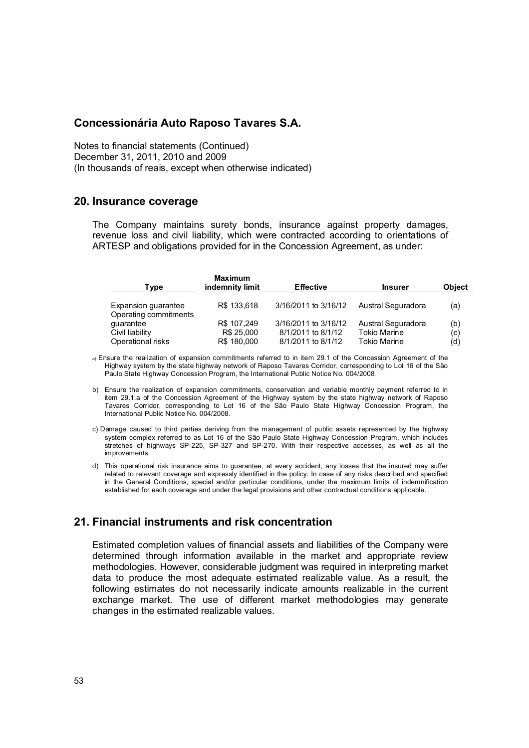# Concessionária Auto Raposo Tavares S.A.

Notes to financial statements (Continued)
December 31, 2011, 2010 and 2009
(In thousands of reais, except when otherwise indicated)

## 20. Insurance coverage

The Company maintains surety bonds, insurance against property damages, revenue loss and civil liability, which were contracted according to orientations of ARTESP and obligations provided for in the Concession Agreement, as under:

| Type | Maximum indemnity limit | Effective | Insurer | Object |
|---|---|---|---|---|
| Expansion guarantee | R$ 133,618 | 3/16/2011 to 3/16/12 | Austral Seguradora | (a) |
| Operating commitments guarantee | R$ 107,249 | 3/16/2011 to 3/16/12 | Austral Seguradora | (b) |
| Civil liability | R$ 25,000 | 8/1/2011 to 8/1/12 | Tokio Marine | (c) |
| Operational risks | R$ 180,000 | 8/1/2011 to 8/1/12 | Tokio Marine | (d) |

a) Ensure the realization of expansion commitments referred to in item 29.1 of the Concession Agreement of the Highway system by the state highway network of Raposo Tavares Corridor, corresponding to Lot 16 of the São Paulo State Highway Concession Program, the International Public Notice No. 004/2008.

b) Ensure the realization of expansion commitments, conservation and variable monthly payment referred to in item 29.1.a of the Concession Agreement of the Highway system by the state highway network of Raposo Tavares Corridor, corresponding to Lot 16 of the São Paulo State Highway Concession Program, the International Public Notice No. 004/2008.

c) Damage caused to third parties deriving from the management of public assets represented by the highway system complex referred to as Lot 16 of the São Paulo State Highway Concession Program, which includes stretches of highways SP-225, SP-327 and SP-270. With their respective accesses, as well as all the improvements.

d) This operational risk insurance aims to guarantee, at every accident, any losses that the insured may suffer related to relevant coverage and expressly identified in the policy. In case of any risks described and specified in the General Conditions, special and/or particular conditions, under the maximum limits of indemnification established for each coverage and under the legal provisions and other contractual conditions applicable.

## 21. Financial instruments and risk concentration

Estimated completion values of financial assets and liabilities of the Company were determined through information available in the market and appropriate review methodologies. However, considerable judgment was required in interpreting market data to produce the most adequate estimated realizable value. As a result, the following estimates do not necessarily indicate amounts realizable in the current exchange market. The use of different market methodologies may generate changes in the estimated realizable values.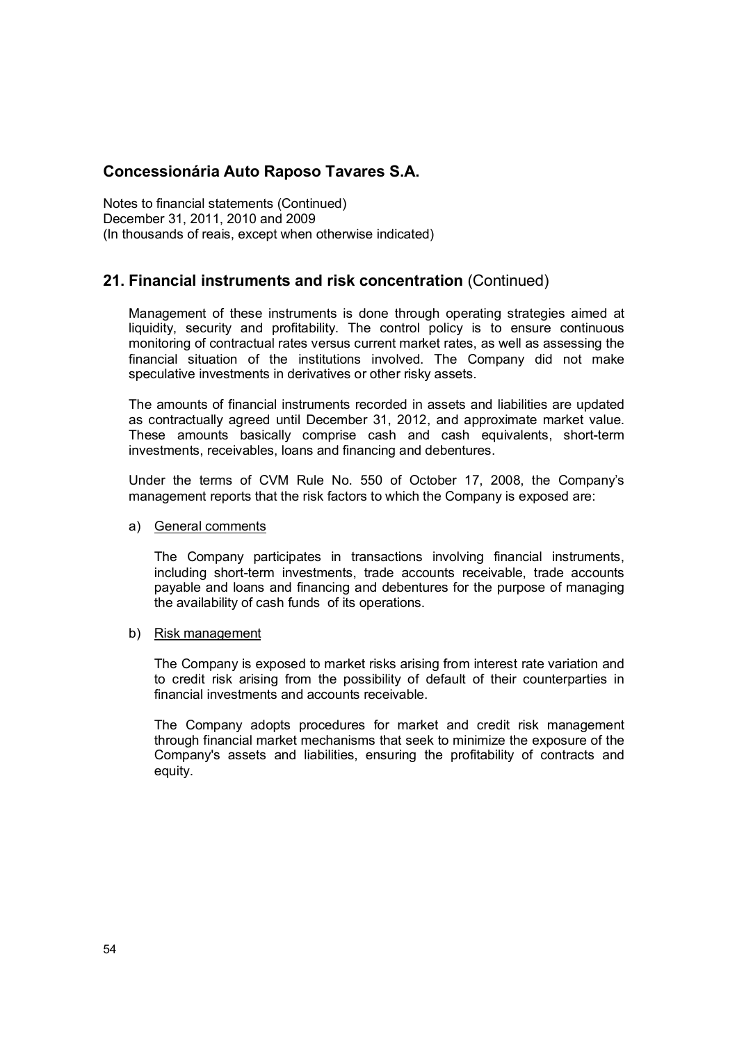# Concessionária Auto Raposo Tavares S.A.

Notes to financial statements (Continued)
December 31, 2011, 2010 and 2009
(In thousands of reais, except when otherwise indicated)

## 21. Financial instruments and risk concentration (Continued)

Management of these instruments is done through operating strategies aimed at liquidity, security and profitability. The control policy is to ensure continuous monitoring of contractual rates versus current market rates, as well as assessing the financial situation of the institutions involved. The Company did not make speculative investments in derivatives or other risky assets.

The amounts of financial instruments recorded in assets and liabilities are updated as contractually agreed until December 31, 2012, and approximate market value. These amounts basically comprise cash and cash equivalents, short-term investments, receivables, loans and financing and debentures.

Under the terms of CVM Rule No. 550 of October 17, 2008, the Company's management reports that the risk factors to which the Company is exposed are:

a) General comments

The Company participates in transactions involving financial instruments, including short-term investments, trade accounts receivable, trade accounts payable and loans and financing and debentures for the purpose of managing the availability of cash funds of its operations.

b) Risk management

The Company is exposed to market risks arising from interest rate variation and to credit risk arising from the possibility of default of their counterparties in financial investments and accounts receivable.

The Company adopts procedures for market and credit risk management through financial market mechanisms that seek to minimize the exposure of the Company's assets and liabilities, ensuring the profitability of contracts and equity.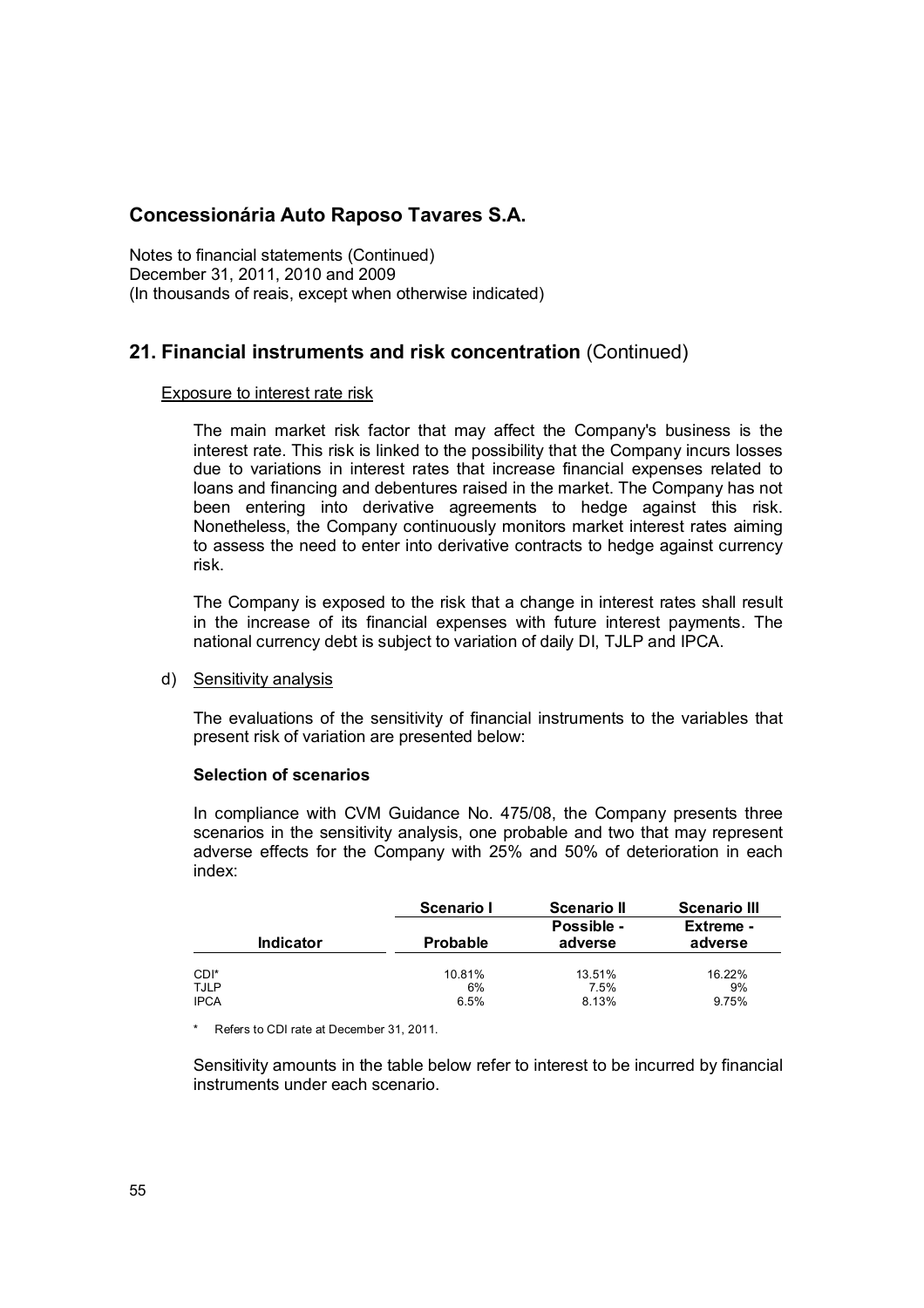# Concessionária Auto Raposo Tavares S.A.

Notes to financial statements (Continued)
December 31, 2011, 2010 and 2009
(In thousands of reais, except when otherwise indicated)

## 21. Financial instruments and risk concentration (Continued)

Exposure to interest rate risk

The main market risk factor that may affect the Company's business is the interest rate. This risk is linked to the possibility that the Company incurs losses due to variations in interest rates that increase financial expenses related to loans and financing and debentures raised in the market. The Company has not been entering into derivative agreements to hedge against this risk. Nonetheless, the Company continuously monitors market interest rates aiming to assess the need to enter into derivative contracts to hedge against currency risk.

The Company is exposed to the risk that a change in interest rates shall result in the increase of its financial expenses with future interest payments. The national currency debt is subject to variation of daily DI, TJLP and IPCA.

d) Sensitivity analysis

The evaluations of the sensitivity of financial instruments to the variables that present risk of variation are presented below:

**Selection of scenarios**

In compliance with CVM Guidance No. 475/08, the Company presents three scenarios in the sensitivity analysis, one probable and two that may represent adverse effects for the Company with 25% and 50% of deterioration in each index:

| Indicator | Scenario I<br>Probable | Scenario II<br>Possible - adverse | Scenario III<br>Extreme - adverse |
|---|---|---|---|
| CDI* | 10.81% | 13.51% | 16.22% |
| TJLP | 6% | 7.5% | 9% |
| IPCA | 6.5% | 8.13% | 9.75% |

\* Refers to CDI rate at December 31, 2011.

Sensitivity amounts in the table below refer to interest to be incurred by financial instruments under each scenario.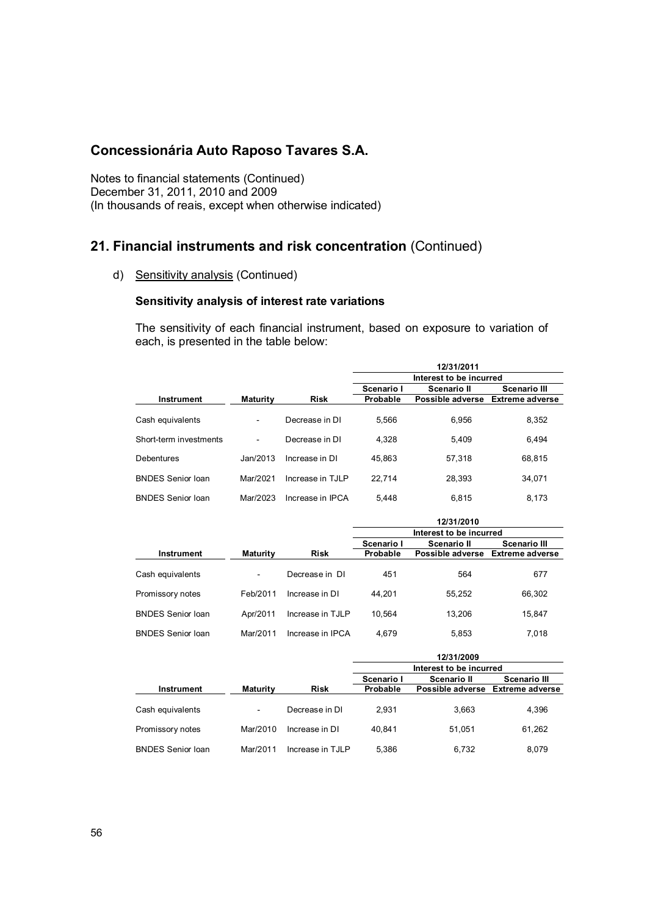# Concessionária Auto Raposo Tavares S.A.

Notes to financial statements (Continued)
December 31, 2011, 2010 and 2009
(In thousands of reais, except when otherwise indicated)

## 21. Financial instruments and risk concentration (Continued)

d) Sensitivity analysis (Continued)

### Sensitivity analysis of interest rate variations

The sensitivity of each financial instrument, based on exposure to variation of each, is presented in the table below:

| | | | 12/31/2011 | | |
|---|---|---|---|---|---|
| | | | Interest to be incurred | | |
| | | | Scenario I | Scenario II | Scenario III |
| Instrument | Maturity | Risk | Probable | Possible adverse | Extreme adverse |
| Cash equivalents | - | Decrease in DI | 5,566 | 6,956 | 8,352 |
| Short-term investments | - | Decrease in DI | 4,328 | 5,409 | 6,494 |
| Debentures | Jan/2013 | Increase in DI | 45,863 | 57,318 | 68,815 |
| BNDES Senior loan | Mar/2021 | Increase in TJLP | 22,714 | 28,393 | 34,071 |
| BNDES Senior loan | Mar/2023 | Increase in IPCA | 5,448 | 6,815 | 8,173 |

| | | | 12/31/2010 | | |
|---|---|---|---|---|---|
| | | | Interest to be incurred | | |
| | | | Scenario I | Scenario II | Scenario III |
| Instrument | Maturity | Risk | Probable | Possible adverse | Extreme adverse |
| Cash equivalents | - | Decrease in DI | 451 | 564 | 677 |
| Promissory notes | Feb/2011 | Increase in DI | 44,201 | 55,252 | 66,302 |
| BNDES Senior loan | Apr/2011 | Increase in TJLP | 10,564 | 13,206 | 15,847 |
| BNDES Senior loan | Mar/2011 | Increase in IPCA | 4,679 | 5,853 | 7,018 |

| | | | 12/31/2009 | | |
|---|---|---|---|---|---|
| | | | Interest to be incurred | | |
| | | | Scenario I | Scenario II | Scenario III |
| Instrument | Maturity | Risk | Probable | Possible adverse | Extreme adverse |
| Cash equivalents | - | Decrease in DI | 2,931 | 3,663 | 4,396 |
| Promissory notes | Mar/2010 | Increase in DI | 40,841 | 51,051 | 61,262 |
| BNDES Senior loan | Mar/2011 | Increase in TJLP | 5,386 | 6,732 | 8,079 |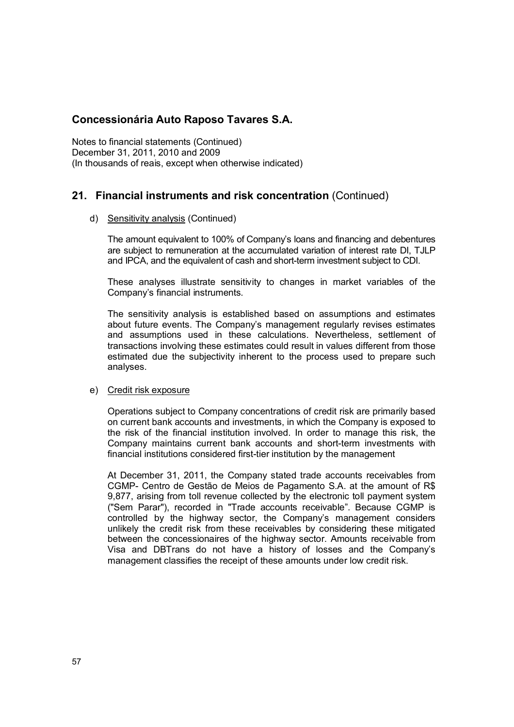# Concessionária Auto Raposo Tavares S.A.

Notes to financial statements (Continued)
December 31, 2011, 2010 and 2009
(In thousands of reais, except when otherwise indicated)

## 21. Financial instruments and risk concentration (Continued)

d) Sensitivity analysis (Continued)

The amount equivalent to 100% of Company's loans and financing and debentures are subject to remuneration at the accumulated variation of interest rate DI, TJLP and IPCA, and the equivalent of cash and short-term investment subject to CDI.

These analyses illustrate sensitivity to changes in market variables of the Company's financial instruments.

The sensitivity analysis is established based on assumptions and estimates about future events. The Company's management regularly revises estimates and assumptions used in these calculations. Nevertheless, settlement of transactions involving these estimates could result in values different from those estimated due the subjectivity inherent to the process used to prepare such analyses.

e) Credit risk exposure

Operations subject to Company concentrations of credit risk are primarily based on current bank accounts and investments, in which the Company is exposed to the risk of the financial institution involved. In order to manage this risk, the Company maintains current bank accounts and short-term investments with financial institutions considered first-tier institution by the management

At December 31, 2011, the Company stated trade accounts receivables from CGMP- Centro de Gestão de Meios de Pagamento S.A. at the amount of R$ 9,877, arising from toll revenue collected by the electronic toll payment system ("Sem Parar"), recorded in "Trade accounts receivable". Because CGMP is controlled by the highway sector, the Company's management considers unlikely the credit risk from these receivables by considering these mitigated between the concessionaires of the highway sector. Amounts receivable from Visa and DBTrans do not have a history of losses and the Company's management classifies the receipt of these amounts under low credit risk.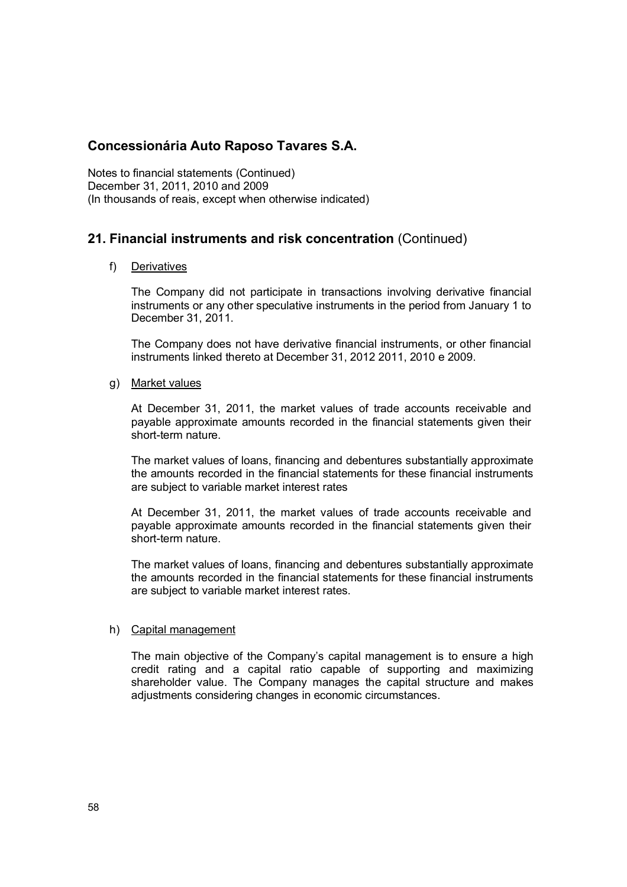# Concessionária Auto Raposo Tavares S.A.

Notes to financial statements (Continued)
December 31, 2011, 2010 and 2009
(In thousands of reais, except when otherwise indicated)

## 21. Financial instruments and risk concentration (Continued)

f) Derivatives

The Company did not participate in transactions involving derivative financial instruments or any other speculative instruments in the period from January 1 to December 31, 2011.

The Company does not have derivative financial instruments, or other financial instruments linked thereto at December 31, 2012 2011, 2010 e 2009.

g) Market values

At December 31, 2011, the market values of trade accounts receivable and payable approximate amounts recorded in the financial statements given their short-term nature.

The market values of loans, financing and debentures substantially approximate the amounts recorded in the financial statements for these financial instruments are subject to variable market interest rates

At December 31, 2011, the market values of trade accounts receivable and payable approximate amounts recorded in the financial statements given their short-term nature.

The market values of loans, financing and debentures substantially approximate the amounts recorded in the financial statements for these financial instruments are subject to variable market interest rates.

h) Capital management

The main objective of the Company's capital management is to ensure a high credit rating and a capital ratio capable of supporting and maximizing shareholder value. The Company manages the capital structure and makes adjustments considering changes in economic circumstances.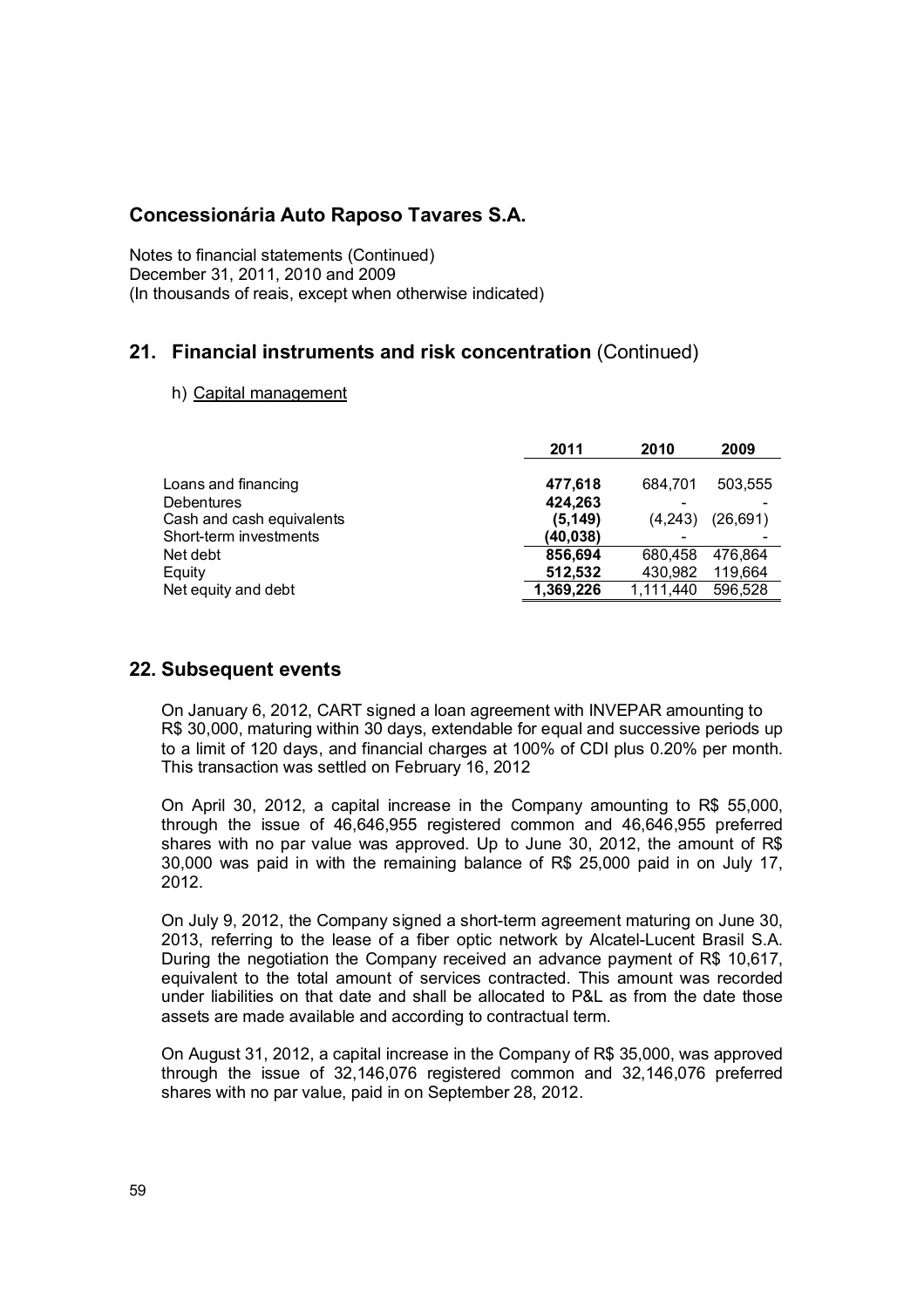# Concessionária Auto Raposo Tavares S.A.

Notes to financial statements (Continued)
December 31, 2011, 2010 and 2009
(In thousands of reais, except when otherwise indicated)

## 21. Financial instruments and risk concentration (Continued)

h) Capital management

| | 2011 | 2010 | 2009 |
|---|---|---|---|
| Loans and financing | **477,618** | 684,701 | 503,555 |
| Debentures | **424,263** | - | - |
| Cash and cash equivalents | **(5,149)** | (4,243) | (26,691) |
| Short-term investments | **(40,038)** | - | - |
| Net debt | **856,694** | 680,458 | 476,864 |
| Equity | **512,532** | 430,982 | 119,664 |
| Net equity and debt | **1,369,226** | 1,111,440 | 596,528 |

## 22. Subsequent events

On January 6, 2012, CART signed a loan agreement with INVEPAR amounting to R$ 30,000, maturing within 30 days, extendable for equal and successive periods up to a limit of 120 days, and financial charges at 100% of CDI plus 0.20% per month. This transaction was settled on February 16, 2012

On April 30, 2012, a capital increase in the Company amounting to R$ 55,000, through the issue of 46,646,955 registered common and 46,646,955 preferred shares with no par value was approved. Up to June 30, 2012, the amount of R$ 30,000 was paid in with the remaining balance of R$ 25,000 paid in on July 17, 2012.

On July 9, 2012, the Company signed a short-term agreement maturing on June 30, 2013, referring to the lease of a fiber optic network by Alcatel-Lucent Brasil S.A. During the negotiation the Company received an advance payment of R$ 10,617, equivalent to the total amount of services contracted. This amount was recorded under liabilities on that date and shall be allocated to P&L as from the date those assets are made available and according to contractual term.

On August 31, 2012, a capital increase in the Company of R$ 35,000, was approved through the issue of 32,146,076 registered common and 32,146,076 preferred shares with no par value, paid in on September 28, 2012.